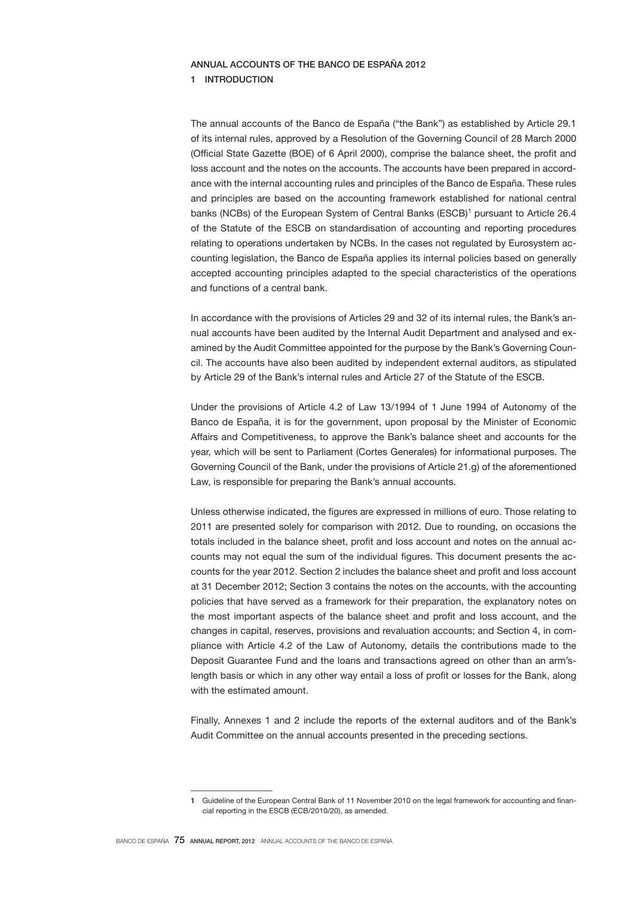# ANNUAL ACCOUNTS OF THE BANCO DE ESPAÑA 2012

## 1 INTRODUCTION

The annual accounts of the Banco de España ("the Bank") as established by Article 29.1 of its internal rules, approved by a Resolution of the Governing Council of 28 March 2000 (Official State Gazette (BOE) of 6 April 2000), comprise the balance sheet, the profit and loss account and the notes on the accounts. The accounts have been prepared in accordance with the internal accounting rules and principles of the Banco de España. These rules and principles are based on the accounting framework established for national central banks (NCBs) of the European System of Central Banks (ESCB)[1] pursuant to Article 26.4 of the Statute of the ESCB on standardisation of accounting and reporting procedures relating to operations undertaken by NCBs. In the cases not regulated by Eurosystem accounting legislation, the Banco de España applies its internal policies based on generally accepted accounting principles adapted to the special characteristics of the operations and functions of a central bank.

In accordance with the provisions of Articles 29 and 32 of its internal rules, the Bank's annual accounts have been audited by the Internal Audit Department and analysed and examined by the Audit Committee appointed for the purpose by the Bank's Governing Council. The accounts have also been audited by independent external auditors, as stipulated by Article 29 of the Bank's internal rules and Article 27 of the Statute of the ESCB.

Under the provisions of Article 4.2 of Law 13/1994 of 1 June 1994 of Autonomy of the Banco de España, it is for the government, upon proposal by the Minister of Economic Affairs and Competitiveness, to approve the Bank's balance sheet and accounts for the year, which will be sent to Parliament (Cortes Generales) for informational purposes. The Governing Council of the Bank, under the provisions of Article 21.g) of the aforementioned Law, is responsible for preparing the Bank's annual accounts.

Unless otherwise indicated, the figures are expressed in millions of euro. Those relating to 2011 are presented solely for comparison with 2012. Due to rounding, on occasions the totals included in the balance sheet, profit and loss account and notes on the annual accounts may not equal the sum of the individual figures. This document presents the accounts for the year 2012. Section 2 includes the balance sheet and profit and loss account at 31 December 2012; Section 3 contains the notes on the accounts, with the accounting policies that have served as a framework for their preparation, the explanatory notes on the most important aspects of the balance sheet and profit and loss account, and the changes in capital, reserves, provisions and revaluation accounts; and Section 4, in compliance with Article 4.2 of the Law of Autonomy, details the contributions made to the Deposit Guarantee Fund and the loans and transactions agreed on other than an arm's-length basis or which in any other way entail a loss of profit or losses for the Bank, along with the estimated amount.

Finally, Annexes 1 and 2 include the reports of the external auditors and of the Bank's Audit Committee on the annual accounts presented in the preceding sections.

---

[1] Guideline of the European Central Bank of 11 November 2010 on the legal framework for accounting and financial reporting in the ESCB (ECB/2010/20), as amended.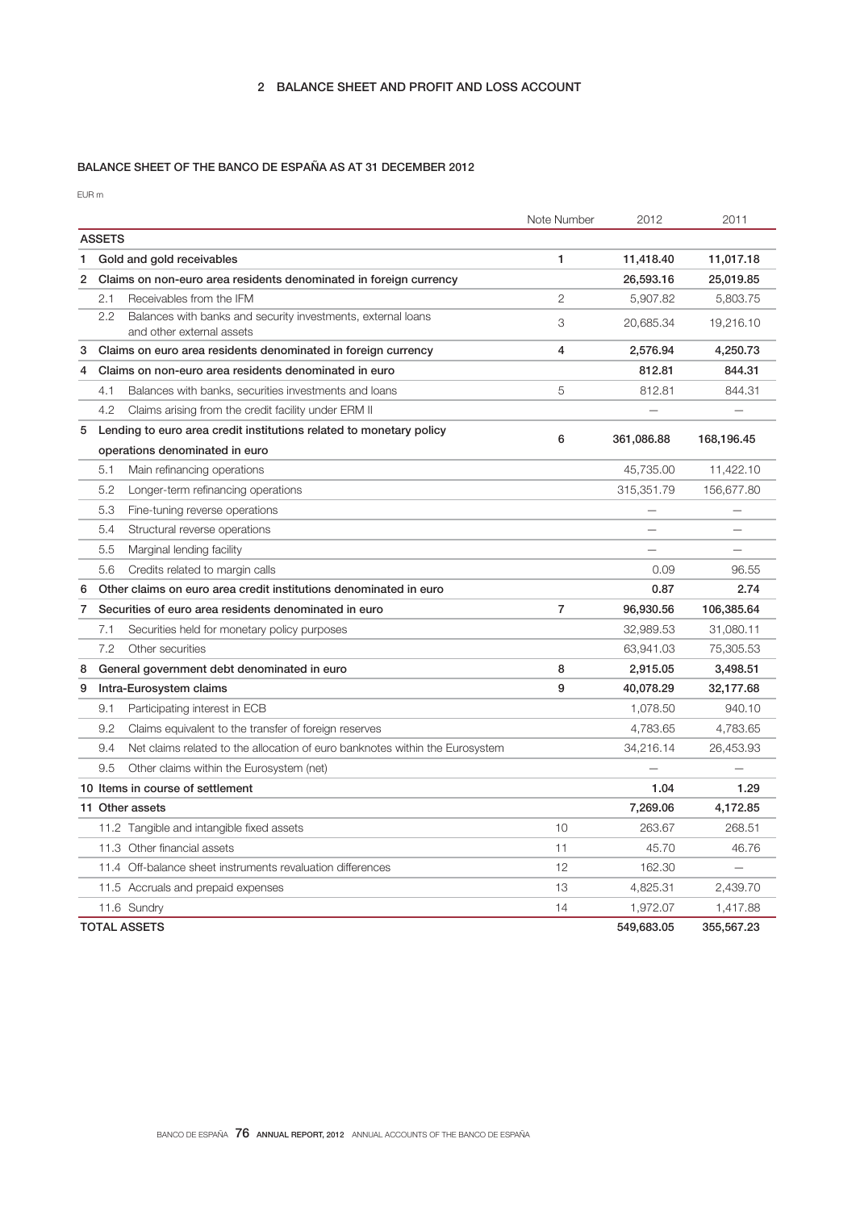## 2 BALANCE SHEET AND PROFIT AND LOSS ACCOUNT

### BALANCE SHEET OF THE BANCO DE ESPAÑA AS AT 31 DECEMBER 2012

EUR m

| | Note Number | 2012 | 2011 |
|---|---|---|---|
| **ASSETS** | | | |
| **1 Gold and gold receivables** | **1** | **11,418.40** | **11,017.18** |
| **2 Claims on non-euro area residents denominated in foreign currency** | | **26,593.16** | **25,019.85** |
| 2.1 Receivables from the IFM | 2 | 5,907.82 | 5,803.75 |
| 2.2 Balances with banks and security investments, external loans and other external assets | 3 | 20,685.34 | 19,216.10 |
| **3 Claims on euro area residents denominated in foreign currency** | **4** | **2,576.94** | **4,250.73** |
| **4 Claims on non-euro area residents denominated in euro** | | **812.81** | **844.31** |
| 4.1 Balances with banks, securities investments and loans | 5 | 812.81 | 844.31 |
| 4.2 Claims arising from the credit facility under ERM II | | — | — |
| **5 Lending to euro area credit institutions related to monetary policy operations denominated in euro** | **6** | **361,086.88** | **168,196.45** |
| 5.1 Main refinancing operations | | 45,735.00 | 11,422.10 |
| 5.2 Longer-term refinancing operations | | 315,351.79 | 156,677.80 |
| 5.3 Fine-tuning reverse operations | | — | — |
| 5.4 Structural reverse operations | | — | — |
| 5.5 Marginal lending facility | | — | — |
| 5.6 Credits related to margin calls | | 0.09 | 96.55 |
| **6 Other claims on euro area credit institutions denominated in euro** | | **0.87** | **2.74** |
| **7 Securities of euro area residents denominated in euro** | **7** | **96,930.56** | **106,385.64** |
| 7.1 Securities held for monetary policy purposes | | 32,989.53 | 31,080.11 |
| 7.2 Other securities | | 63,941.03 | 75,305.53 |
| **8 General government debt denominated in euro** | **8** | **2,915.05** | **3,498.51** |
| **9 Intra-Eurosystem claims** | **9** | **40,078.29** | **32,177.68** |
| 9.1 Participating interest in ECB | | 1,078.50 | 940.10 |
| 9.2 Claims equivalent to the transfer of foreign reserves | | 4,783.65 | 4,783.65 |
| 9.4 Net claims related to the allocation of euro banknotes within the Eurosystem | | 34,216.14 | 26,453.93 |
| 9.5 Other claims within the Eurosystem (net) | | — | — |
| **10 Items in course of settlement** | | **1.04** | **1.29** |
| **11 Other assets** | | **7,269.06** | **4,172.85** |
| 11.2 Tangible and intangible fixed assets | 10 | 263.67 | 268.51 |
| 11.3 Other financial assets | 11 | 45.70 | 46.76 |
| 11.4 Off-balance sheet instruments revaluation differences | 12 | 162.30 | — |
| 11.5 Accruals and prepaid expenses | 13 | 4,825.31 | 2,439.70 |
| 11.6 Sundry | 14 | 1,972.07 | 1,417.88 |
| **TOTAL ASSETS** | | **549,683.05** | **355,567.23** |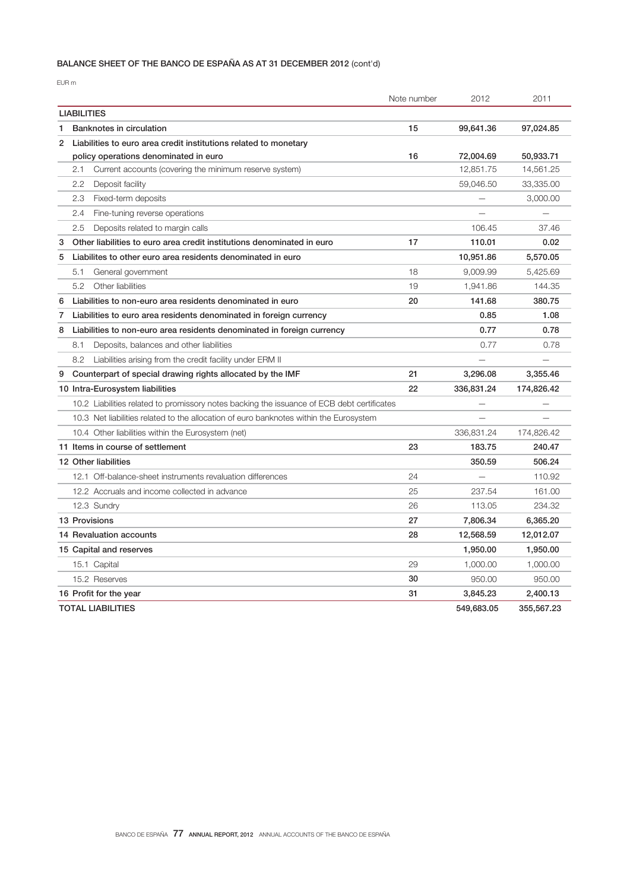## BALANCE SHEET OF THE BANCO DE ESPAÑA AS AT 31 DECEMBER 2012 (cont'd)

EUR m

| | Note number | 2012 | 2011 |
|---|---|---|---|
| **LIABILITIES** | | | |
| **1 Banknotes in circulation** | **15** | **99,641.36** | **97,024.85** |
| **2 Liabilities to euro area credit institutions related to monetary policy operations denominated in euro** | **16** | **72,004.69** | **50,933.71** |
| 2.1 Current accounts (covering the minimum reserve system) | | 12,851.75 | 14,561.25 |
| 2.2 Deposit facility | | 59,046.50 | 33,335.00 |
| 2.3 Fixed-term deposits | | — | 3,000.00 |
| 2.4 Fine-tuning reverse operations | | — | — |
| 2.5 Deposits related to margin calls | | 106.45 | 37.46 |
| **3 Other liabilities to euro area credit institutions denominated in euro** | **17** | **110.01** | **0.02** |
| **5 Liabilites to other euro area residents denominated in euro** | | **10,951.86** | **5,570.05** |
| 5.1 General government | 18 | 9,009.99 | 5,425.69 |
| 5.2 Other liabilities | 19 | 1,941.86 | 144.35 |
| **6 Liabilities to non-euro area residents denominated in euro** | **20** | **141.68** | **380.75** |
| **7 Liabilities to euro area residents denominated in foreign currency** | | **0.85** | **1.08** |
| **8 Liabilities to non-euro area residents denominated in foreign currency** | | **0.77** | **0.78** |
| 8.1 Deposits, balances and other liabilities | | 0.77 | 0.78 |
| 8.2 Liabilities arising from the credit facility under ERM II | | — | — |
| **9 Counterpart of special drawing rights allocated by the IMF** | **21** | **3,296.08** | **3,355.46** |
| **10 Intra-Eurosystem liabilities** | **22** | **336,831.24** | **174,826.42** |
| 10.2 Liabilities related to promissory notes backing the issuance of ECB debt certificates | | — | — |
| 10.3 Net liabilities related to the allocation of euro banknotes within the Eurosystem | | — | — |
| 10.4 Other liabilities within the Eurosystem (net) | | 336,831.24 | 174,826.42 |
| **11 Items in course of settlement** | **23** | **183.75** | **240.47** |
| **12 Other liabilities** | | **350.59** | **506.24** |
| 12.1 Off-balance-sheet instruments revaluation differences | 24 | — | 110.92 |
| 12.2 Accruals and income collected in advance | 25 | 237.54 | 161.00 |
| 12.3 Sundry | 26 | 113.05 | 234.32 |
| **13 Provisions** | **27** | **7,806.34** | **6,365.20** |
| **14 Revaluation accounts** | **28** | **12,568.59** | **12,012.07** |
| **15 Capital and reserves** | | **1,950.00** | **1,950.00** |
| 15.1 Capital | 29 | 1,000.00 | 1,000.00 |
| 15.2 Reserves | 30 | 950.00 | 950.00 |
| **16 Profit for the year** | **31** | **3,845.23** | **2,400.13** |
| **TOTAL LIABILITIES** | | **549,683.05** | **355,567.23** |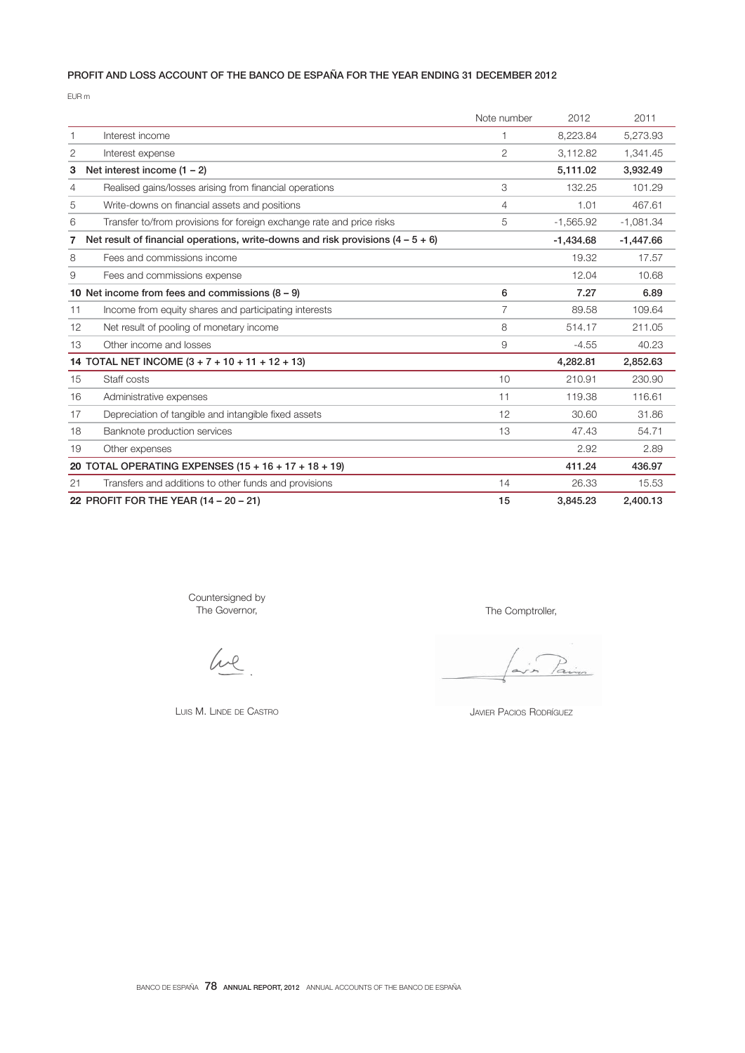## PROFIT AND LOSS ACCOUNT OF THE BANCO DE ESPAÑA FOR THE YEAR ENDING 31 DECEMBER 2012

EUR m

| | | Note number | 2012 | 2011 |
|---|---|---|---|---|
| 1 | Interest income | 1 | 8,223.84 | 5,273.93 |
| 2 | Interest expense | 2 | 3,112.82 | 1,341.45 |
| **3** | **Net interest income (1 – 2)** | | **5,111.02** | **3,932.49** |
| 4 | Realised gains/losses arising from financial operations | 3 | 132.25 | 101.29 |
| 5 | Write-downs on financial assets and positions | 4 | 1.01 | 467.61 |
| 6 | Transfer to/from provisions for foreign exchange rate and price risks | 5 | -1,565.92 | -1,081.34 |
| **7** | **Net result of financial operations, write-downs and risk provisions (4 – 5 + 6)** | | **-1,434.68** | **-1,447.66** |
| 8 | Fees and commissions income | | 19.32 | 17.57 |
| 9 | Fees and commissions expense | | 12.04 | 10.68 |
| **10** | **Net income from fees and commissions (8 – 9)** | **6** | **7.27** | **6.89** |
| 11 | Income from equity shares and participating interests | 7 | 89.58 | 109.64 |
| 12 | Net result of pooling of monetary income | 8 | 514.17 | 211.05 |
| 13 | Other income and losses | 9 | -4.55 | 40.23 |
| **14** | **TOTAL NET INCOME (3 + 7 + 10 + 11 + 12 + 13)** | | **4,282.81** | **2,852.63** |
| 15 | Staff costs | 10 | 210.91 | 230.90 |
| 16 | Administrative expenses | 11 | 119.38 | 116.61 |
| 17 | Depreciation of tangible and intangible fixed assets | 12 | 30.60 | 31.86 |
| 18 | Banknote production services | 13 | 47.43 | 54.71 |
| 19 | Other expenses | | 2.92 | 2.89 |
| **20** | **TOTAL OPERATING EXPENSES (15 + 16 + 17 + 18 + 19)** | | **411.24** | **436.97** |
| 21 | Transfers and additions to other funds and provisions | 14 | 26.33 | 15.53 |
| **22** | **PROFIT FOR THE YEAR (14 – 20 – 21)** | **15** | **3,845.23** | **2,400.13** |

Countersigned by
The Governor,

LUIS M. LINDE DE CASTRO

The Comptroller,

JAVIER PACIOS RODRÍGUEZ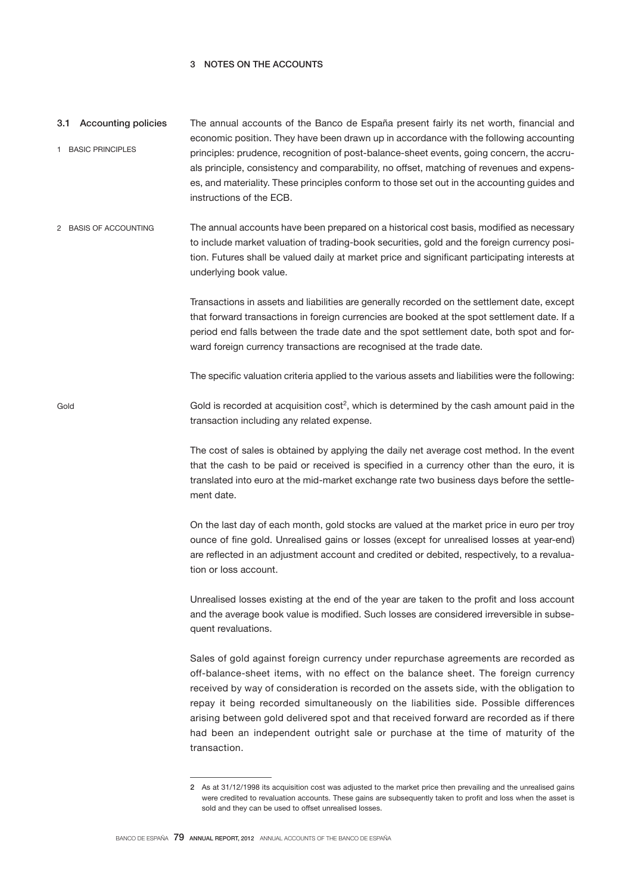# 3 NOTES ON THE ACCOUNTS

## 3.1 Accounting policies

### 1 BASIC PRINCIPLES

The annual accounts of the Banco de España present fairly its net worth, financial and economic position. They have been drawn up in accordance with the following accounting principles: prudence, recognition of post-balance-sheet events, going concern, the accruals principle, consistency and comparability, no offset, matching of revenues and expenses, and materiality. These principles conform to those set out in the accounting guides and instructions of the ECB.

### 2 BASIS OF ACCOUNTING

The annual accounts have been prepared on a historical cost basis, modified as necessary to include market valuation of trading-book securities, gold and the foreign currency position. Futures shall be valued daily at market price and significant participating interests at underlying book value.

Transactions in assets and liabilities are generally recorded on the settlement date, except that forward transactions in foreign currencies are booked at the spot settlement date. If a period end falls between the trade date and the spot settlement date, both spot and forward foreign currency transactions are recognised at the trade date.

The specific valuation criteria applied to the various assets and liabilities were the following:

#### Gold

Gold is recorded at acquisition cost[2], which is determined by the cash amount paid in the transaction including any related expense.

The cost of sales is obtained by applying the daily net average cost method. In the event that the cash to be paid or received is specified in a currency other than the euro, it is translated into euro at the mid-market exchange rate two business days before the settlement date.

On the last day of each month, gold stocks are valued at the market price in euro per troy ounce of fine gold. Unrealised gains or losses (except for unrealised losses at year-end) are reflected in an adjustment account and credited or debited, respectively, to a revaluation or loss account.

Unrealised losses existing at the end of the year are taken to the profit and loss account and the average book value is modified. Such losses are considered irreversible in subsequent revaluations.

Sales of gold against foreign currency under repurchase agreements are recorded as off-balance-sheet items, with no effect on the balance sheet. The foreign currency received by way of consideration is recorded on the assets side, with the obligation to repay it being recorded simultaneously on the liabilities side. Possible differences arising between gold delivered spot and that received forward are recorded as if there had been an independent outright sale or purchase at the time of maturity of the transaction.

---

2 As at 31/12/1998 its acquisition cost was adjusted to the market price then prevailing and the unrealised gains were credited to revaluation accounts. These gains are subsequently taken to profit and loss when the asset is sold and they can be used to offset unrealised losses.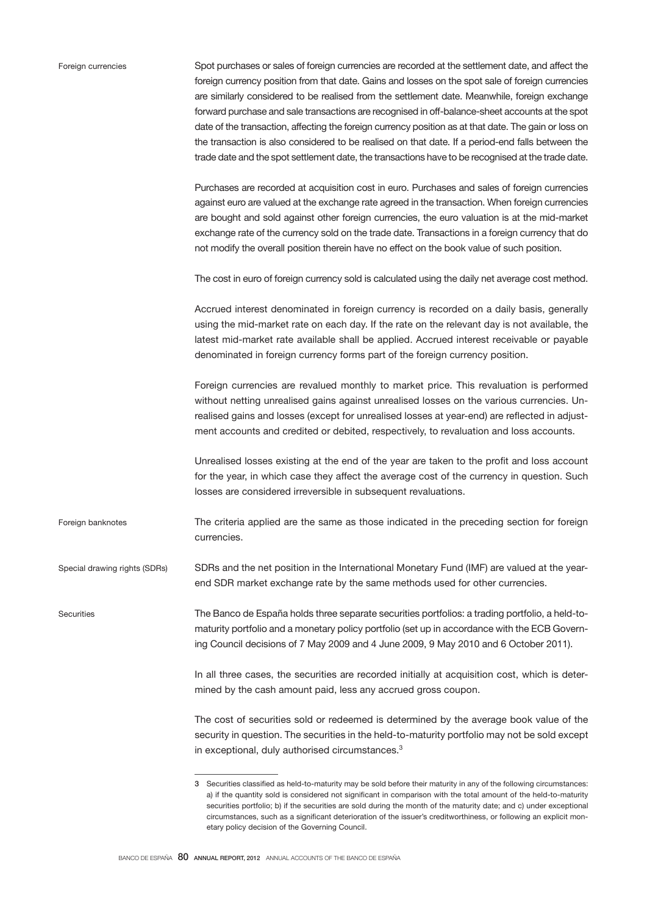#### Foreign currencies

Spot purchases or sales of foreign currencies are recorded at the settlement date, and affect the foreign currency position from that date. Gains and losses on the spot sale of foreign currencies are similarly considered to be realised from the settlement date. Meanwhile, foreign exchange forward purchase and sale transactions are recognised in off-balance-sheet accounts at the spot date of the transaction, affecting the foreign currency position as at that date. The gain or loss on the transaction is also considered to be realised on that date. If a period-end falls between the trade date and the spot settlement date, the transactions have to be recognised at the trade date.

Purchases are recorded at acquisition cost in euro. Purchases and sales of foreign currencies against euro are valued at the exchange rate agreed in the transaction. When foreign currencies are bought and sold against other foreign currencies, the euro valuation is at the mid-market exchange rate of the currency sold on the trade date. Transactions in a foreign currency that do not modify the overall position therein have no effect on the book value of such position.

The cost in euro of foreign currency sold is calculated using the daily net average cost method.

Accrued interest denominated in foreign currency is recorded on a daily basis, generally using the mid-market rate on each day. If the rate on the relevant day is not available, the latest mid-market rate available shall be applied. Accrued interest receivable or payable denominated in foreign currency forms part of the foreign currency position.

Foreign currencies are revalued monthly to market price. This revaluation is performed without netting unrealised gains against unrealised losses on the various currencies. Unrealised gains and losses (except for unrealised losses at year-end) are reflected in adjustment accounts and credited or debited, respectively, to revaluation and loss accounts.

Unrealised losses existing at the end of the year are taken to the profit and loss account for the year, in which case they affect the average cost of the currency in question. Such losses are considered irreversible in subsequent revaluations.

#### Foreign banknotes

The criteria applied are the same as those indicated in the preceding section for foreign currencies.

#### Special drawing rights (SDRs)

SDRs and the net position in the International Monetary Fund (IMF) are valued at the year-end SDR market exchange rate by the same methods used for other currencies.

#### Securities

The Banco de España holds three separate securities portfolios: a trading portfolio, a held-to-maturity portfolio and a monetary policy portfolio (set up in accordance with the ECB Governing Council decisions of 7 May 2009 and 4 June 2009, 9 May 2010 and 6 October 2011).

In all three cases, the securities are recorded initially at acquisition cost, which is determined by the cash amount paid, less any accrued gross coupon.

The cost of securities sold or redeemed is determined by the average book value of the security in question. The securities in the held-to-maturity portfolio may not be sold except in exceptional, duly authorised circumstances.[3]

---

3 Securities classified as held-to-maturity may be sold before their maturity in any of the following circumstances: a) if the quantity sold is considered not significant in comparison with the total amount of the held-to-maturity securities portfolio; b) if the securities are sold during the month of the maturity date; and c) under exceptional circumstances, such as a significant deterioration of the issuer's creditworthiness, or following an explicit monetary policy decision of the Governing Council.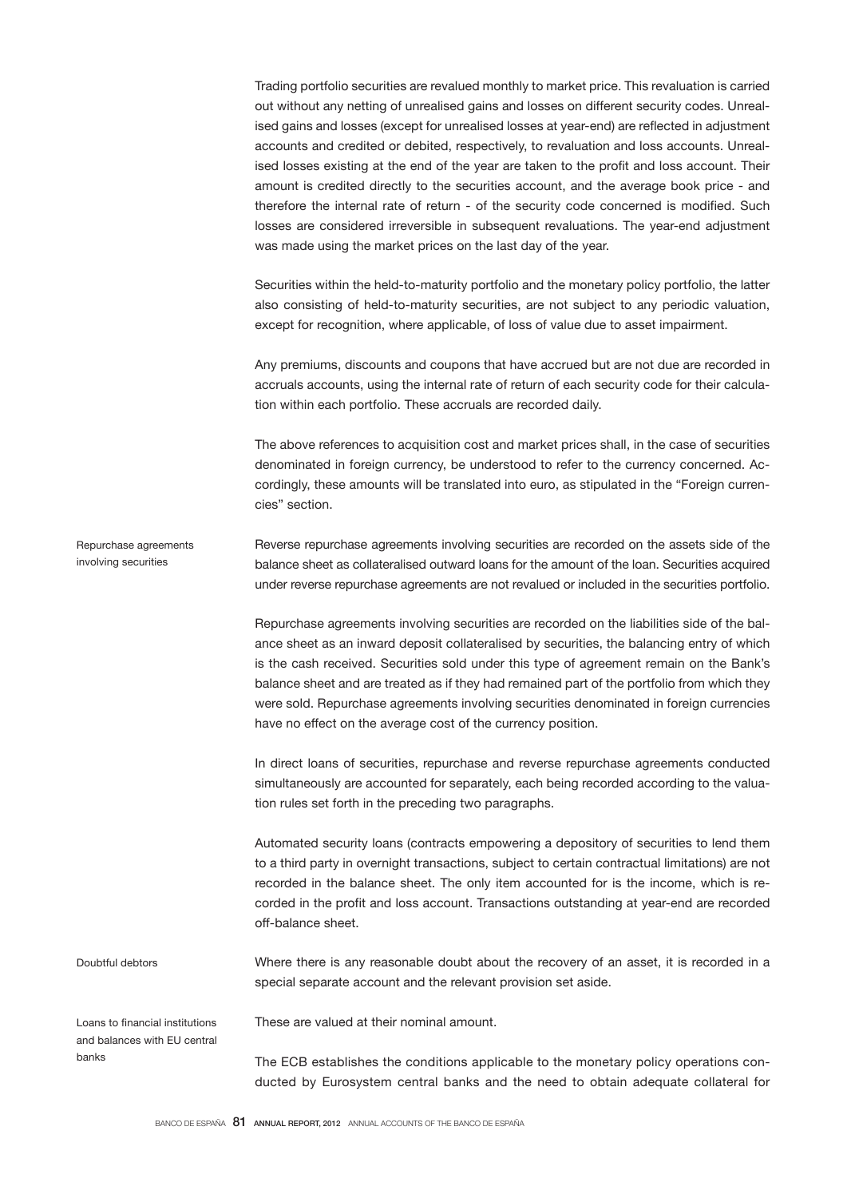Trading portfolio securities are revalued monthly to market price. This revaluation is carried out without any netting of unrealised gains and losses on different security codes. Unrealised gains and losses (except for unrealised losses at year-end) are reflected in adjustment accounts and credited or debited, respectively, to revaluation and loss accounts. Unrealised losses existing at the end of the year are taken to the profit and loss account. Their amount is credited directly to the securities account, and the average book price - and therefore the internal rate of return - of the security code concerned is modified. Such losses are considered irreversible in subsequent revaluations. The year-end adjustment was made using the market prices on the last day of the year.

Securities within the held-to-maturity portfolio and the monetary policy portfolio, the latter also consisting of held-to-maturity securities, are not subject to any periodic valuation, except for recognition, where applicable, of loss of value due to asset impairment.

Any premiums, discounts and coupons that have accrued but are not due are recorded in accruals accounts, using the internal rate of return of each security code for their calculation within each portfolio. These accruals are recorded daily.

The above references to acquisition cost and market prices shall, in the case of securities denominated in foreign currency, be understood to refer to the currency concerned. Accordingly, these amounts will be translated into euro, as stipulated in the "Foreign currencies" section.

**Repurchase agreements involving securities**

Reverse repurchase agreements involving securities are recorded on the assets side of the balance sheet as collateralised outward loans for the amount of the loan. Securities acquired under reverse repurchase agreements are not revalued or included in the securities portfolio.

Repurchase agreements involving securities are recorded on the liabilities side of the balance sheet as an inward deposit collateralised by securities, the balancing entry of which is the cash received. Securities sold under this type of agreement remain on the Bank's balance sheet and are treated as if they had remained part of the portfolio from which they were sold. Repurchase agreements involving securities denominated in foreign currencies have no effect on the average cost of the currency position.

In direct loans of securities, repurchase and reverse repurchase agreements conducted simultaneously are accounted for separately, each being recorded according to the valuation rules set forth in the preceding two paragraphs.

Automated security loans (contracts empowering a depository of securities to lend them to a third party in overnight transactions, subject to certain contractual limitations) are not recorded in the balance sheet. The only item accounted for is the income, which is recorded in the profit and loss account. Transactions outstanding at year-end are recorded off-balance sheet.

**Doubtful debtors**

Where there is any reasonable doubt about the recovery of an asset, it is recorded in a special separate account and the relevant provision set aside.

**Loans to financial institutions and balances with EU central banks**

These are valued at their nominal amount.

The ECB establishes the conditions applicable to the monetary policy operations conducted by Eurosystem central banks and the need to obtain adequate collateral for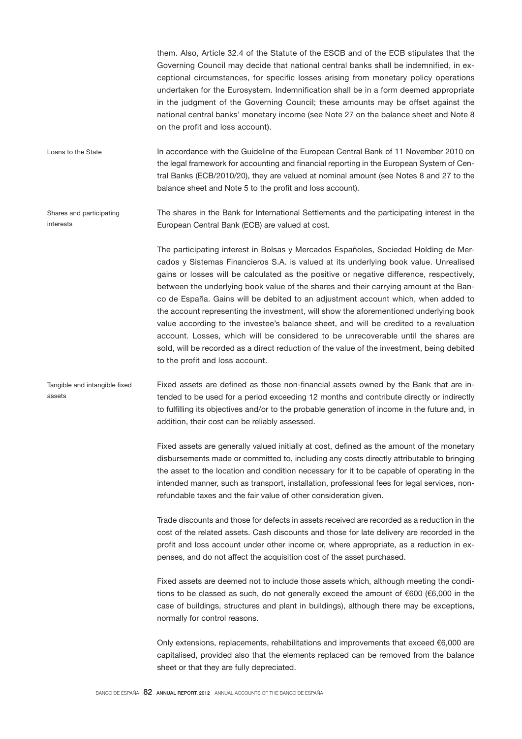them. Also, Article 32.4 of the Statute of the ESCB and of the ECB stipulates that the Governing Council may decide that national central banks shall be indemnified, in exceptional circumstances, for specific losses arising from monetary policy operations undertaken for the Eurosystem. Indemnification shall be in a form deemed appropriate in the judgment of the Governing Council; these amounts may be offset against the national central banks' monetary income (see Note 27 on the balance sheet and Note 8 on the profit and loss account).

#### Loans to the State

In accordance with the Guideline of the European Central Bank of 11 November 2010 on the legal framework for accounting and financial reporting in the European System of Central Banks (ECB/2010/20), they are valued at nominal amount (see Notes 8 and 27 to the balance sheet and Note 5 to the profit and loss account).

#### Shares and participating interests

The shares in the Bank for International Settlements and the participating interest in the European Central Bank (ECB) are valued at cost.

The participating interest in Bolsas y Mercados Españoles, Sociedad Holding de Mercados y Sistemas Financieros S.A. is valued at its underlying book value. Unrealised gains or losses will be calculated as the positive or negative difference, respectively, between the underlying book value of the shares and their carrying amount at the Banco de España. Gains will be debited to an adjustment account which, when added to the account representing the investment, will show the aforementioned underlying book value according to the investee's balance sheet, and will be credited to a revaluation account. Losses, which will be considered to be unrecoverable until the shares are sold, will be recorded as a direct reduction of the value of the investment, being debited to the profit and loss account.

#### Tangible and intangible fixed assets

Fixed assets are defined as those non-financial assets owned by the Bank that are intended to be used for a period exceeding 12 months and contribute directly or indirectly to fulfilling its objectives and/or to the probable generation of income in the future and, in addition, their cost can be reliably assessed.

Fixed assets are generally valued initially at cost, defined as the amount of the monetary disbursements made or committed to, including any costs directly attributable to bringing the asset to the location and condition necessary for it to be capable of operating in the intended manner, such as transport, installation, professional fees for legal services, non-refundable taxes and the fair value of other consideration given.

Trade discounts and those for defects in assets received are recorded as a reduction in the cost of the related assets. Cash discounts and those for late delivery are recorded in the profit and loss account under other income or, where appropriate, as a reduction in expenses, and do not affect the acquisition cost of the asset purchased.

Fixed assets are deemed not to include those assets which, although meeting the conditions to be classed as such, do not generally exceed the amount of €600 (€6,000 in the case of buildings, structures and plant in buildings), although there may be exceptions, normally for control reasons.

Only extensions, replacements, rehabilitations and improvements that exceed €6,000 are capitalised, provided also that the elements replaced can be removed from the balance sheet or that they are fully depreciated.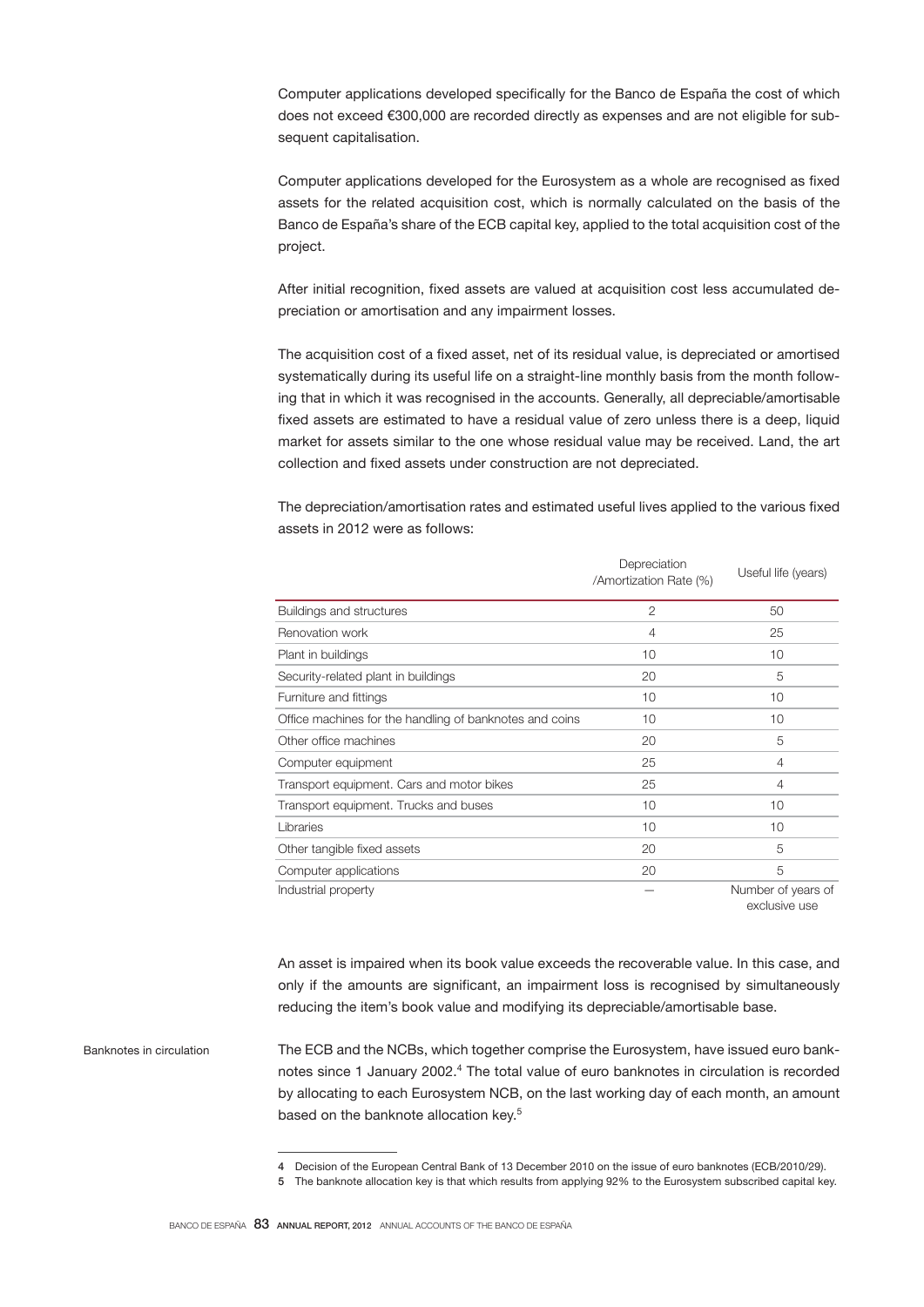Computer applications developed specifically for the Banco de España the cost of which does not exceed €300,000 are recorded directly as expenses and are not eligible for subsequent capitalisation.

Computer applications developed for the Eurosystem as a whole are recognised as fixed assets for the related acquisition cost, which is normally calculated on the basis of the Banco de España's share of the ECB capital key, applied to the total acquisition cost of the project.

After initial recognition, fixed assets are valued at acquisition cost less accumulated depreciation or amortisation and any impairment losses.

The acquisition cost of a fixed asset, net of its residual value, is depreciated or amortised systematically during its useful life on a straight-line monthly basis from the month following that in which it was recognised in the accounts. Generally, all depreciable/amortisable fixed assets are estimated to have a residual value of zero unless there is a deep, liquid market for assets similar to the one whose residual value may be received. Land, the art collection and fixed assets under construction are not depreciated.

The depreciation/amortisation rates and estimated useful lives applied to the various fixed assets in 2012 were as follows:

| | Depreciation /Amortization Rate (%) | Useful life (years) |
|---|---|---|
| Buildings and structures | 2 | 50 |
| Renovation work | 4 | 25 |
| Plant in buildings | 10 | 10 |
| Security-related plant in buildings | 20 | 5 |
| Furniture and fittings | 10 | 10 |
| Office machines for the handling of banknotes and coins | 10 | 10 |
| Other office machines | 20 | 5 |
| Computer equipment | 25 | 4 |
| Transport equipment. Cars and motor bikes | 25 | 4 |
| Transport equipment. Trucks and buses | 10 | 10 |
| Libraries | 10 | 10 |
| Other tangible fixed assets | 20 | 5 |
| Computer applications | 20 | 5 |
| Industrial property | — | Number of years of exclusive use |

An asset is impaired when its book value exceeds the recoverable value. In this case, and only if the amounts are significant, an impairment loss is recognised by simultaneously reducing the item's book value and modifying its depreciable/amortisable base.

Banknotes in circulation

The ECB and the NCBs, which together comprise the Eurosystem, have issued euro banknotes since 1 January 2002.[4] The total value of euro banknotes in circulation is recorded by allocating to each Eurosystem NCB, on the last working day of each month, an amount based on the banknote allocation key.[5]

4 Decision of the European Central Bank of 13 December 2010 on the issue of euro banknotes (ECB/2010/29).

5 The banknote allocation key is that which results from applying 92% to the Eurosystem subscribed capital key.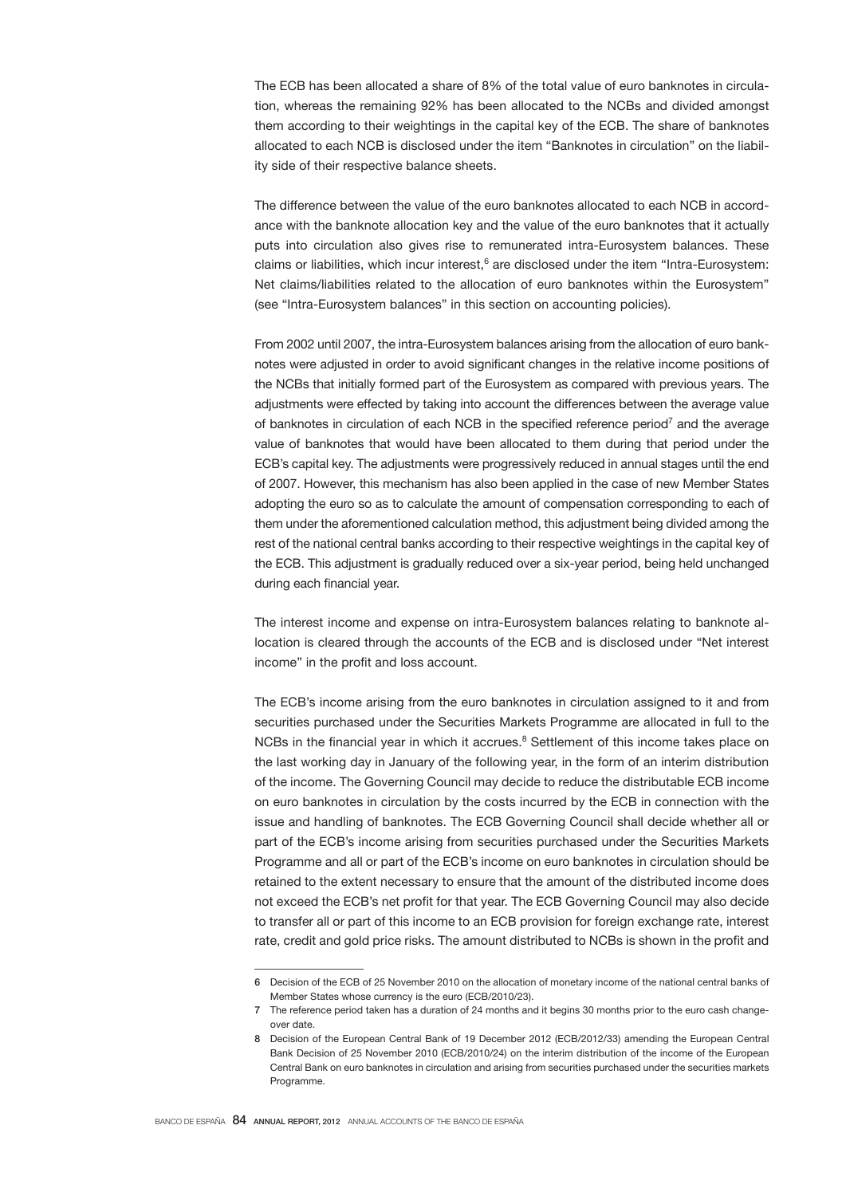The ECB has been allocated a share of 8% of the total value of euro banknotes in circulation, whereas the remaining 92% has been allocated to the NCBs and divided amongst them according to their weightings in the capital key of the ECB. The share of banknotes allocated to each NCB is disclosed under the item "Banknotes in circulation" on the liability side of their respective balance sheets.

The difference between the value of the euro banknotes allocated to each NCB in accordance with the banknote allocation key and the value of the euro banknotes that it actually puts into circulation also gives rise to remunerated intra-Eurosystem balances. These claims or liabilities, which incur interest,[6] are disclosed under the item "Intra-Eurosystem: Net claims/liabilities related to the allocation of euro banknotes within the Eurosystem" (see "Intra-Eurosystem balances" in this section on accounting policies).

From 2002 until 2007, the intra-Eurosystem balances arising from the allocation of euro banknotes were adjusted in order to avoid significant changes in the relative income positions of the NCBs that initially formed part of the Eurosystem as compared with previous years. The adjustments were effected by taking into account the differences between the average value of banknotes in circulation of each NCB in the specified reference period[7] and the average value of banknotes that would have been allocated to them during that period under the ECB's capital key. The adjustments were progressively reduced in annual stages until the end of 2007. However, this mechanism has also been applied in the case of new Member States adopting the euro so as to calculate the amount of compensation corresponding to each of them under the aforementioned calculation method, this adjustment being divided among the rest of the national central banks according to their respective weightings in the capital key of the ECB. This adjustment is gradually reduced over a six-year period, being held unchanged during each financial year.

The interest income and expense on intra-Eurosystem balances relating to banknote allocation is cleared through the accounts of the ECB and is disclosed under "Net interest income" in the profit and loss account.

The ECB's income arising from the euro banknotes in circulation assigned to it and from securities purchased under the Securities Markets Programme are allocated in full to the NCBs in the financial year in which it accrues.[8] Settlement of this income takes place on the last working day in January of the following year, in the form of an interim distribution of the income. The Governing Council may decide to reduce the distributable ECB income on euro banknotes in circulation by the costs incurred by the ECB in connection with the issue and handling of banknotes. The ECB Governing Council shall decide whether all or part of the ECB's income arising from securities purchased under the Securities Markets Programme and all or part of the ECB's income on euro banknotes in circulation should be retained to the extent necessary to ensure that the amount of the distributed income does not exceed the ECB's net profit for that year. The ECB Governing Council may also decide to transfer all or part of this income to an ECB provision for foreign exchange rate, interest rate, credit and gold price risks. The amount distributed to NCBs is shown in the profit and

---

6 Decision of the ECB of 25 November 2010 on the allocation of monetary income of the national central banks of Member States whose currency is the euro (ECB/2010/23).

7 The reference period taken has a duration of 24 months and it begins 30 months prior to the euro cash changeover date.

8 Decision of the European Central Bank of 19 December 2012 (ECB/2012/33) amending the European Central Bank Decision of 25 November 2010 (ECB/2010/24) on the interim distribution of the income of the European Central Bank on euro banknotes in circulation and arising from securities purchased under the securities markets Programme.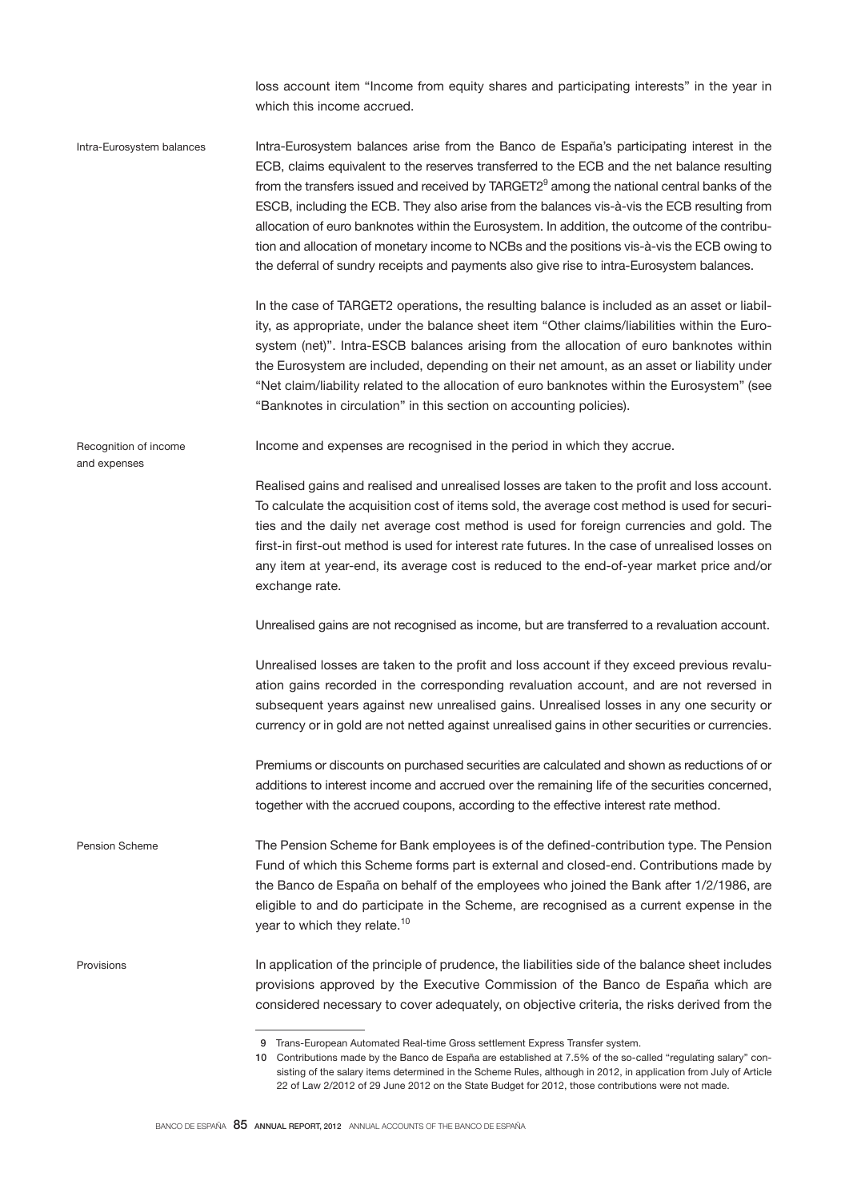loss account item "Income from equity shares and participating interests" in the year in which this income accrued.

**Intra-Eurosystem balances**

Intra-Eurosystem balances arise from the Banco de España's participating interest in the ECB, claims equivalent to the reserves transferred to the ECB and the net balance resulting from the transfers issued and received by TARGET2[9] among the national central banks of the ESCB, including the ECB. They also arise from the balances vis-à-vis the ECB resulting from allocation of euro banknotes within the Eurosystem. In addition, the outcome of the contribution and allocation of monetary income to NCBs and the positions vis-à-vis the ECB owing to the deferral of sundry receipts and payments also give rise to intra-Eurosystem balances.

In the case of TARGET2 operations, the resulting balance is included as an asset or liability, as appropriate, under the balance sheet item "Other claims/liabilities within the Eurosystem (net)". Intra-ESCB balances arising from the allocation of euro banknotes within the Eurosystem are included, depending on their net amount, as an asset or liability under "Net claim/liability related to the allocation of euro banknotes within the Eurosystem" (see "Banknotes in circulation" in this section on accounting policies).

**Recognition of income and expenses**

Income and expenses are recognised in the period in which they accrue.

Realised gains and realised and unrealised losses are taken to the profit and loss account. To calculate the acquisition cost of items sold, the average cost method is used for securities and the daily net average cost method is used for foreign currencies and gold. The first-in first-out method is used for interest rate futures. In the case of unrealised losses on any item at year-end, its average cost is reduced to the end-of-year market price and/or exchange rate.

Unrealised gains are not recognised as income, but are transferred to a revaluation account.

Unrealised losses are taken to the profit and loss account if they exceed previous revaluation gains recorded in the corresponding revaluation account, and are not reversed in subsequent years against new unrealised gains. Unrealised losses in any one security or currency or in gold are not netted against unrealised gains in other securities or currencies.

Premiums or discounts on purchased securities are calculated and shown as reductions of or additions to interest income and accrued over the remaining life of the securities concerned, together with the accrued coupons, according to the effective interest rate method.

**Pension Scheme**

The Pension Scheme for Bank employees is of the defined-contribution type. The Pension Fund of which this Scheme forms part is external and closed-end. Contributions made by the Banco de España on behalf of the employees who joined the Bank after 1/2/1986, are eligible to and do participate in the Scheme, are recognised as a current expense in the year to which they relate.[10]

**Provisions**

In application of the principle of prudence, the liabilities side of the balance sheet includes provisions approved by the Executive Commission of the Banco de España which are considered necessary to cover adequately, on objective criteria, the risks derived from the

---

9 Trans-European Automated Real-time Gross settlement Express Transfer system.

10 Contributions made by the Banco de España are established at 7.5% of the so-called "regulating salary" consisting of the salary items determined in the Scheme Rules, although in 2012, in application from July of Article 22 of Law 2/2012 of 29 June 2012 on the State Budget for 2012, those contributions were not made.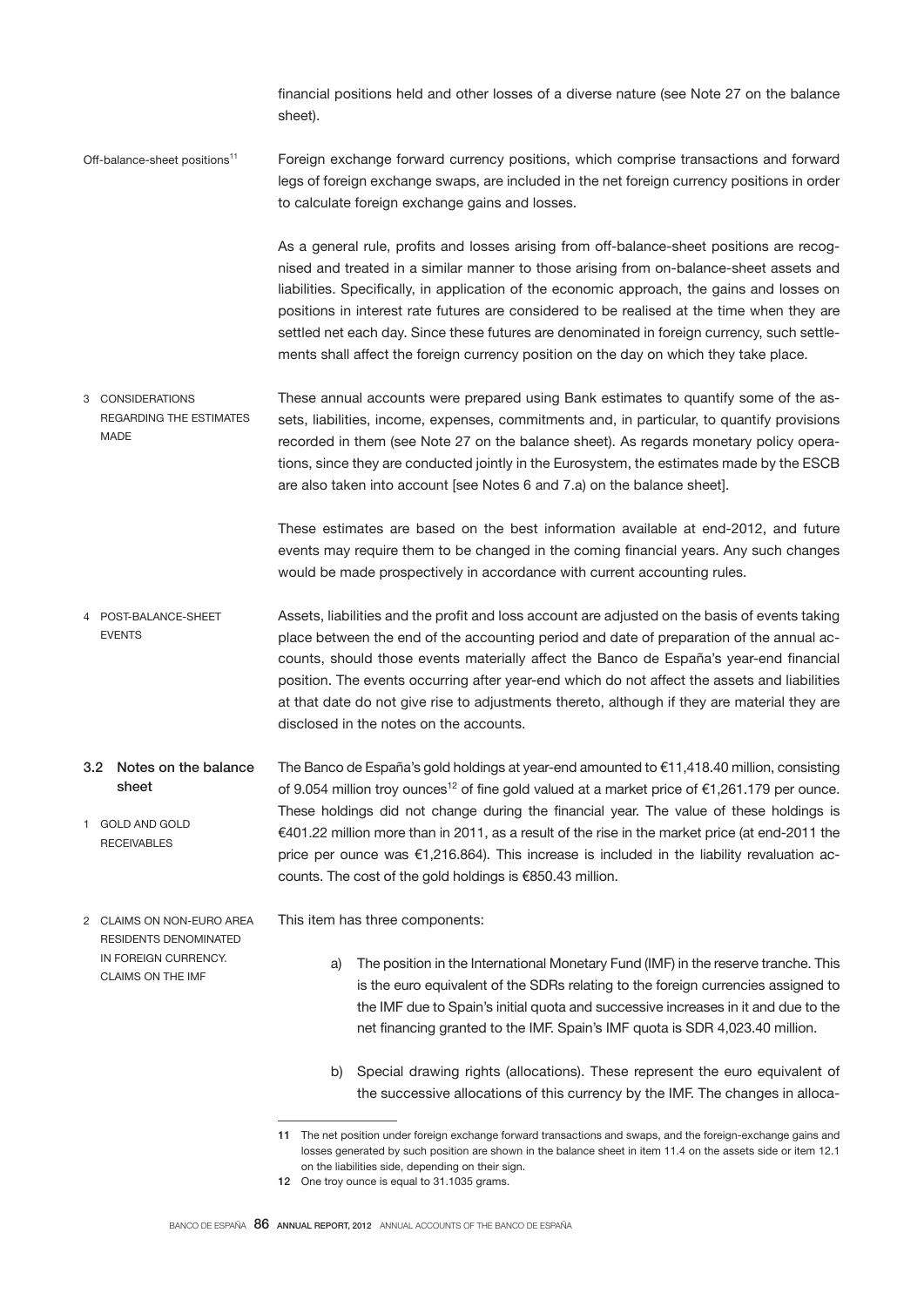financial positions held and other losses of a diverse nature (see Note 27 on the balance sheet).

Off-balance-sheet positions[11]

Foreign exchange forward currency positions, which comprise transactions and forward legs of foreign exchange swaps, are included in the net foreign currency positions in order to calculate foreign exchange gains and losses.

As a general rule, profits and losses arising from off-balance-sheet positions are recognised and treated in a similar manner to those arising from on-balance-sheet assets and liabilities. Specifically, in application of the economic approach, the gains and losses on positions in interest rate futures are considered to be realised at the time when they are settled net each day. Since these futures are denominated in foreign currency, such settlements shall affect the foreign currency position on the day on which they take place.

### 3 CONSIDERATIONS REGARDING THE ESTIMATES MADE

These annual accounts were prepared using Bank estimates to quantify some of the assets, liabilities, income, expenses, commitments and, in particular, to quantify provisions recorded in them (see Note 27 on the balance sheet). As regards monetary policy operations, since they are conducted jointly in the Eurosystem, the estimates made by the ESCB are also taken into account [see Notes 6 and 7.a) on the balance sheet].

These estimates are based on the best information available at end-2012, and future events may require them to be changed in the coming financial years. Any such changes would be made prospectively in accordance with current accounting rules.

### 4 POST-BALANCE-SHEET EVENTS

Assets, liabilities and the profit and loss account are adjusted on the basis of events taking place between the end of the accounting period and date of preparation of the annual accounts, should those events materially affect the Banco de España's year-end financial position. The events occurring after year-end which do not affect the assets and liabilities at that date do not give rise to adjustments thereto, although if they are material they are disclosed in the notes on the accounts.

## 3.2 Notes on the balance sheet

### 1 GOLD AND GOLD RECEIVABLES

The Banco de España's gold holdings at year-end amounted to €11,418.40 million, consisting of 9.054 million troy ounces[12] of fine gold valued at a market price of €1,261.179 per ounce. These holdings did not change during the financial year. The value of these holdings is €401.22 million more than in 2011, as a result of the rise in the market price (at end-2011 the price per ounce was €1,216.864). This increase is included in the liability revaluation accounts. The cost of the gold holdings is €850.43 million.

### 2 CLAIMS ON NON-EURO AREA RESIDENTS DENOMINATED IN FOREIGN CURRENCY. CLAIMS ON THE IMF

This item has three components:

a) The position in the International Monetary Fund (IMF) in the reserve tranche. This is the euro equivalent of the SDRs relating to the foreign currencies assigned to the IMF due to Spain's initial quota and successive increases in it and due to the net financing granted to the IMF. Spain's IMF quota is SDR 4,023.40 million.

b) Special drawing rights (allocations). These represent the euro equivalent of the successive allocations of this currency by the IMF. The changes in alloca-

---

11 The net position under foreign exchange forward transactions and swaps, and the foreign-exchange gains and losses generated by such position are shown in the balance sheet in item 11.4 on the assets side or item 12.1 on the liabilities side, depending on their sign.

12 One troy ounce is equal to 31.1035 grams.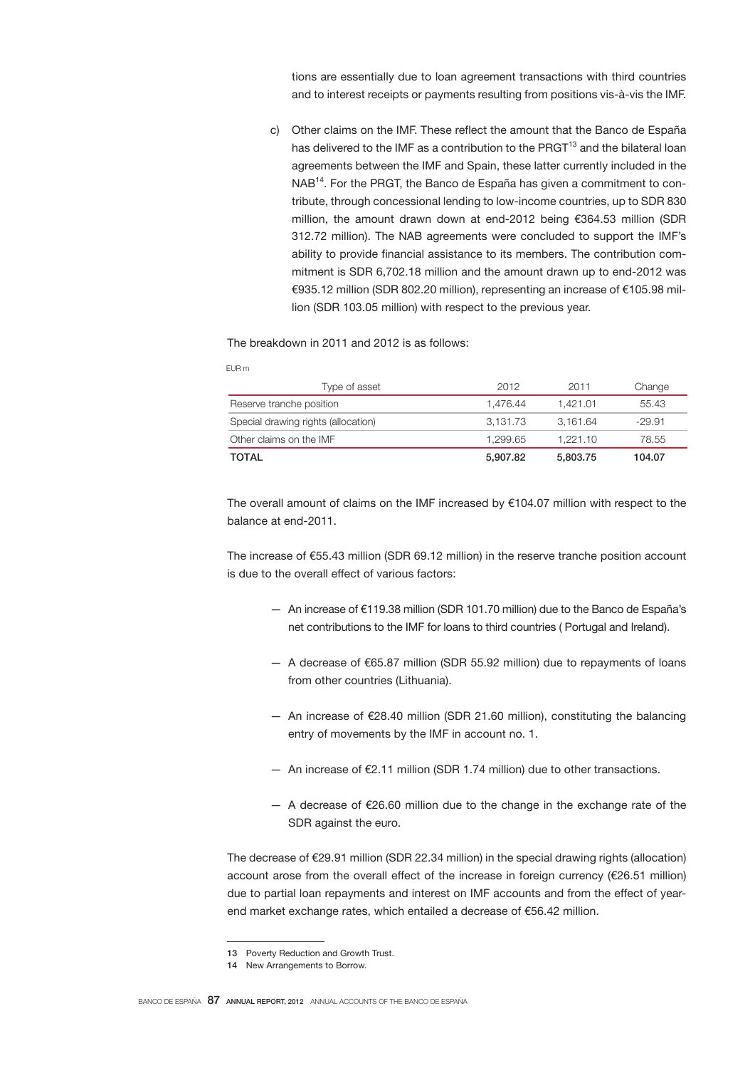tions are essentially due to loan agreement transactions with third countries and to interest receipts or payments resulting from positions vis-à-vis the IMF.

c) Other claims on the IMF. These reflect the amount that the Banco de España has delivered to the IMF as a contribution to the PRGT[13] and the bilateral loan agreements between the IMF and Spain, these latter currently included in the NAB[14]. For the PRGT, the Banco de España has given a commitment to contribute, through concessional lending to low-income countries, up to SDR 830 million, the amount drawn down at end-2012 being €364.53 million (SDR 312.72 million). The NAB agreements were concluded to support the IMF's ability to provide financial assistance to its members. The contribution commitment is SDR 6,702.18 million and the amount drawn up to end-2012 was €935.12 million (SDR 802.20 million), representing an increase of €105.98 million (SDR 103.05 million) with respect to the previous year.

The breakdown in 2011 and 2012 is as follows:

EUR m

| Type of asset | 2012 | 2011 | Change |
|---|---|---|---|
| Reserve tranche position | 1,476.44 | 1,421.01 | 55.43 |
| Special drawing rights (allocation) | 3,131.73 | 3,161.64 | -29.91 |
| Other claims on the IMF | 1,299.65 | 1,221.10 | 78.55 |
| **TOTAL** | **5,907.82** | **5,803.75** | **104.07** |

The overall amount of claims on the IMF increased by €104.07 million with respect to the balance at end-2011.

The increase of €55.43 million (SDR 69.12 million) in the reserve tranche position account is due to the overall effect of various factors:

- An increase of €119.38 million (SDR 101.70 million) due to the Banco de España's net contributions to the IMF for loans to third countries ( Portugal and Ireland).
- A decrease of €65.87 million (SDR 55.92 million) due to repayments of loans from other countries (Lithuania).
- An increase of €28.40 million (SDR 21.60 million), constituting the balancing entry of movements by the IMF in account no. 1.
- An increase of €2.11 million (SDR 1.74 million) due to other transactions.
- A decrease of €26.60 million due to the change in the exchange rate of the SDR against the euro.

The decrease of €29.91 million (SDR 22.34 million) in the special drawing rights (allocation) account arose from the overall effect of the increase in foreign currency (€26.51 million) due to partial loan repayments and interest on IMF accounts and from the effect of year-end market exchange rates, which entailed a decrease of €56.42 million.

13 Poverty Reduction and Growth Trust.

14 New Arrangements to Borrow.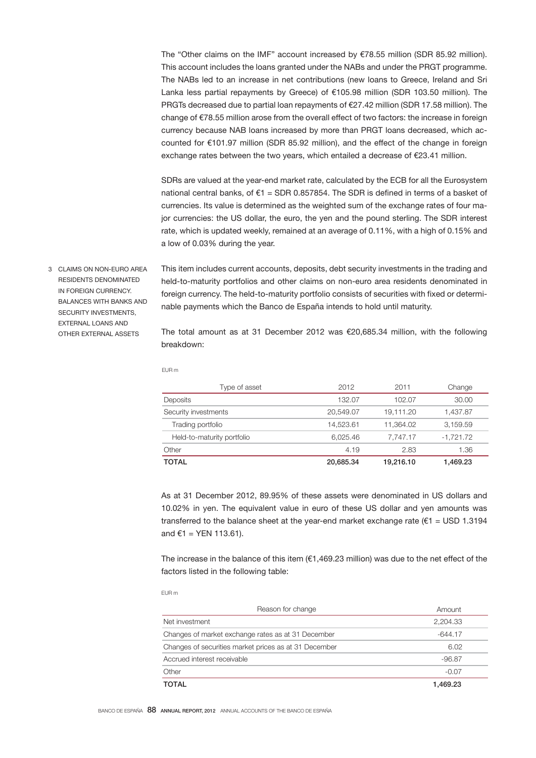The "Other claims on the IMF" account increased by €78.55 million (SDR 85.92 million). This account includes the loans granted under the NABs and under the PRGT programme. The NABs led to an increase in net contributions (new loans to Greece, Ireland and Sri Lanka less partial repayments by Greece) of €105.98 million (SDR 103.50 million). The PRGTs decreased due to partial loan repayments of €27.42 million (SDR 17.58 million). The change of €78.55 million arose from the overall effect of two factors: the increase in foreign currency because NAB loans increased by more than PRGT loans decreased, which accounted for €101.97 million (SDR 85.92 million), and the effect of the change in foreign exchange rates between the two years, which entailed a decrease of €23.41 million.

SDRs are valued at the year-end market rate, calculated by the ECB for all the Eurosystem national central banks, of €1 = SDR 0.857854. The SDR is defined in terms of a basket of currencies. Its value is determined as the weighted sum of the exchange rates of four major currencies: the US dollar, the euro, the yen and the pound sterling. The SDR interest rate, which is updated weekly, remained at an average of 0.11%, with a high of 0.15% and a low of 0.03% during the year.

### 3 CLAIMS ON NON-EURO AREA RESIDENTS DENOMINATED IN FOREIGN CURRENCY. BALANCES WITH BANKS AND SECURITY INVESTMENTS, EXTERNAL LOANS AND OTHER EXTERNAL ASSETS

This item includes current accounts, deposits, debt security investments in the trading and held-to-maturity portfolios and other claims on non-euro area residents denominated in foreign currency. The held-to-maturity portfolio consists of securities with fixed or determinable payments which the Banco de España intends to hold until maturity.

The total amount as at 31 December 2012 was €20,685.34 million, with the following breakdown:

EUR m

| Type of asset | 2012 | 2011 | Change |
|---|---|---|---|
| Deposits | 132.07 | 102.07 | 30.00 |
| Security investments | 20,549.07 | 19,111.20 | 1,437.87 |
| Trading portfolio | 14,523.61 | 11,364.02 | 3,159.59 |
| Held-to-maturity portfolio | 6,025.46 | 7,747.17 | -1,721.72 |
| Other | 4.19 | 2.83 | 1.36 |
| **TOTAL** | **20,685.34** | **19,216.10** | **1,469.23** |

As at 31 December 2012, 89.95% of these assets were denominated in US dollars and 10.02% in yen. The equivalent value in euro of these US dollar and yen amounts was transferred to the balance sheet at the year-end market exchange rate (€1 = USD 1.3194 and €1 = YEN 113.61).

The increase in the balance of this item (€1,469.23 million) was due to the net effect of the factors listed in the following table:

EUR m

| Reason for change | Amount |
|---|---|
| Net investment | 2,204.33 |
| Changes of market exchange rates as at 31 December | -644.17 |
| Changes of securities market prices as at 31 December | 6.02 |
| Accrued interest receivable | -96.87 |
| Other | -0.07 |
| **TOTAL** | **1,469.23** |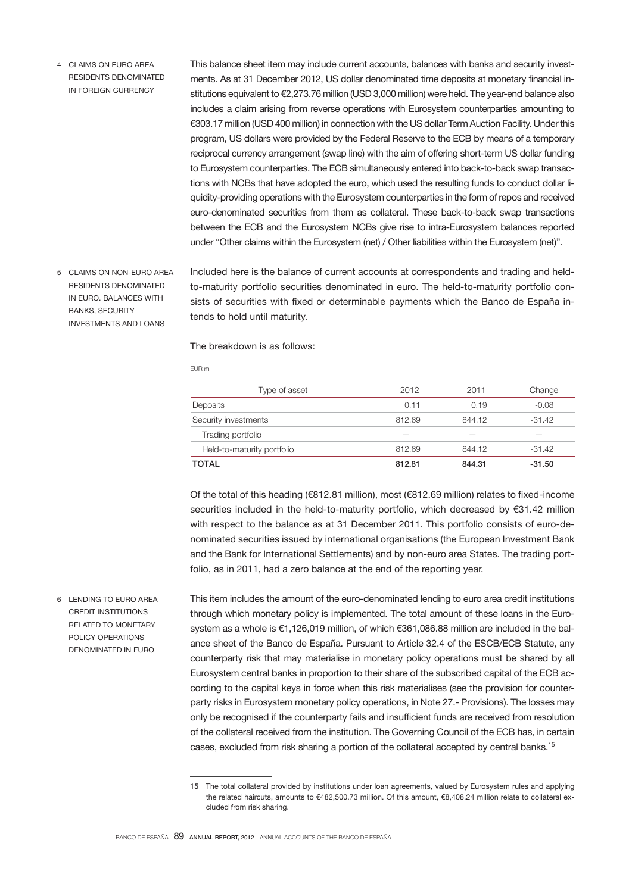### 4 CLAIMS ON EURO AREA RESIDENTS DENOMINATED IN FOREIGN CURRENCY

This balance sheet item may include current accounts, balances with banks and security investments. As at 31 December 2012, US dollar denominated time deposits at monetary financial institutions equivalent to €2,273.76 million (USD 3,000 million) were held. The year-end balance also includes a claim arising from reverse operations with Eurosystem counterparties amounting to €303.17 million (USD 400 million) in connection with the US dollar Term Auction Facility. Under this program, US dollars were provided by the Federal Reserve to the ECB by means of a temporary reciprocal currency arrangement (swap line) with the aim of offering short-term US dollar funding to Eurosystem counterparties. The ECB simultaneously entered into back-to-back swap transactions with NCBs that have adopted the euro, which used the resulting funds to conduct dollar liquidity-providing operations with the Eurosystem counterparties in the form of repos and received euro-denominated securities from them as collateral. These back-to-back swap transactions between the ECB and the Eurosystem NCBs give rise to intra-Eurosystem balances reported under "Other claims within the Eurosystem (net) / Other liabilities within the Eurosystem (net)".

### 5 CLAIMS ON NON-EURO AREA RESIDENTS DENOMINATED IN EURO. BALANCES WITH BANKS, SECURITY INVESTMENTS AND LOANS

Included here is the balance of current accounts at correspondents and trading and held-to-maturity portfolio securities denominated in euro. The held-to-maturity portfolio consists of securities with fixed or determinable payments which the Banco de España intends to hold until maturity.

The breakdown is as follows:

EUR m

| Type of asset | 2012 | 2011 | Change |
|---|---|---|---|
| Deposits | 0.11 | 0.19 | -0.08 |
| Security investments | 812.69 | 844.12 | -31.42 |
| Trading portfolio | — | — | — |
| Held-to-maturity portfolio | 812.69 | 844.12 | -31.42 |
| **TOTAL** | **812.81** | **844.31** | **-31.50** |

Of the total of this heading (€812.81 million), most (€812.69 million) relates to fixed-income securities included in the held-to-maturity portfolio, which decreased by €31.42 million with respect to the balance as at 31 December 2011. This portfolio consists of euro-denominated securities issued by international organisations (the European Investment Bank and the Bank for International Settlements) and by non-euro area States. The trading portfolio, as in 2011, had a zero balance at the end of the reporting year.

### 6 LENDING TO EURO AREA CREDIT INSTITUTIONS RELATED TO MONETARY POLICY OPERATIONS DENOMINATED IN EURO

This item includes the amount of the euro-denominated lending to euro area credit institutions through which monetary policy is implemented. The total amount of these loans in the Eurosystem as a whole is €1,126,019 million, of which €361,086.88 million are included in the balance sheet of the Banco de España. Pursuant to Article 32.4 of the ESCB/ECB Statute, any counterparty risk that may materialise in monetary policy operations must be shared by all Eurosystem central banks in proportion to their share of the subscribed capital of the ECB according to the capital keys in force when this risk materialises (see the provision for counterparty risks in Eurosystem monetary policy operations, in Note 27.- Provisions). The losses may only be recognised if the counterparty fails and insufficient funds are received from resolution of the collateral received from the institution. The Governing Council of the ECB has, in certain cases, excluded from risk sharing a portion of the collateral accepted by central banks.[15]

[15] The total collateral provided by institutions under loan agreements, valued by Eurosystem rules and applying the related haircuts, amounts to €482,500.73 million. Of this amount, €8,408.24 million relate to collateral excluded from risk sharing.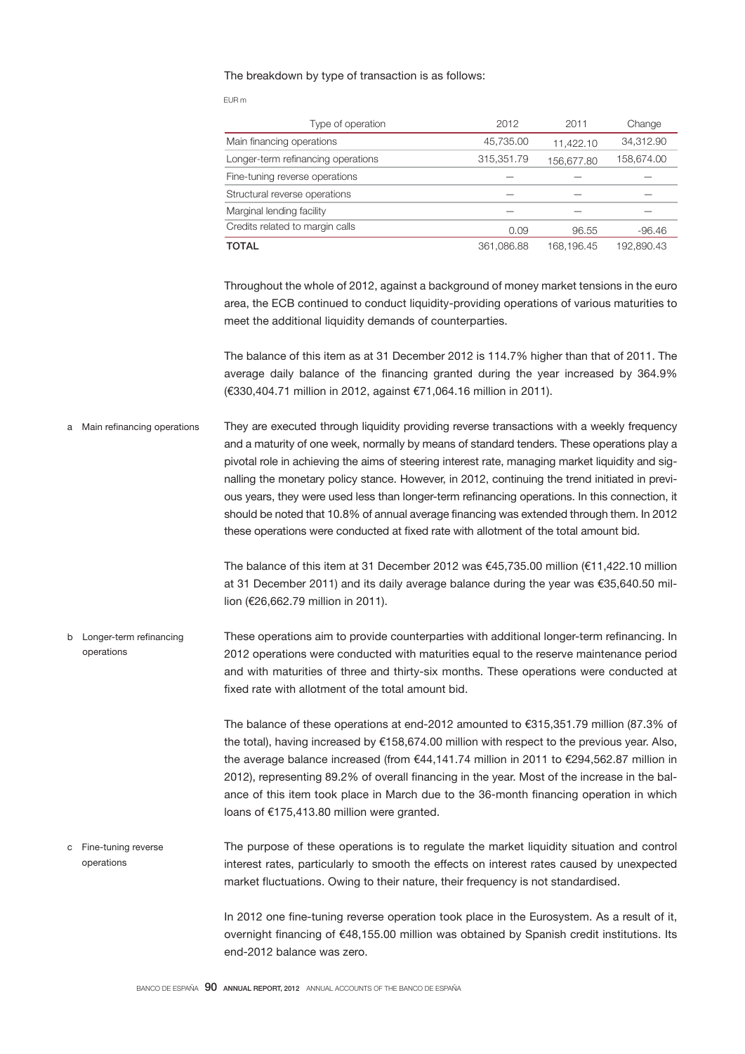The breakdown by type of transaction is as follows:

EUR m

| Type of operation | 2012 | 2011 | Change |
|---|---|---|---|
| Main financing operations | 45,735.00 | 11,422.10 | 34,312.90 |
| Longer-term refinancing operations | 315,351.79 | 156,677.80 | 158,674.00 |
| Fine-tuning reverse operations | — | — | — |
| Structural reverse operations | — | — | — |
| Marginal lending facility | — | — | — |
| Credits related to margin calls | 0.09 | 96.55 | -96.46 |
| **TOTAL** | 361,086.88 | 168,196.45 | 192,890.43 |

Throughout the whole of 2012, against a background of money market tensions in the euro area, the ECB continued to conduct liquidity-providing operations of various maturities to meet the additional liquidity demands of counterparties.

The balance of this item as at 31 December 2012 is 114.7% higher than that of 2011. The average daily balance of the financing granted during the year increased by 364.9% (€330,404.71 million in 2012, against €71,064.16 million in 2011).

a Main refinancing operations

They are executed through liquidity providing reverse transactions with a weekly frequency and a maturity of one week, normally by means of standard tenders. These operations play a pivotal role in achieving the aims of steering interest rate, managing market liquidity and signalling the monetary policy stance. However, in 2012, continuing the trend initiated in previous years, they were used less than longer-term refinancing operations. In this connection, it should be noted that 10.8% of annual average financing was extended through them. In 2012 these operations were conducted at fixed rate with allotment of the total amount bid.

The balance of this item at 31 December 2012 was €45,735.00 million (€11,422.10 million at 31 December 2011) and its daily average balance during the year was €35,640.50 million (€26,662.79 million in 2011).

b Longer-term refinancing operations

These operations aim to provide counterparties with additional longer-term refinancing. In 2012 operations were conducted with maturities equal to the reserve maintenance period and with maturities of three and thirty-six months. These operations were conducted at fixed rate with allotment of the total amount bid.

The balance of these operations at end-2012 amounted to €315,351.79 million (87.3% of the total), having increased by €158,674.00 million with respect to the previous year. Also, the average balance increased (from €44,141.74 million in 2011 to €294,562.87 million in 2012), representing 89.2% of overall financing in the year. Most of the increase in the balance of this item took place in March due to the 36-month financing operation in which loans of €175,413.80 million were granted.

c Fine-tuning reverse operations

The purpose of these operations is to regulate the market liquidity situation and control interest rates, particularly to smooth the effects on interest rates caused by unexpected market fluctuations. Owing to their nature, their frequency is not standardised.

In 2012 one fine-tuning reverse operation took place in the Eurosystem. As a result of it, overnight financing of €48,155.00 million was obtained by Spanish credit institutions. Its end-2012 balance was zero.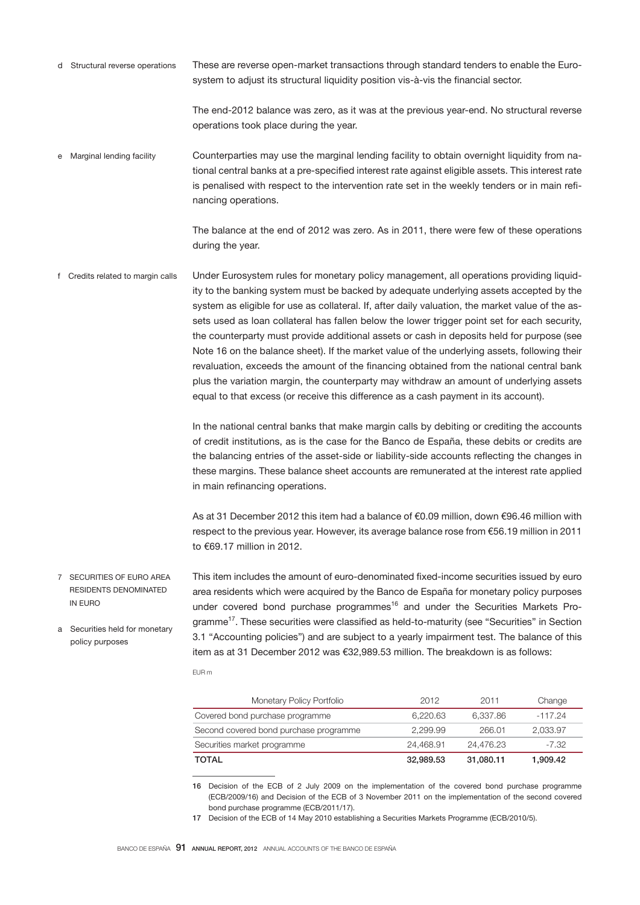### d Structural reverse operations

These are reverse open-market transactions through standard tenders to enable the Eurosystem to adjust its structural liquidity position vis-à-vis the financial sector.

The end-2012 balance was zero, as it was at the previous year-end. No structural reverse operations took place during the year.

### e Marginal lending facility

Counterparties may use the marginal lending facility to obtain overnight liquidity from national central banks at a pre-specified interest rate against eligible assets. This interest rate is penalised with respect to the intervention rate set in the weekly tenders or in main refinancing operations.

The balance at the end of 2012 was zero. As in 2011, there were few of these operations during the year.

### f Credits related to margin calls

Under Eurosystem rules for monetary policy management, all operations providing liquidity to the banking system must be backed by adequate underlying assets accepted by the system as eligible for use as collateral. If, after daily valuation, the market value of the assets used as loan collateral has fallen below the lower trigger point set for each security, the counterparty must provide additional assets or cash in deposits held for purpose (see Note 16 on the balance sheet). If the market value of the underlying assets, following their revaluation, exceeds the amount of the financing obtained from the national central bank plus the variation margin, the counterparty may withdraw an amount of underlying assets equal to that excess (or receive this difference as a cash payment in its account).

In the national central banks that make margin calls by debiting or crediting the accounts of credit institutions, as is the case for the Banco de España, these debits or credits are the balancing entries of the asset-side or liability-side accounts reflecting the changes in these margins. These balance sheet accounts are remunerated at the interest rate applied in main refinancing operations.

As at 31 December 2012 this item had a balance of €0.09 million, down €96.46 million with respect to the previous year. However, its average balance rose from €56.19 million in 2011 to €69.17 million in 2012.

## 7 SECURITIES OF EURO AREA RESIDENTS DENOMINATED IN EURO

### a Securities held for monetary policy purposes

This item includes the amount of euro-denominated fixed-income securities issued by euro area residents which were acquired by the Banco de España for monetary policy purposes under covered bond purchase programmes[16] and under the Securities Markets Programme[17]. These securities were classified as held-to-maturity (see "Securities" in Section 3.1 "Accounting policies") and are subject to a yearly impairment test. The balance of this item as at 31 December 2012 was €32,989.53 million. The breakdown is as follows:

EUR m

| Monetary Policy Portfolio | 2012 | 2011 | Change |
|---|---|---|---|
| Covered bond purchase programme | 6,220.63 | 6,337.86 | -117.24 |
| Second covered bond purchase programme | 2,299.99 | 266.01 | 2,033.97 |
| Securities market programme | 24,468.91 | 24,476.23 | -7.32 |
| **TOTAL** | **32,989.53** | **31,080.11** | **1,909.42** |

16 Decision of the ECB of 2 July 2009 on the implementation of the covered bond purchase programme (ECB/2009/16) and Decision of the ECB of 3 November 2011 on the implementation of the second covered bond purchase programme (ECB/2011/17).

17 Decision of the ECB of 14 May 2010 establishing a Securities Markets Programme (ECB/2010/5).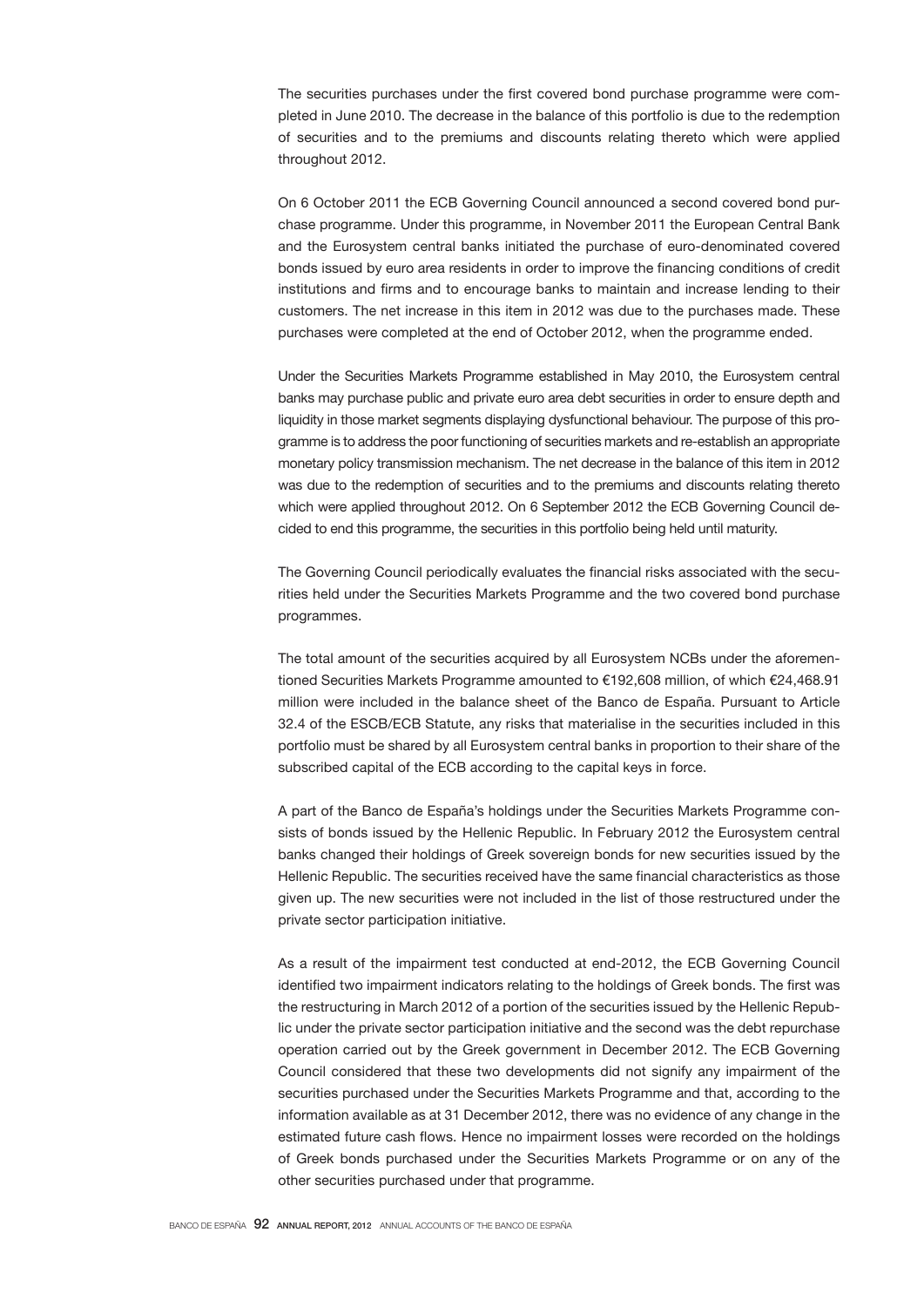The securities purchases under the first covered bond purchase programme were completed in June 2010. The decrease in the balance of this portfolio is due to the redemption of securities and to the premiums and discounts relating thereto which were applied throughout 2012.

On 6 October 2011 the ECB Governing Council announced a second covered bond purchase programme. Under this programme, in November 2011 the European Central Bank and the Eurosystem central banks initiated the purchase of euro-denominated covered bonds issued by euro area residents in order to improve the financing conditions of credit institutions and firms and to encourage banks to maintain and increase lending to their customers. The net increase in this item in 2012 was due to the purchases made. These purchases were completed at the end of October 2012, when the programme ended.

Under the Securities Markets Programme established in May 2010, the Eurosystem central banks may purchase public and private euro area debt securities in order to ensure depth and liquidity in those market segments displaying dysfunctional behaviour. The purpose of this programme is to address the poor functioning of securities markets and re-establish an appropriate monetary policy transmission mechanism. The net decrease in the balance of this item in 2012 was due to the redemption of securities and to the premiums and discounts relating thereto which were applied throughout 2012. On 6 September 2012 the ECB Governing Council decided to end this programme, the securities in this portfolio being held until maturity.

The Governing Council periodically evaluates the financial risks associated with the securities held under the Securities Markets Programme and the two covered bond purchase programmes.

The total amount of the securities acquired by all Eurosystem NCBs under the aforementioned Securities Markets Programme amounted to €192,608 million, of which €24,468.91 million were included in the balance sheet of the Banco de España. Pursuant to Article 32.4 of the ESCB/ECB Statute, any risks that materialise in the securities included in this portfolio must be shared by all Eurosystem central banks in proportion to their share of the subscribed capital of the ECB according to the capital keys in force.

A part of the Banco de España's holdings under the Securities Markets Programme consists of bonds issued by the Hellenic Republic. In February 2012 the Eurosystem central banks changed their holdings of Greek sovereign bonds for new securities issued by the Hellenic Republic. The securities received have the same financial characteristics as those given up. The new securities were not included in the list of those restructured under the private sector participation initiative.

As a result of the impairment test conducted at end-2012, the ECB Governing Council identified two impairment indicators relating to the holdings of Greek bonds. The first was the restructuring in March 2012 of a portion of the securities issued by the Hellenic Republic under the private sector participation initiative and the second was the debt repurchase operation carried out by the Greek government in December 2012. The ECB Governing Council considered that these two developments did not signify any impairment of the securities purchased under the Securities Markets Programme and that, according to the information available as at 31 December 2012, there was no evidence of any change in the estimated future cash flows. Hence no impairment losses were recorded on the holdings of Greek bonds purchased under the Securities Markets Programme or on any of the other securities purchased under that programme.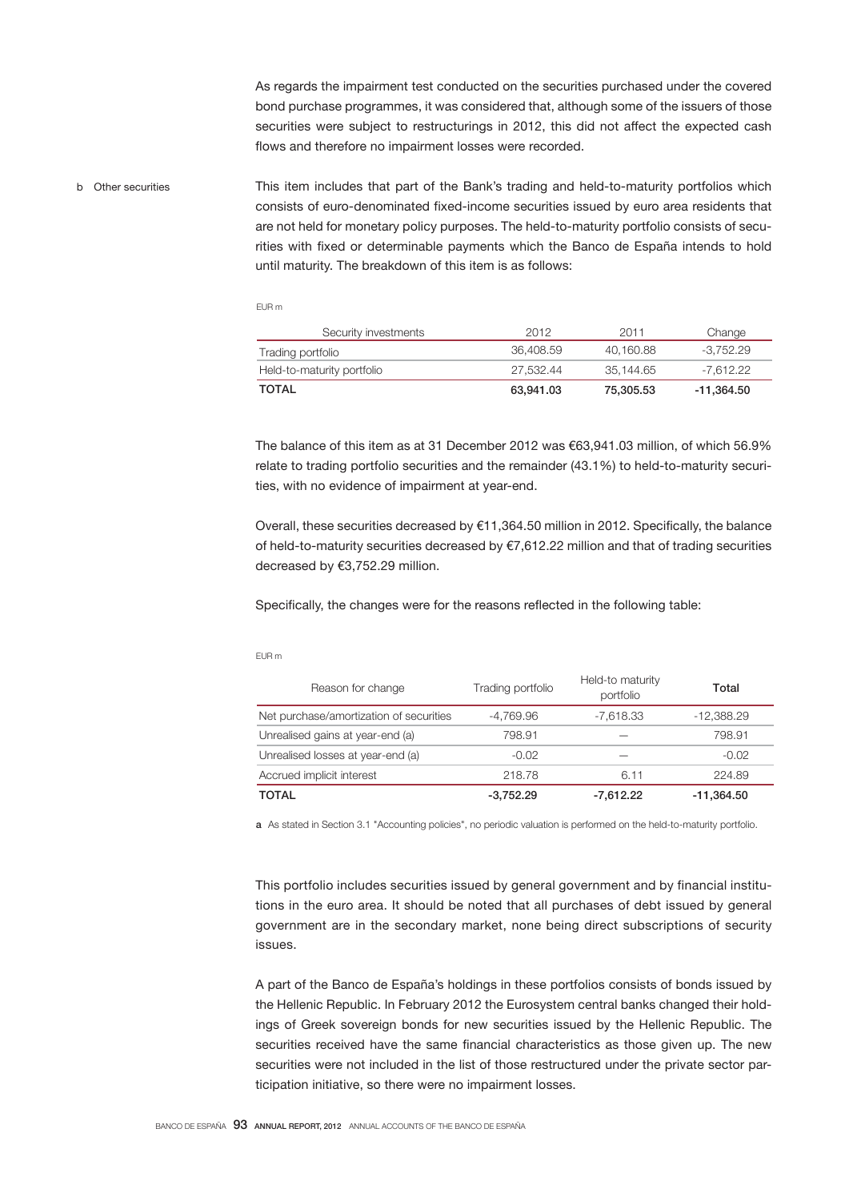As regards the impairment test conducted on the securities purchased under the covered bond purchase programmes, it was considered that, although some of the issuers of those securities were subject to restructurings in 2012, this did not affect the expected cash flows and therefore no impairment losses were recorded.

b Other securities

This item includes that part of the Bank's trading and held-to-maturity portfolios which consists of euro-denominated fixed-income securities issued by euro area residents that are not held for monetary policy purposes. The held-to-maturity portfolio consists of securities with fixed or determinable payments which the Banco de España intends to hold until maturity. The breakdown of this item is as follows:

EUR m

| Security investments | 2012 | 2011 | Change |
|---|---|---|---|
| Trading portfolio | 36,408.59 | 40,160.88 | -3,752.29 |
| Held-to-maturity portfolio | 27,532.44 | 35,144.65 | -7,612.22 |
| **TOTAL** | **63,941.03** | **75,305.53** | **-11,364.50** |

The balance of this item as at 31 December 2012 was €63,941.03 million, of which 56.9% relate to trading portfolio securities and the remainder (43.1%) to held-to-maturity securities, with no evidence of impairment at year-end.

Overall, these securities decreased by €11,364.50 million in 2012. Specifically, the balance of held-to-maturity securities decreased by €7,612.22 million and that of trading securities decreased by €3,752.29 million.

Specifically, the changes were for the reasons reflected in the following table:

EUR m

| Reason for change | Trading portfolio | Held-to maturity portfolio | Total |
|---|---|---|---|
| Net purchase/amortization of securities | -4,769.96 | -7,618.33 | -12,388.29 |
| Unrealised gains at year-end (a) | 798.91 | — | 798.91 |
| Unrealised losses at year-end (a) | -0.02 | — | -0.02 |
| Accrued implicit interest | 218.78 | 6.11 | 224.89 |
| **TOTAL** | **-3,752.29** | **-7,612.22** | **-11,364.50** |

**a** As stated in Section 3.1 "Accounting policies", no periodic valuation is performed on the held-to-maturity portfolio.

This portfolio includes securities issued by general government and by financial institutions in the euro area. It should be noted that all purchases of debt issued by general government are in the secondary market, none being direct subscriptions of security issues.

A part of the Banco de España's holdings in these portfolios consists of bonds issued by the Hellenic Republic. In February 2012 the Eurosystem central banks changed their holdings of Greek sovereign bonds for new securities issued by the Hellenic Republic. The securities received have the same financial characteristics as those given up. The new securities were not included in the list of those restructured under the private sector participation initiative, so there were no impairment losses.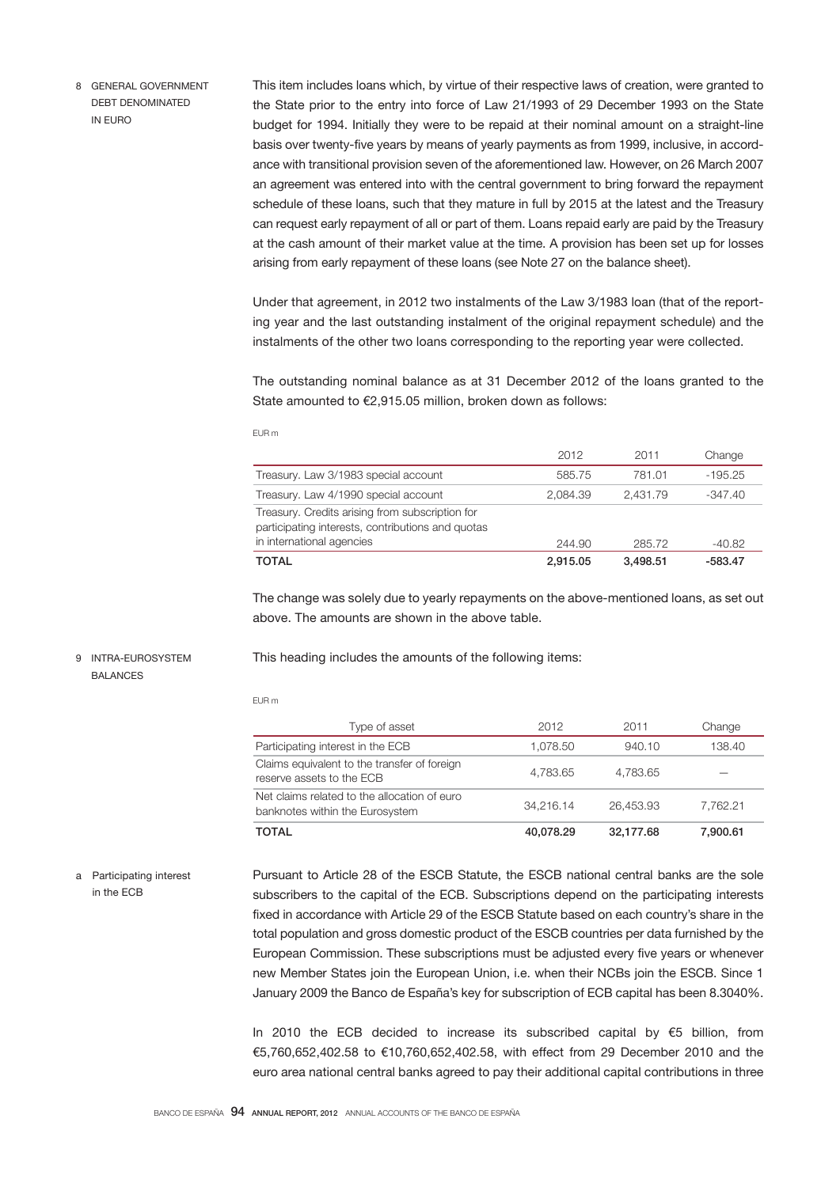## 8 GENERAL GOVERNMENT DEBT DENOMINATED IN EURO

This item includes loans which, by virtue of their respective laws of creation, were granted to the State prior to the entry into force of Law 21/1993 of 29 December 1993 on the State budget for 1994. Initially they were to be repaid at their nominal amount on a straight-line basis over twenty-five years by means of yearly payments as from 1999, inclusive, in accordance with transitional provision seven of the aforementioned law. However, on 26 March 2007 an agreement was entered into with the central government to bring forward the repayment schedule of these loans, such that they mature in full by 2015 at the latest and the Treasury can request early repayment of all or part of them. Loans repaid early are paid by the Treasury at the cash amount of their market value at the time. A provision has been set up for losses arising from early repayment of these loans (see Note 27 on the balance sheet).

Under that agreement, in 2012 two instalments of the Law 3/1983 loan (that of the reporting year and the last outstanding instalment of the original repayment schedule) and the instalments of the other two loans corresponding to the reporting year were collected.

The outstanding nominal balance as at 31 December 2012 of the loans granted to the State amounted to €2,915.05 million, broken down as follows:

EUR m

| | 2012 | 2011 | Change |
|---|---|---|---|
| Treasury. Law 3/1983 special account | 585.75 | 781.01 | -195.25 |
| Treasury. Law 4/1990 special account | 2,084.39 | 2,431.79 | -347.40 |
| Treasury. Credits arising from subscription for participating interests, contributions and quotas in international agencies | 244.90 | 285.72 | -40.82 |
| **TOTAL** | **2,915.05** | **3,498.51** | **-583.47** |

The change was solely due to yearly repayments on the above-mentioned loans, as set out above. The amounts are shown in the above table.

## 9 INTRA-EUROSYSTEM BALANCES

This heading includes the amounts of the following items:

EUR m

| Type of asset | 2012 | 2011 | Change |
|---|---|---|---|
| Participating interest in the ECB | 1,078.50 | 940.10 | 138.40 |
| Claims equivalent to the transfer of foreign reserve assets to the ECB | 4,783.65 | 4,783.65 | — |
| Net claims related to the allocation of euro banknotes within the Eurosystem | 34,216.14 | 26,453.93 | 7,762.21 |
| **TOTAL** | **40,078.29** | **32,177.68** | **7,900.61** |

### a Participating interest in the ECB

Pursuant to Article 28 of the ESCB Statute, the ESCB national central banks are the sole subscribers to the capital of the ECB. Subscriptions depend on the participating interests fixed in accordance with Article 29 of the ESCB Statute based on each country's share in the total population and gross domestic product of the ESCB countries per data furnished by the European Commission. These subscriptions must be adjusted every five years or whenever new Member States join the European Union, i.e. when their NCBs join the ESCB. Since 1 January 2009 the Banco de España's key for subscription of ECB capital has been 8.3040%.

In 2010 the ECB decided to increase its subscribed capital by €5 billion, from €5,760,652,402.58 to €10,760,652,402.58, with effect from 29 December 2010 and the euro area national central banks agreed to pay their additional capital contributions in three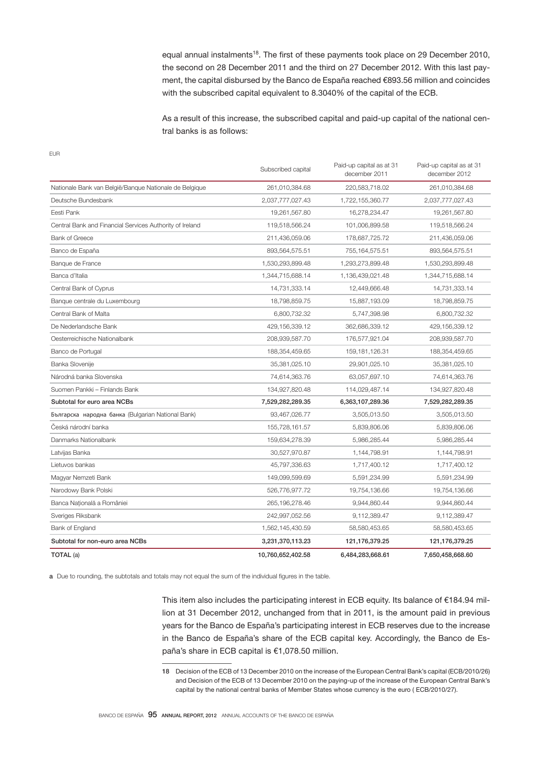equal annual instalments[18]. The first of these payments took place on 29 December 2010, the second on 28 December 2011 and the third on 27 December 2012. With this last payment, the capital disbursed by the Banco de España reached €893.56 million and coincides with the subscribed capital equivalent to 8.3040% of the capital of the ECB.

As a result of this increase, the subscribed capital and paid-up capital of the national central banks is as follows:

EUR

| | Subscribed capital | Paid-up capital as at 31 december 2011 | Paid-up capital as at 31 december 2012 |
|---|---|---|---|
| Nationale Bank van België/Banque Nationale de Belgique | 261,010,384.68 | 220,583,718.02 | 261,010,384.68 |
| Deutsche Bundesbank | 2,037,777,027.43 | 1,722,155,360.77 | 2,037,777,027.43 |
| Eesti Pank | 19,261,567.80 | 16,278,234.47 | 19,261,567.80 |
| Central Bank and Financial Services Authority of Ireland | 119,518,566.24 | 101,006,899.58 | 119,518,566.24 |
| Bank of Greece | 211,436,059.06 | 178,687,725.72 | 211,436,059.06 |
| Banco de España | 893,564,575.51 | 755,164,575.51 | 893,564,575.51 |
| Banque de France | 1,530,293,899.48 | 1,293,273,899.48 | 1,530,293,899.48 |
| Banca d'Italia | 1,344,715,688.14 | 1,136,439,021.48 | 1,344,715,688.14 |
| Central Bank of Cyprus | 14,731,333.14 | 12,449,666.48 | 14,731,333.14 |
| Banque centrale du Luxembourg | 18,798,859.75 | 15,887,193.09 | 18,798,859.75 |
| Central Bank of Malta | 6,800,732.32 | 5,747,398.98 | 6,800,732.32 |
| De Nederlandsche Bank | 429,156,339.12 | 362,686,339.12 | 429,156,339.12 |
| Oesterreichische Nationalbank | 208,939,587.70 | 176,577,921.04 | 208,939,587.70 |
| Banco de Portugal | 188,354,459.65 | 159,181,126.31 | 188,354,459.65 |
| Banka Slovenije | 35,381,025.10 | 29,901,025.10 | 35,381,025.10 |
| Národná banka Slovenska | 74,614,363.76 | 63,057,697.10 | 74,614,363.76 |
| Suomen Pankki – Finlands Bank | 134,927,820.48 | 114,029,487.14 | 134,927,820.48 |
| **Subtotal for euro area NCBs** | **7,529,282,289.35** | **6,363,107,289.36** | **7,529,282,289.35** |
| Българска народна банка (Bulgarian National Bank) | 93,467,026.77 | 3,505,013.50 | 3,505,013.50 |
| Česká národní banka | 155,728,161.57 | 5,839,806.06 | 5,839,806.06 |
| Danmarks Nationalbank | 159,634,278.39 | 5,986,285.44 | 5,986,285.44 |
| Latvijas Banka | 30,527,970.87 | 1,144,798.91 | 1,144,798.91 |
| Lietuvos bankas | 45,797,336.63 | 1,717,400.12 | 1,717,400.12 |
| Magyar Nemzeti Bank | 149,099,599.69 | 5,591,234.99 | 5,591,234.99 |
| Narodowy Bank Polski | 526,776,977.72 | 19,754,136.66 | 19,754,136.66 |
| Banca Naţională a României | 265,196,278.46 | 9,944,860.44 | 9,944,860.44 |
| Sveriges Riksbank | 242,997,052.56 | 9,112,389.47 | 9,112,389.47 |
| Bank of England | 1,562,145,430.59 | 58,580,453.65 | 58,580,453.65 |
| **Subtotal for non-euro area NCBs** | **3,231,370,113.23** | **121,176,379.25** | **121,176,379.25** |
| **TOTAL** (a) | **10,760,652,402.58** | **6,484,283,668.61** | **7,650,458,668.60** |

**a** Due to rounding, the subtotals and totals may not equal the sum of the individual figures in the table.

This item also includes the participating interest in ECB equity. Its balance of €184.94 million at 31 December 2012, unchanged from that in 2011, is the amount paid in previous years for the Banco de España's participating interest in ECB reserves due to the increase in the Banco de España's share of the ECB capital key. Accordingly, the Banco de España's share in ECB capital is €1,078.50 million.

[18] Decision of the ECB of 13 December 2010 on the increase of the European Central Bank's capital (ECB/2010/26) and Decision of the ECB of 13 December 2010 on the paying-up of the increase of the European Central Bank's capital by the national central banks of Member States whose currency is the euro ( ECB/2010/27).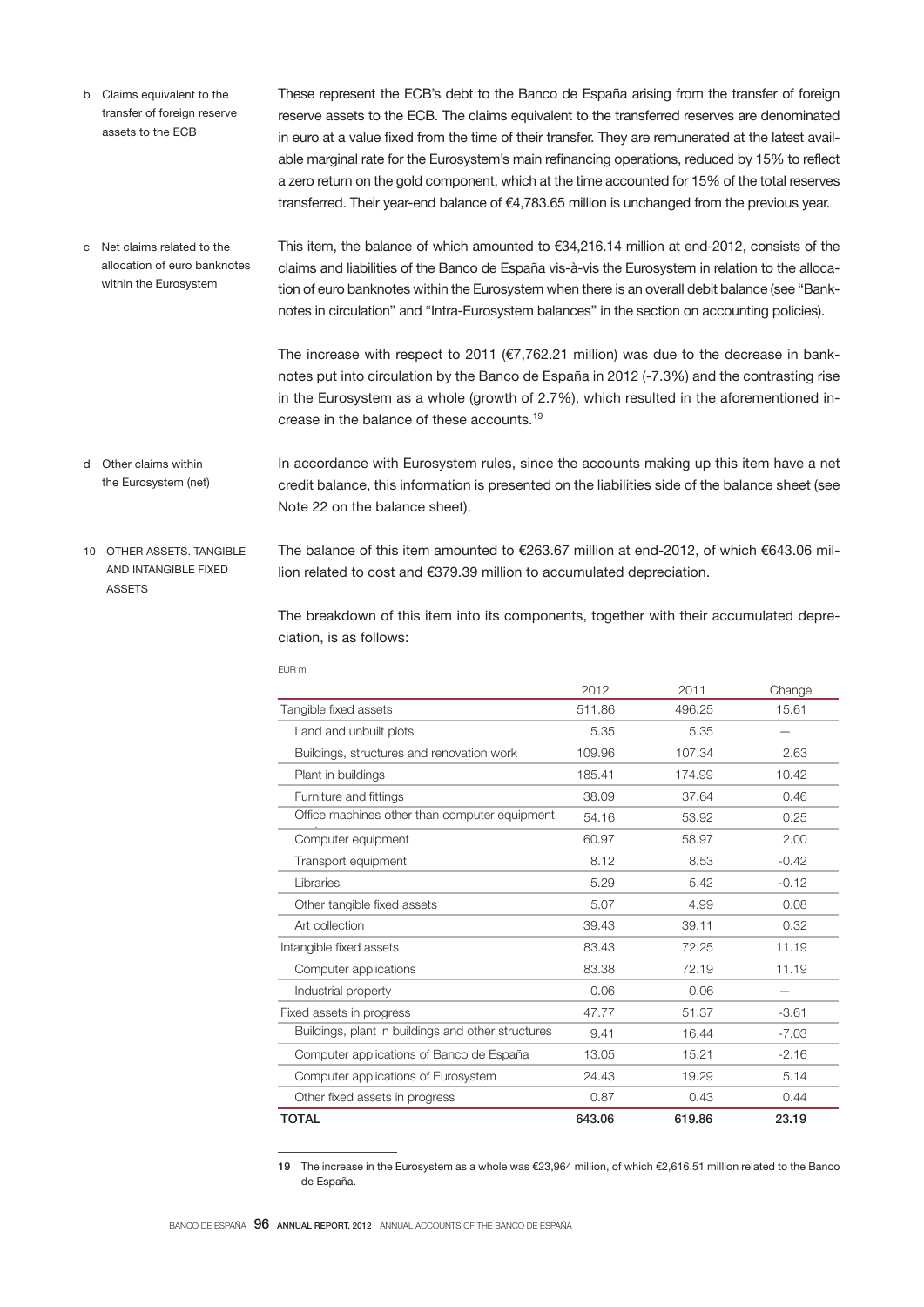b Claims equivalent to the transfer of foreign reserve assets to the ECB

These represent the ECB's debt to the Banco de España arising from the transfer of foreign reserve assets to the ECB. The claims equivalent to the transferred reserves are denominated in euro at a value fixed from the time of their transfer. They are remunerated at the latest available marginal rate for the Eurosystem's main refinancing operations, reduced by 15% to reflect a zero return on the gold component, which at the time accounted for 15% of the total reserves transferred. Their year-end balance of €4,783.65 million is unchanged from the previous year.

c Net claims related to the allocation of euro banknotes within the Eurosystem

This item, the balance of which amounted to €34,216.14 million at end-2012, consists of the claims and liabilities of the Banco de España vis-à-vis the Eurosystem in relation to the allocation of euro banknotes within the Eurosystem when there is an overall debit balance (see "Banknotes in circulation" and "Intra-Eurosystem balances" in the section on accounting policies).

The increase with respect to 2011 (€7,762.21 million) was due to the decrease in banknotes put into circulation by the Banco de España in 2012 (-7.3%) and the contrasting rise in the Eurosystem as a whole (growth of 2.7%), which resulted in the aforementioned increase in the balance of these accounts.[19]

d Other claims within the Eurosystem (net)

In accordance with Eurosystem rules, since the accounts making up this item have a net credit balance, this information is presented on the liabilities side of the balance sheet (see Note 22 on the balance sheet).

## 10 OTHER ASSETS. TANGIBLE AND INTANGIBLE FIXED ASSETS

The balance of this item amounted to €263.67 million at end-2012, of which €643.06 million related to cost and €379.39 million to accumulated depreciation.

The breakdown of this item into its components, together with their accumulated depreciation, is as follows:

EUR m

| | 2012 | 2011 | Change |
|---|---|---|---|
| Tangible fixed assets | 511.86 | 496.25 | 15.61 |
| Land and unbuilt plots | 5.35 | 5.35 | — |
| Buildings, structures and renovation work | 109.96 | 107.34 | 2.63 |
| Plant in buildings | 185.41 | 174.99 | 10.42 |
| Furniture and fittings | 38.09 | 37.64 | 0.46 |
| Office machines other than computer equipment | 54.16 | 53.92 | 0.25 |
| Computer equipment | 60.97 | 58.97 | 2.00 |
| Transport equipment | 8.12 | 8.53 | -0.42 |
| Libraries | 5.29 | 5.42 | -0.12 |
| Other tangible fixed assets | 5.07 | 4.99 | 0.08 |
| Art collection | 39.43 | 39.11 | 0.32 |
| Intangible fixed assets | 83.43 | 72.25 | 11.19 |
| Computer applications | 83.38 | 72.19 | 11.19 |
| Industrial property | 0.06 | 0.06 | — |
| Fixed assets in progress | 47.77 | 51.37 | -3.61 |
| Buildings, plant in buildings and other structures | 9.41 | 16.44 | -7.03 |
| Computer applications of Banco de España | 13.05 | 15.21 | -2.16 |
| Computer applications of Eurosystem | 24.43 | 19.29 | 5.14 |
| Other fixed assets in progress | 0.87 | 0.43 | 0.44 |
| **TOTAL** | **643.06** | **619.86** | **23.19** |

19 The increase in the Eurosystem as a whole was €23,964 million, of which €2,616.51 million related to the Banco de España.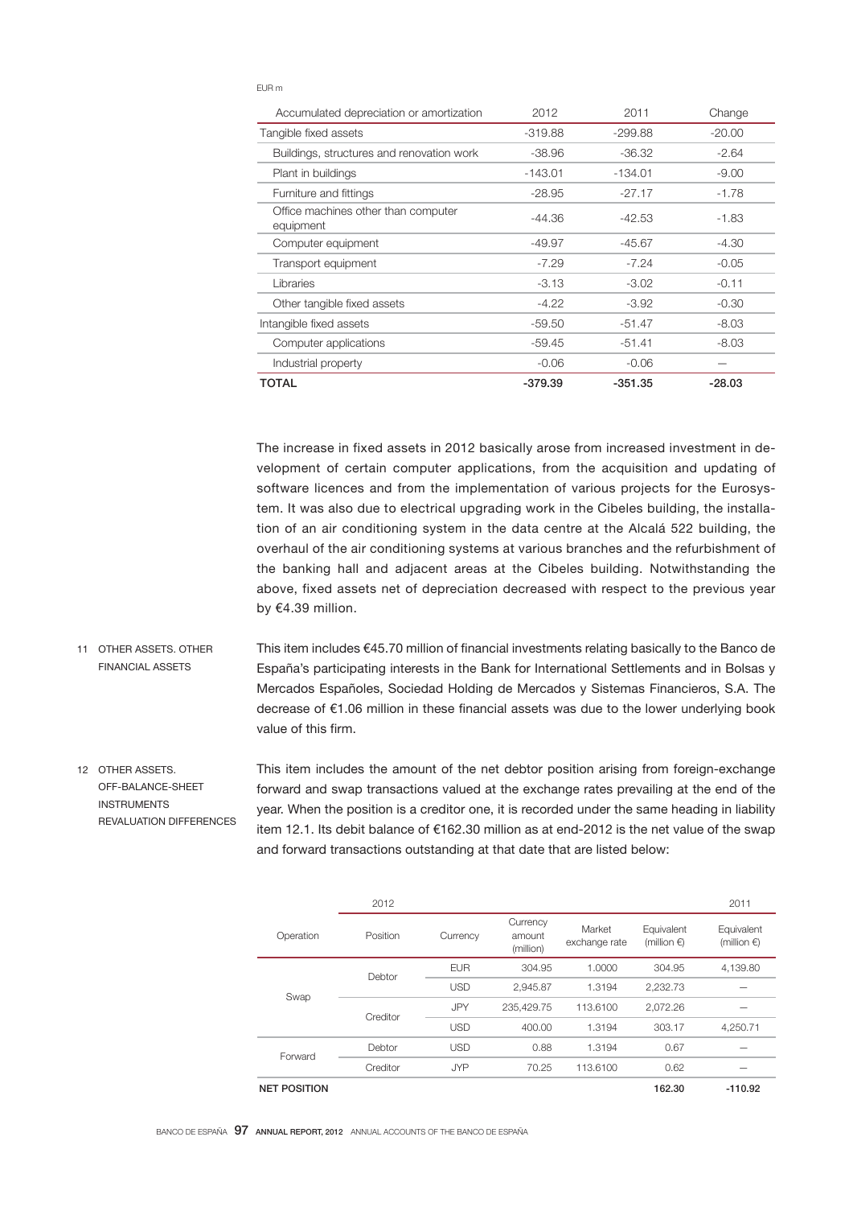EUR m

| Accumulated depreciation or amortization | 2012 | 2011 | Change |
|---|---|---|---|
| Tangible fixed assets | -319.88 | -299.88 | -20.00 |
| Buildings, structures and renovation work | -38.96 | -36.32 | -2.64 |
| Plant in buildings | -143.01 | -134.01 | -9.00 |
| Furniture and fittings | -28.95 | -27.17 | -1.78 |
| Office machines other than computer equipment | -44.36 | -42.53 | -1.83 |
| Computer equipment | -49.97 | -45.67 | -4.30 |
| Transport equipment | -7.29 | -7.24 | -0.05 |
| Libraries | -3.13 | -3.02 | -0.11 |
| Other tangible fixed assets | -4.22 | -3.92 | -0.30 |
| Intangible fixed assets | -59.50 | -51.47 | -8.03 |
| Computer applications | -59.45 | -51.41 | -8.03 |
| Industrial property | -0.06 | -0.06 | — |
| **TOTAL** | **-379.39** | **-351.35** | **-28.03** |

The increase in fixed assets in 2012 basically arose from increased investment in development of certain computer applications, from the acquisition and updating of software licences and from the implementation of various projects for the Eurosystem. It was also due to electrical upgrading work in the Cibeles building, the installation of an air conditioning system in the data centre at the Alcalá 522 building, the overhaul of the air conditioning systems at various branches and the refurbishment of the banking hall and adjacent areas at the Cibeles building. Notwithstanding the above, fixed assets net of depreciation decreased with respect to the previous year by €4.39 million.

## 11 OTHER ASSETS. OTHER FINANCIAL ASSETS

This item includes €45.70 million of financial investments relating basically to the Banco de España's participating interests in the Bank for International Settlements and in Bolsas y Mercados Españoles, Sociedad Holding de Mercados y Sistemas Financieros, S.A. The decrease of €1.06 million in these financial assets was due to the lower underlying book value of this firm.

## 12 OTHER ASSETS. OFF-BALANCE-SHEET INSTRUMENTS REVALUATION DIFFERENCES

This item includes the amount of the net debtor position arising from foreign-exchange forward and swap transactions valued at the exchange rates prevailing at the end of the year. When the position is a creditor one, it is recorded under the same heading in liability item 12.1. Its debit balance of €162.30 million as at end-2012 is the net value of the swap and forward transactions outstanding at that date that are listed below:

| | 2012 | | | | | 2011 |
|---|---|---|---|---|---|---|
| Operation | Position | Currency | Currency amount (million) | Market exchange rate | Equivalent (million €) | Equivalent (million €) |
| Swap | Debtor | EUR | 304.95 | 1.0000 | 304.95 | 4,139.80 |
| | | USD | 2,945.87 | 1.3194 | 2,232.73 | — |
| | Creditor | JPY | 235,429.75 | 113.6100 | 2,072.26 | — |
| | | USD | 400.00 | 1.3194 | 303.17 | 4,250.71 |
| Forward | Debtor | USD | 0.88 | 1.3194 | 0.67 | — |
| | Creditor | JYP | 70.25 | 113.6100 | 0.62 | — |
| **NET POSITION** | | | | | **162.30** | **-110.92** |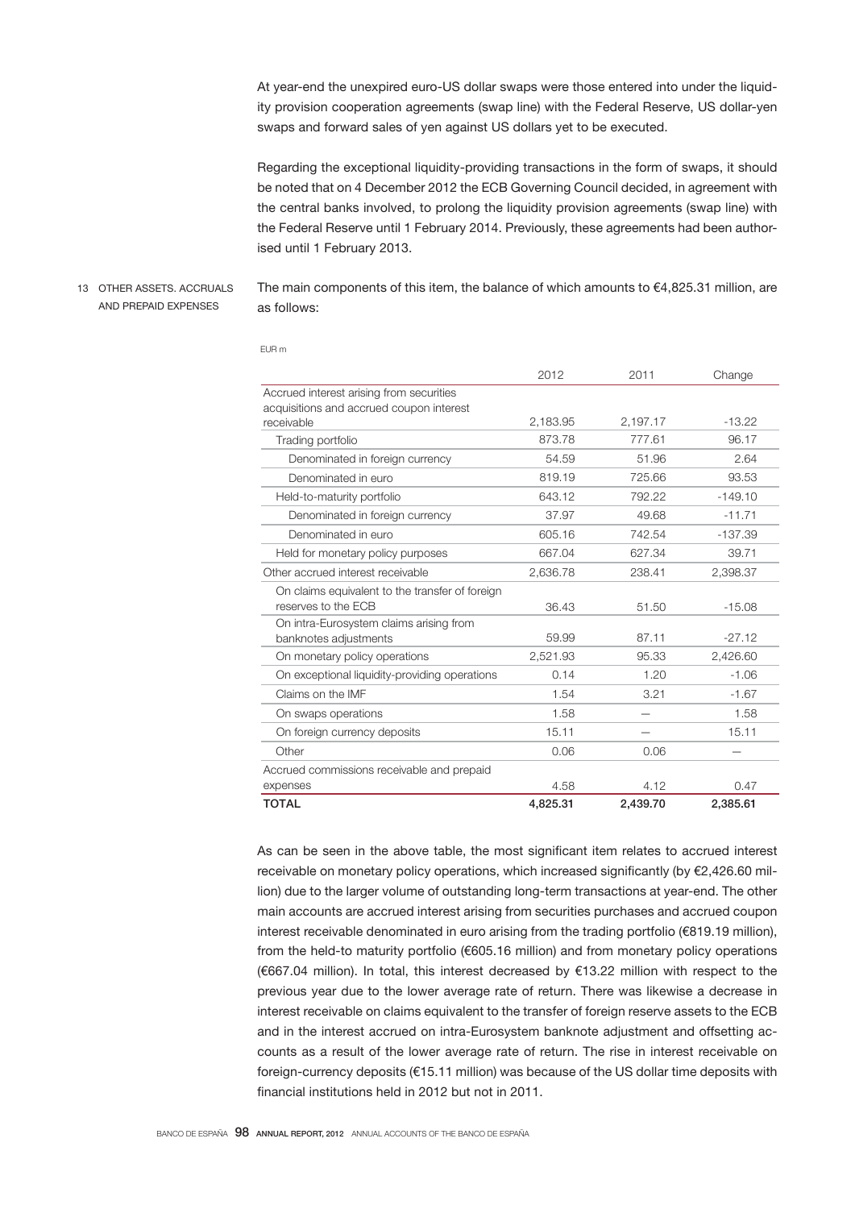At year-end the unexpired euro-US dollar swaps were those entered into under the liquidity provision cooperation agreements (swap line) with the Federal Reserve, US dollar-yen swaps and forward sales of yen against US dollars yet to be executed.

Regarding the exceptional liquidity-providing transactions in the form of swaps, it should be noted that on 4 December 2012 the ECB Governing Council decided, in agreement with the central banks involved, to prolong the liquidity provision agreements (swap line) with the Federal Reserve until 1 February 2014. Previously, these agreements had been authorised until 1 February 2013.

## 13 OTHER ASSETS. ACCRUALS AND PREPAID EXPENSES

The main components of this item, the balance of which amounts to €4,825.31 million, are as follows:

EUR m

| | 2012 | 2011 | Change |
|---|---|---|---|
| Accrued interest arising from securities acquisitions and accrued coupon interest receivable | 2,183.95 | 2,197.17 | -13.22 |
| Trading portfolio | 873.78 | 777.61 | 96.17 |
| Denominated in foreign currency | 54.59 | 51.96 | 2.64 |
| Denominated in euro | 819.19 | 725.66 | 93.53 |
| Held-to-maturity portfolio | 643.12 | 792.22 | -149.10 |
| Denominated in foreign currency | 37.97 | 49.68 | -11.71 |
| Denominated in euro | 605.16 | 742.54 | -137.39 |
| Held for monetary policy purposes | 667.04 | 627.34 | 39.71 |
| Other accrued interest receivable | 2,636.78 | 238.41 | 2,398.37 |
| On claims equivalent to the transfer of foreign reserves to the ECB | 36.43 | 51.50 | -15.08 |
| On intra-Eurosystem claims arising from banknotes adjustments | 59.99 | 87.11 | -27.12 |
| On monetary policy operations | 2,521.93 | 95.33 | 2,426.60 |
| On exceptional liquidity-providing operations | 0.14 | 1.20 | -1.06 |
| Claims on the IMF | 1.54 | 3.21 | -1.67 |
| On swaps operations | 1.58 | — | 1.58 |
| On foreign currency deposits | 15.11 | — | 15.11 |
| Other | 0.06 | 0.06 | — |
| Accrued commissions receivable and prepaid expenses | 4.58 | 4.12 | 0.47 |
| **TOTAL** | **4,825.31** | **2,439.70** | **2,385.61** |

As can be seen in the above table, the most significant item relates to accrued interest receivable on monetary policy operations, which increased significantly (by €2,426.60 million) due to the larger volume of outstanding long-term transactions at year-end. The other main accounts are accrued interest arising from securities purchases and accrued coupon interest receivable denominated in euro arising from the trading portfolio (€819.19 million), from the held-to maturity portfolio (€605.16 million) and from monetary policy operations (€667.04 million). In total, this interest decreased by €13.22 million with respect to the previous year due to the lower average rate of return. There was likewise a decrease in interest receivable on claims equivalent to the transfer of foreign reserve assets to the ECB and in the interest accrued on intra-Eurosystem banknote adjustment and offsetting accounts as a result of the lower average rate of return. The rise in interest receivable on foreign-currency deposits (€15.11 million) was because of the US dollar time deposits with financial institutions held in 2012 but not in 2011.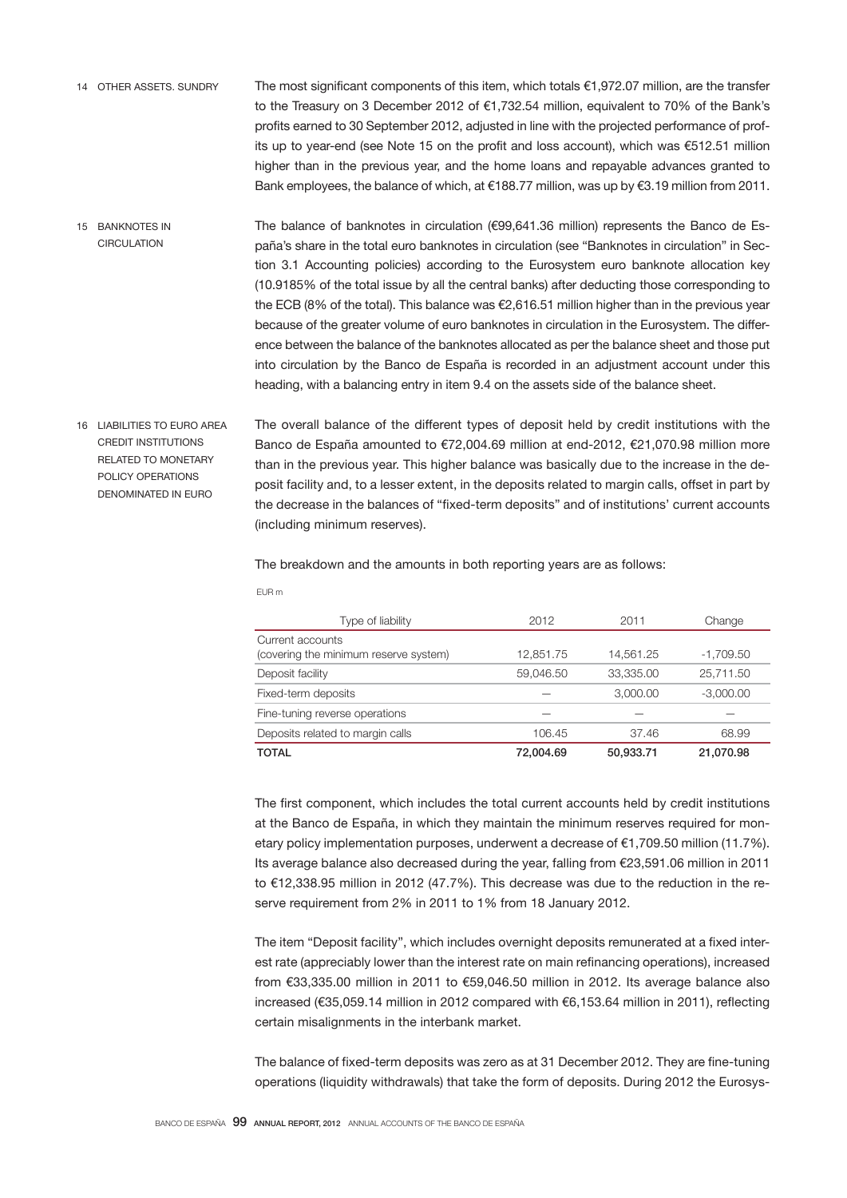## 14 OTHER ASSETS. SUNDRY

The most significant components of this item, which totals €1,972.07 million, are the transfer to the Treasury on 3 December 2012 of €1,732.54 million, equivalent to 70% of the Bank's profits earned to 30 September 2012, adjusted in line with the projected performance of profits up to year-end (see Note 15 on the profit and loss account), which was €512.51 million higher than in the previous year, and the home loans and repayable advances granted to Bank employees, the balance of which, at €188.77 million, was up by €3.19 million from 2011.

## 15 BANKNOTES IN CIRCULATION

The balance of banknotes in circulation (€99,641.36 million) represents the Banco de España's share in the total euro banknotes in circulation (see "Banknotes in circulation" in Section 3.1 Accounting policies) according to the Eurosystem euro banknote allocation key (10.9185% of the total issue by all the central banks) after deducting those corresponding to the ECB (8% of the total). This balance was €2,616.51 million higher than in the previous year because of the greater volume of euro banknotes in circulation in the Eurosystem. The difference between the balance of the banknotes allocated as per the balance sheet and those put into circulation by the Banco de España is recorded in an adjustment account under this heading, with a balancing entry in item 9.4 on the assets side of the balance sheet.

## 16 LIABILITIES TO EURO AREA CREDIT INSTITUTIONS RELATED TO MONETARY POLICY OPERATIONS DENOMINATED IN EURO

The overall balance of the different types of deposit held by credit institutions with the Banco de España amounted to €72,004.69 million at end-2012, €21,070.98 million more than in the previous year. This higher balance was basically due to the increase in the deposit facility and, to a lesser extent, in the deposits related to margin calls, offset in part by the decrease in the balances of "fixed-term deposits" and of institutions' current accounts (including minimum reserves).

The breakdown and the amounts in both reporting years are as follows:

EUR m

| Type of liability | 2012 | 2011 | Change |
|---|---|---|---|
| Current accounts (covering the minimum reserve system) | 12,851.75 | 14,561.25 | -1,709.50 |
| Deposit facility | 59,046.50 | 33,335.00 | 25,711.50 |
| Fixed-term deposits | — | 3,000.00 | -3,000.00 |
| Fine-tuning reverse operations | — | — | — |
| Deposits related to margin calls | 106.45 | 37.46 | 68.99 |
| **TOTAL** | **72,004.69** | **50,933.71** | **21,070.98** |

The first component, which includes the total current accounts held by credit institutions at the Banco de España, in which they maintain the minimum reserves required for monetary policy implementation purposes, underwent a decrease of €1,709.50 million (11.7%). Its average balance also decreased during the year, falling from €23,591.06 million in 2011 to €12,338.95 million in 2012 (47.7%). This decrease was due to the reduction in the reserve requirement from 2% in 2011 to 1% from 18 January 2012.

The item "Deposit facility", which includes overnight deposits remunerated at a fixed interest rate (appreciably lower than the interest rate on main refinancing operations), increased from €33,335.00 million in 2011 to €59,046.50 million in 2012. Its average balance also increased (€35,059.14 million in 2012 compared with €6,153.64 million in 2011), reflecting certain misalignments in the interbank market.

The balance of fixed-term deposits was zero as at 31 December 2012. They are fine-tuning operations (liquidity withdrawals) that take the form of deposits. During 2012 the Eurosys-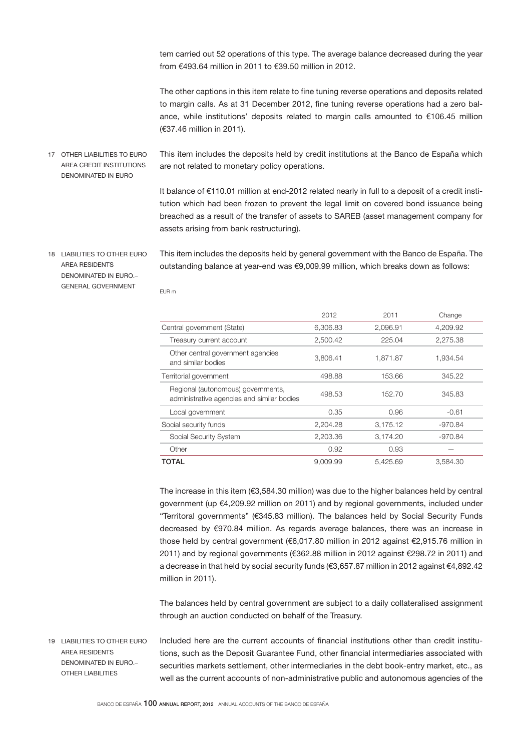tem carried out 52 operations of this type. The average balance decreased during the year from €493.64 million in 2011 to €39.50 million in 2012.

The other captions in this item relate to fine tuning reverse operations and deposits related to margin calls. As at 31 December 2012, fine tuning reverse operations had a zero balance, while institutions' deposits related to margin calls amounted to €106.45 million (€37.46 million in 2011).

## 17 OTHER LIABILITIES TO EURO AREA CREDIT INSTITUTIONS DENOMINATED IN EURO

This item includes the deposits held by credit institutions at the Banco de España which are not related to monetary policy operations.

It balance of €110.01 million at end-2012 related nearly in full to a deposit of a credit institution which had been frozen to prevent the legal limit on covered bond issuance being breached as a result of the transfer of assets to SAREB (asset management company for assets arising from bank restructuring).

## 18 LIABILITIES TO OTHER EURO AREA RESIDENTS DENOMINATED IN EURO.– GENERAL GOVERNMENT

This item includes the deposits held by general government with the Banco de España. The outstanding balance at year-end was €9,009.99 million, which breaks down as follows:

EUR m

| | 2012 | 2011 | Change |
|---|---|---|---|
| Central government (State) | 6,306.83 | 2,096.91 | 4,209.92 |
| Treasury current account | 2,500.42 | 225.04 | 2,275.38 |
| Other central government agencies and similar bodies | 3,806.41 | 1,871.87 | 1,934.54 |
| Territorial government | 498.88 | 153.66 | 345.22 |
| Regional (autonomous) governments, administrative agencies and similar bodies | 498.53 | 152.70 | 345.83 |
| Local government | 0.35 | 0.96 | -0.61 |
| Social security funds | 2,204.28 | 3,175.12 | -970.84 |
| Social Security System | 2,203.36 | 3,174.20 | -970.84 |
| Other | 0.92 | 0.93 | — |
| **TOTAL** | 9,009.99 | 5,425.69 | 3,584.30 |

The increase in this item (€3,584.30 million) was due to the higher balances held by central government (up €4,209.92 million on 2011) and by regional governments, included under "Territoral governments" (€345.83 million). The balances held by Social Security Funds decreased by €970.84 million. As regards average balances, there was an increase in those held by central government (€6,017.80 million in 2012 against €2,915.76 million in 2011) and by regional governments (€362.88 million in 2012 against €298.72 in 2011) and a decrease in that held by social security funds (€3,657.87 million in 2012 against €4,892.42 million in 2011).

The balances held by central government are subject to a daily collateralised assignment through an auction conducted on behalf of the Treasury.

## 19 LIABILITIES TO OTHER EURO AREA RESIDENTS DENOMINATED IN EURO.– OTHER LIABILITIES

Included here are the current accounts of financial institutions other than credit institutions, such as the Deposit Guarantee Fund, other financial intermediaries associated with securities markets settlement, other intermediaries in the debt book-entry market, etc., as well as the current accounts of non-administrative public and autonomous agencies of the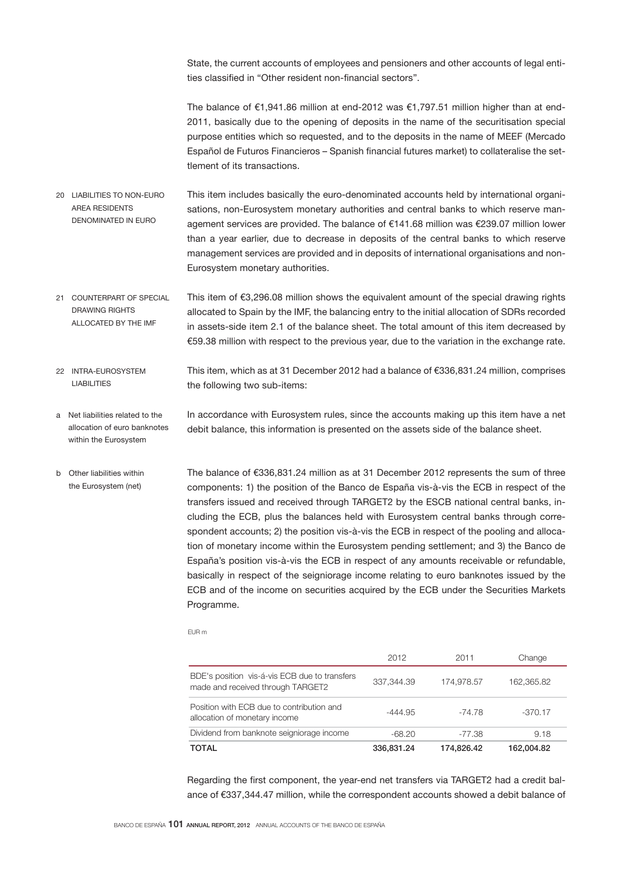State, the current accounts of employees and pensioners and other accounts of legal entities classified in "Other resident non-financial sectors".

The balance of €1,941.86 million at end-2012 was €1,797.51 million higher than at end-2011, basically due to the opening of deposits in the name of the securitisation special purpose entities which so requested, and to the deposits in the name of MEEF (Mercado Español de Futuros Financieros – Spanish financial futures market) to collateralise the settlement of its transactions.

## 20 LIABILITIES TO NON-EURO AREA RESIDENTS DENOMINATED IN EURO

This item includes basically the euro-denominated accounts held by international organisations, non-Eurosystem monetary authorities and central banks to which reserve management services are provided. The balance of €141.68 million was €239.07 million lower than a year earlier, due to decrease in deposits of the central banks to which reserve management services are provided and in deposits of international organisations and non-Eurosystem monetary authorities.

## 21 COUNTERPART OF SPECIAL DRAWING RIGHTS ALLOCATED BY THE IMF

This item of €3,296.08 million shows the equivalent amount of the special drawing rights allocated to Spain by the IMF, the balancing entry to the initial allocation of SDRs recorded in assets-side item 2.1 of the balance sheet. The total amount of this item decreased by €59.38 million with respect to the previous year, due to the variation in the exchange rate.

## 22 INTRA-EUROSYSTEM LIABILITIES

This item, which as at 31 December 2012 had a balance of €336,831.24 million, comprises the following two sub-items:

### a Net liabilities related to the allocation of euro banknotes within the Eurosystem

In accordance with Eurosystem rules, since the accounts making up this item have a net debit balance, this information is presented on the assets side of the balance sheet.

### b Other liabilities within the Eurosystem (net)

The balance of €336,831.24 million as at 31 December 2012 represents the sum of three components: 1) the position of the Banco de España vis-à-vis the ECB in respect of the transfers issued and received through TARGET2 by the ESCB national central banks, including the ECB, plus the balances held with Eurosystem central banks through correspondent accounts; 2) the position vis-à-vis the ECB in respect of the pooling and allocation of monetary income within the Eurosystem pending settlement; and 3) the Banco de España's position vis-à-vis the ECB in respect of any amounts receivable or refundable, basically in respect of the seigniorage income relating to euro banknotes issued by the ECB and of the income on securities acquired by the ECB under the Securities Markets Programme.

EUR m

| | 2012 | 2011 | Change |
|---|---|---|---|
| BDE's position vis-á-vis ECB due to transfers made and received through TARGET2 | 337,344.39 | 174,978.57 | 162,365.82 |
| Position with ECB due to contribution and allocation of monetary income | -444.95 | -74.78 | -370.17 |
| Dividend from banknote seigniorage income | -68.20 | -77.38 | 9.18 |
| **TOTAL** | **336,831.24** | **174,826.42** | **162,004.82** |

Regarding the first component, the year-end net transfers via TARGET2 had a credit balance of €337,344.47 million, while the correspondent accounts showed a debit balance of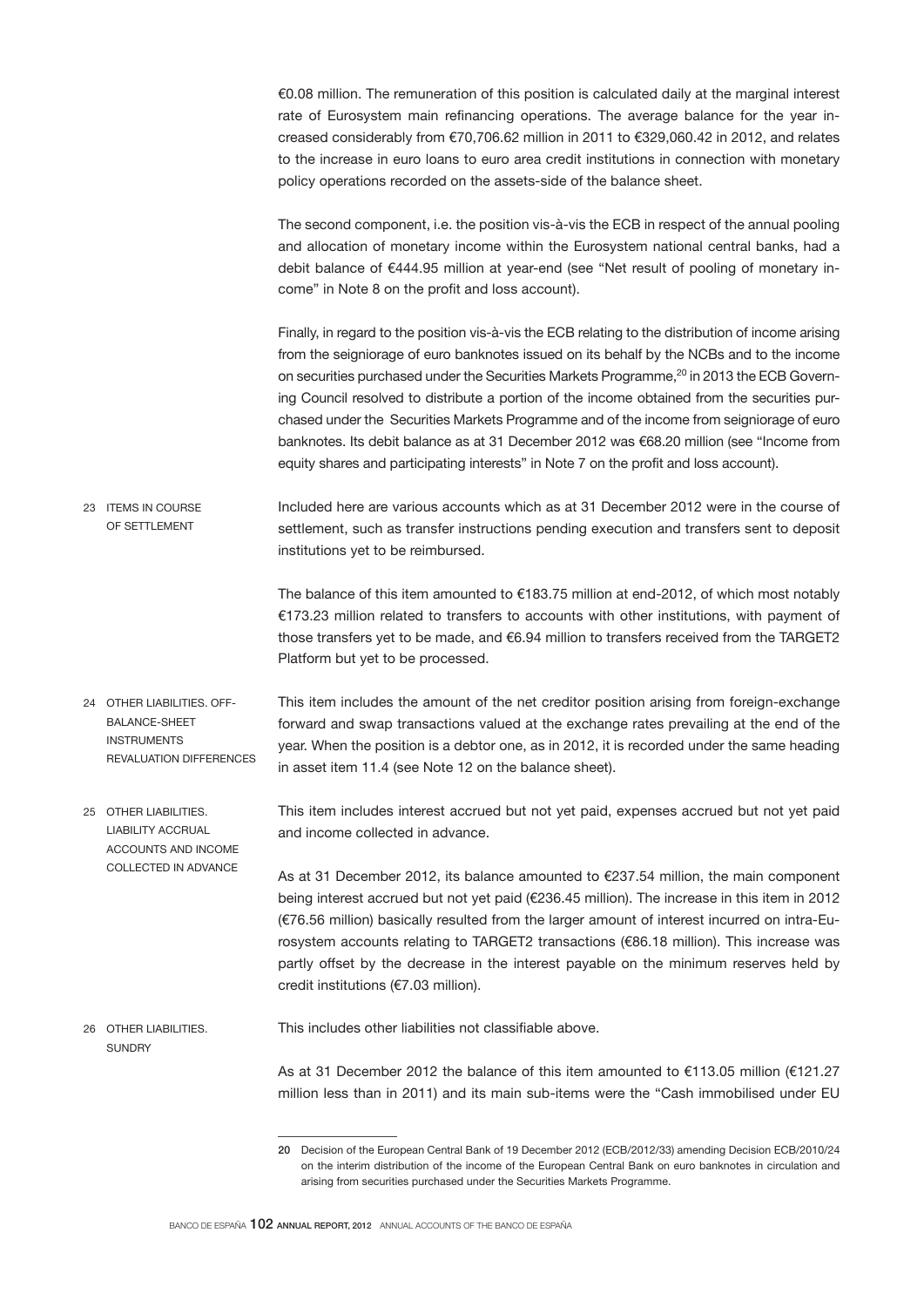€0.08 million. The remuneration of this position is calculated daily at the marginal interest rate of Eurosystem main refinancing operations. The average balance for the year increased considerably from €70,706.62 million in 2011 to €329,060.42 in 2012, and relates to the increase in euro loans to euro area credit institutions in connection with monetary policy operations recorded on the assets-side of the balance sheet.

The second component, i.e. the position vis-à-vis the ECB in respect of the annual pooling and allocation of monetary income within the Eurosystem national central banks, had a debit balance of €444.95 million at year-end (see "Net result of pooling of monetary income" in Note 8 on the profit and loss account).

Finally, in regard to the position vis-à-vis the ECB relating to the distribution of income arising from the seigniorage of euro banknotes issued on its behalf by the NCBs and to the income on securities purchased under the Securities Markets Programme,[20] in 2013 the ECB Governing Council resolved to distribute a portion of the income obtained from the securities purchased under the Securities Markets Programme and of the income from seigniorage of euro banknotes. Its debit balance as at 31 December 2012 was €68.20 million (see "Income from equity shares and participating interests" in Note 7 on the profit and loss account).

## 23 ITEMS IN COURSE OF SETTLEMENT

Included here are various accounts which as at 31 December 2012 were in the course of settlement, such as transfer instructions pending execution and transfers sent to deposit institutions yet to be reimbursed.

The balance of this item amounted to €183.75 million at end-2012, of which most notably €173.23 million related to transfers to accounts with other institutions, with payment of those transfers yet to be made, and €6.94 million to transfers received from the TARGET2 Platform but yet to be processed.

## 24 OTHER LIABILITIES. OFF-BALANCE-SHEET INSTRUMENTS REVALUATION DIFFERENCES

This item includes the amount of the net creditor position arising from foreign-exchange forward and swap transactions valued at the exchange rates prevailing at the end of the year. When the position is a debtor one, as in 2012, it is recorded under the same heading in asset item 11.4 (see Note 12 on the balance sheet).

## 25 OTHER LIABILITIES. LIABILITY ACCRUAL ACCOUNTS AND INCOME COLLECTED IN ADVANCE

This item includes interest accrued but not yet paid, expenses accrued but not yet paid and income collected in advance.

As at 31 December 2012, its balance amounted to €237.54 million, the main component being interest accrued but not yet paid (€236.45 million). The increase in this item in 2012 (€76.56 million) basically resulted from the larger amount of interest incurred on intra-Eurosystem accounts relating to TARGET2 transactions (€86.18 million). This increase was partly offset by the decrease in the interest payable on the minimum reserves held by credit institutions (€7.03 million).

## 26 OTHER LIABILITIES. SUNDRY

This includes other liabilities not classifiable above.

As at 31 December 2012 the balance of this item amounted to €113.05 million (€121.27 million less than in 2011) and its main sub-items were the "Cash immobilised under EU

---

20 Decision of the European Central Bank of 19 December 2012 (ECB/2012/33) amending Decision ECB/2010/24 on the interim distribution of the income of the European Central Bank on euro banknotes in circulation and arising from securities purchased under the Securities Markets Programme.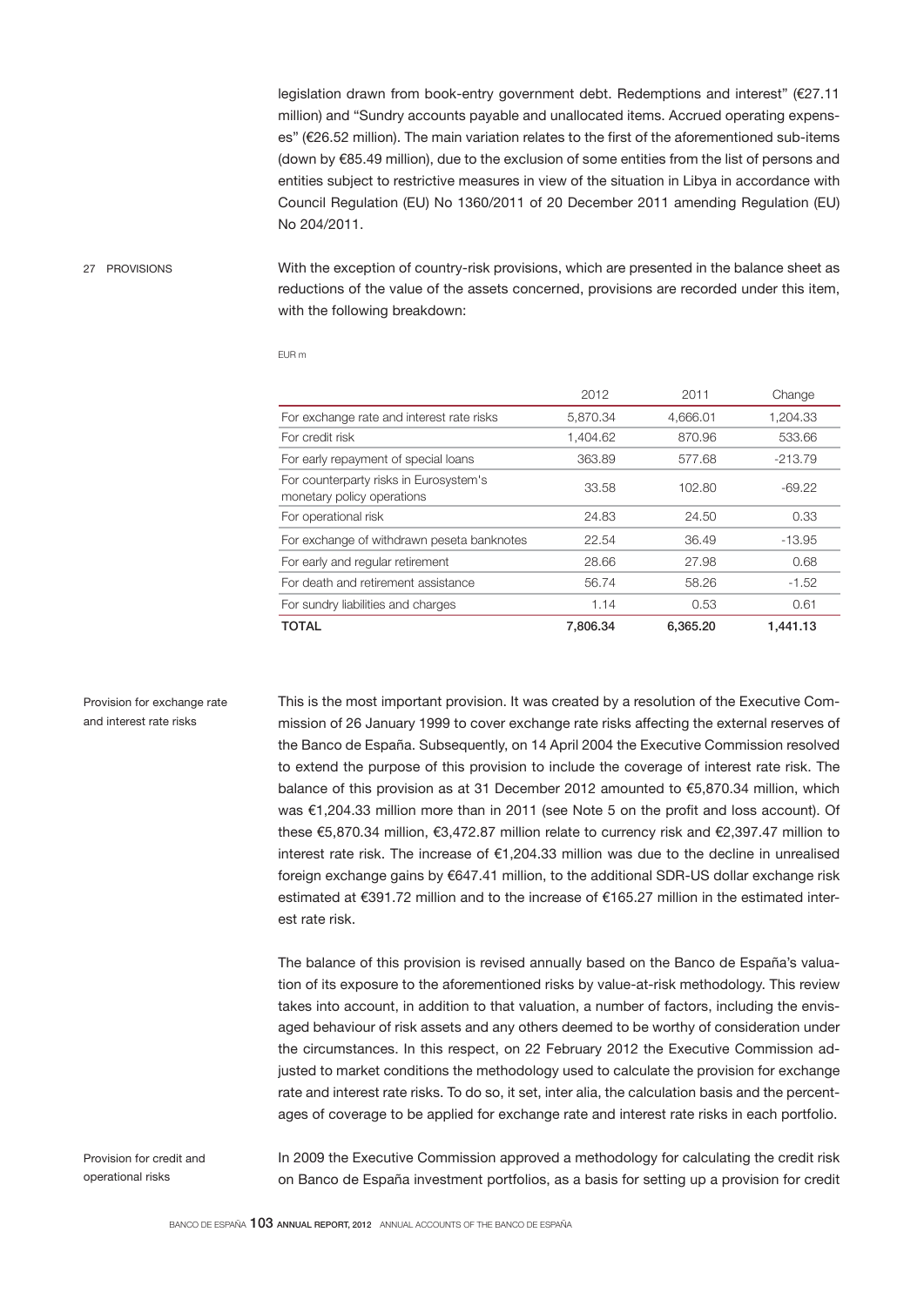legislation drawn from book-entry government debt. Redemptions and interest" (€27.11 million) and "Sundry accounts payable and unallocated items. Accrued operating expenses" (€26.52 million). The main variation relates to the first of the aforementioned sub-items (down by €85.49 million), due to the exclusion of some entities from the list of persons and entities subject to restrictive measures in view of the situation in Libya in accordance with Council Regulation (EU) No 1360/2011 of 20 December 2011 amending Regulation (EU) No 204/2011.

## 27 PROVISIONS

With the exception of country-risk provisions, which are presented in the balance sheet as reductions of the value of the assets concerned, provisions are recorded under this item, with the following breakdown:

EUR m

| | 2012 | 2011 | Change |
|---|---|---|---|
| For exchange rate and interest rate risks | 5,870.34 | 4,666.01 | 1,204.33 |
| For credit risk | 1,404.62 | 870.96 | 533.66 |
| For early repayment of special loans | 363.89 | 577.68 | -213.79 |
| For counterparty risks in Eurosystem's monetary policy operations | 33.58 | 102.80 | -69.22 |
| For operational risk | 24.83 | 24.50 | 0.33 |
| For exchange of withdrawn peseta banknotes | 22.54 | 36.49 | -13.95 |
| For early and regular retirement | 28.66 | 27.98 | 0.68 |
| For death and retirement assistance | 56.74 | 58.26 | -1.52 |
| For sundry liabilities and charges | 1.14 | 0.53 | 0.61 |
| **TOTAL** | **7,806.34** | **6,365.20** | **1,441.13** |

### Provision for exchange rate and interest rate risks

This is the most important provision. It was created by a resolution of the Executive Commission of 26 January 1999 to cover exchange rate risks affecting the external reserves of the Banco de España. Subsequently, on 14 April 2004 the Executive Commission resolved to extend the purpose of this provision to include the coverage of interest rate risk. The balance of this provision as at 31 December 2012 amounted to €5,870.34 million, which was €1,204.33 million more than in 2011 (see Note 5 on the profit and loss account). Of these €5,870.34 million, €3,472.87 million relate to currency risk and €2,397.47 million to interest rate risk. The increase of €1,204.33 million was due to the decline in unrealised foreign exchange gains by €647.41 million, to the additional SDR-US dollar exchange risk estimated at €391.72 million and to the increase of €165.27 million in the estimated interest rate risk.

The balance of this provision is revised annually based on the Banco de España's valuation of its exposure to the aforementioned risks by value-at-risk methodology. This review takes into account, in addition to that valuation, a number of factors, including the envisaged behaviour of risk assets and any others deemed to be worthy of consideration under the circumstances. In this respect, on 22 February 2012 the Executive Commission adjusted to market conditions the methodology used to calculate the provision for exchange rate and interest rate risks. To do so, it set, inter alia, the calculation basis and the percentages of coverage to be applied for exchange rate and interest rate risks in each portfolio.

### Provision for credit and operational risks

In 2009 the Executive Commission approved a methodology for calculating the credit risk on Banco de España investment portfolios, as a basis for setting up a provision for credit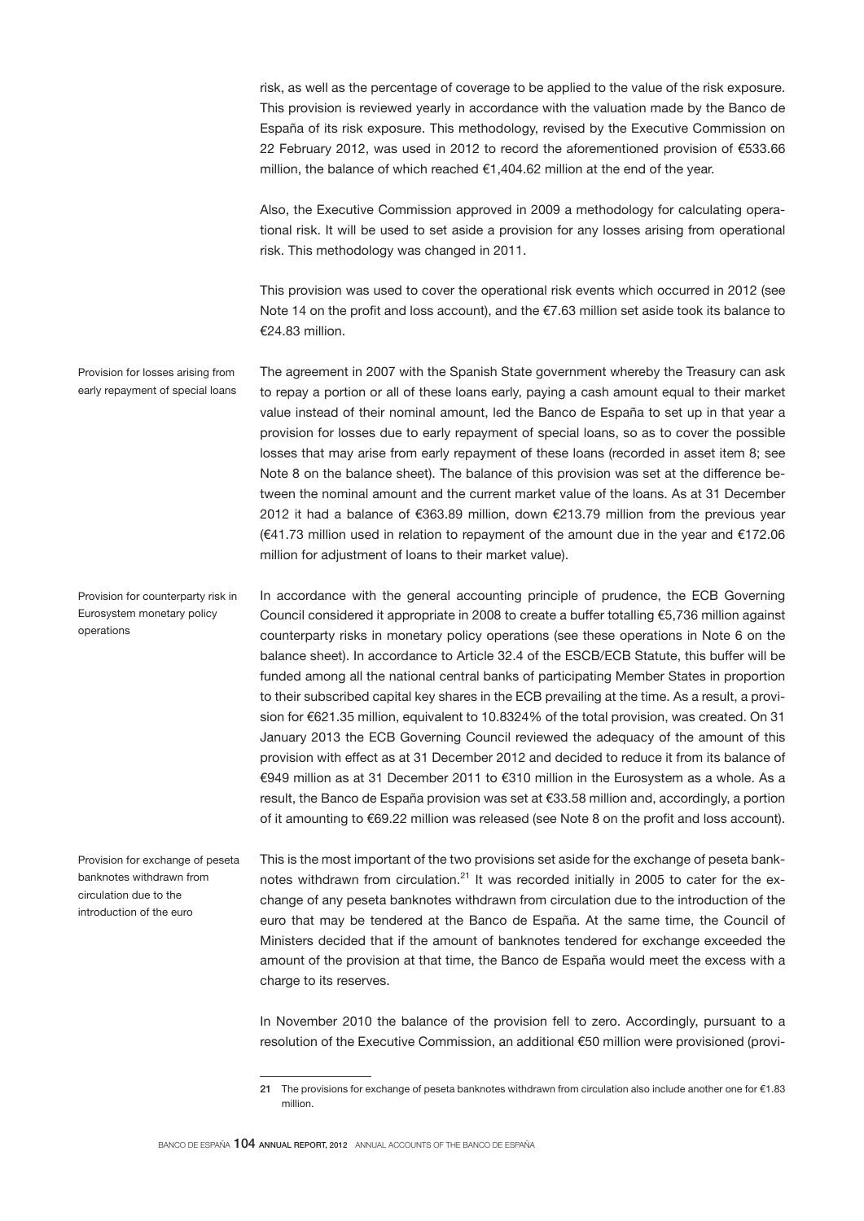risk, as well as the percentage of coverage to be applied to the value of the risk exposure. This provision is reviewed yearly in accordance with the valuation made by the Banco de España of its risk exposure. This methodology, revised by the Executive Commission on 22 February 2012, was used in 2012 to record the aforementioned provision of €533.66 million, the balance of which reached €1,404.62 million at the end of the year.

Also, the Executive Commission approved in 2009 a methodology for calculating operational risk. It will be used to set aside a provision for any losses arising from operational risk. This methodology was changed in 2011.

This provision was used to cover the operational risk events which occurred in 2012 (see Note 14 on the profit and loss account), and the €7.63 million set aside took its balance to €24.83 million.

**Provision for losses arising from early repayment of special loans**

The agreement in 2007 with the Spanish State government whereby the Treasury can ask to repay a portion or all of these loans early, paying a cash amount equal to their market value instead of their nominal amount, led the Banco de España to set up in that year a provision for losses due to early repayment of special loans, so as to cover the possible losses that may arise from early repayment of these loans (recorded in asset item 8; see Note 8 on the balance sheet). The balance of this provision was set at the difference between the nominal amount and the current market value of the loans. As at 31 December 2012 it had a balance of €363.89 million, down €213.79 million from the previous year (€41.73 million used in relation to repayment of the amount due in the year and €172.06 million for adjustment of loans to their market value).

**Provision for counterparty risk in Eurosystem monetary policy operations**

In accordance with the general accounting principle of prudence, the ECB Governing Council considered it appropriate in 2008 to create a buffer totalling €5,736 million against counterparty risks in monetary policy operations (see these operations in Note 6 on the balance sheet). In accordance to Article 32.4 of the ESCB/ECB Statute, this buffer will be funded among all the national central banks of participating Member States in proportion to their subscribed capital key shares in the ECB prevailing at the time. As a result, a provision for €621.35 million, equivalent to 10.8324% of the total provision, was created. On 31 January 2013 the ECB Governing Council reviewed the adequacy of the amount of this provision with effect as at 31 December 2012 and decided to reduce it from its balance of €949 million as at 31 December 2011 to €310 million in the Eurosystem as a whole. As a result, the Banco de España provision was set at €33.58 million and, accordingly, a portion of it amounting to €69.22 million was released (see Note 8 on the profit and loss account).

**Provision for exchange of peseta banknotes withdrawn from circulation due to the introduction of the euro**

This is the most important of the two provisions set aside for the exchange of peseta banknotes withdrawn from circulation.[21] It was recorded initially in 2005 to cater for the exchange of any peseta banknotes withdrawn from circulation due to the introduction of the euro that may be tendered at the Banco de España. At the same time, the Council of Ministers decided that if the amount of banknotes tendered for exchange exceeded the amount of the provision at that time, the Banco de España would meet the excess with a charge to its reserves.

In November 2010 the balance of the provision fell to zero. Accordingly, pursuant to a resolution of the Executive Commission, an additional €50 million were provisioned (provi-

---

21 The provisions for exchange of peseta banknotes withdrawn from circulation also include another one for €1.83 million.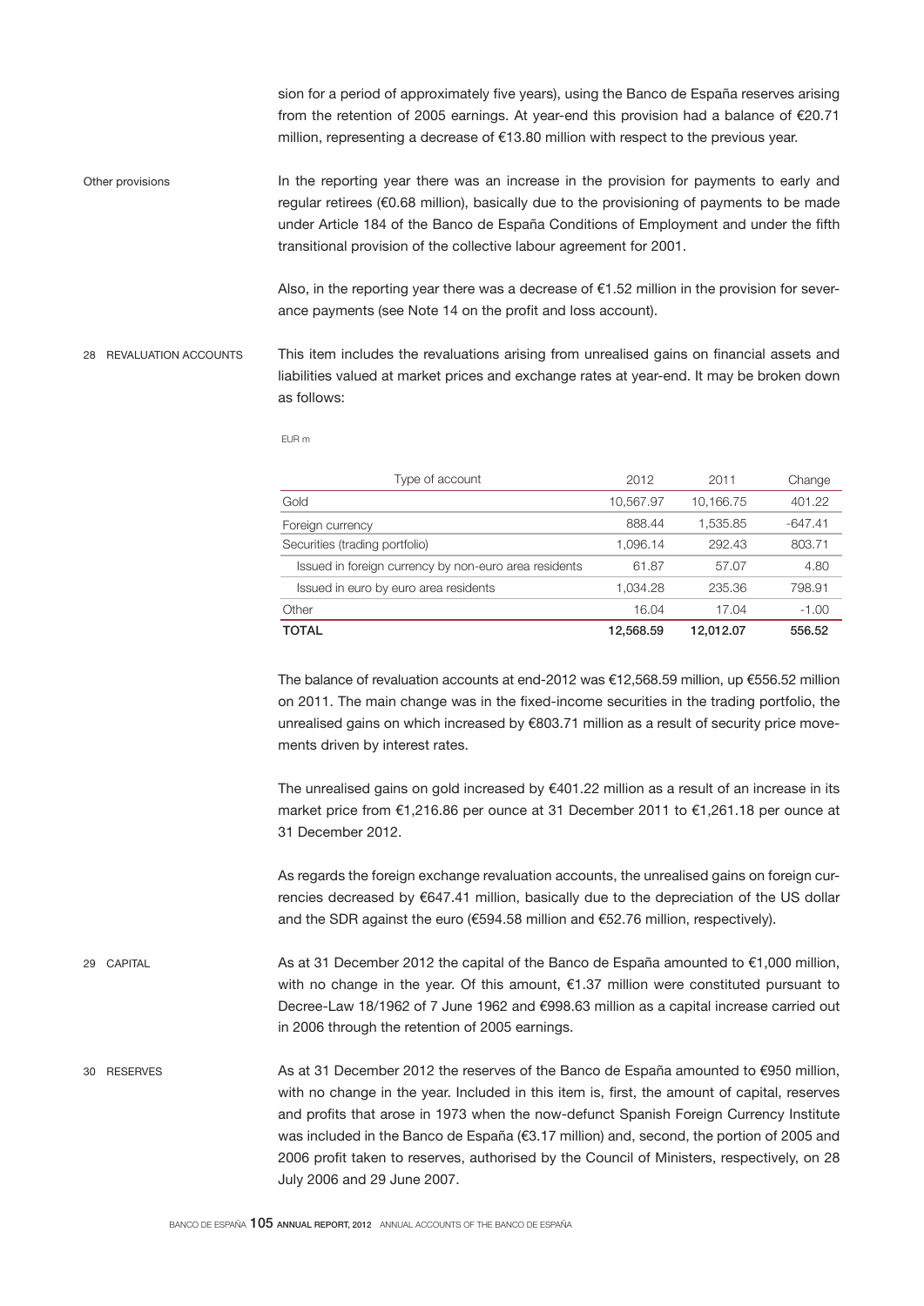sion for a period of approximately five years), using the Banco de España reserves arising from the retention of 2005 earnings. At year-end this provision had a balance of €20.71 million, representing a decrease of €13.80 million with respect to the previous year.

Other provisions

In the reporting year there was an increase in the provision for payments to early and regular retirees (€0.68 million), basically due to the provisioning of payments to be made under Article 184 of the Banco de España Conditions of Employment and under the fifth transitional provision of the collective labour agreement for 2001.

Also, in the reporting year there was a decrease of €1.52 million in the provision for severance payments (see Note 14 on the profit and loss account).

## 28 REVALUATION ACCOUNTS

This item includes the revaluations arising from unrealised gains on financial assets and liabilities valued at market prices and exchange rates at year-end. It may be broken down as follows:

EUR m

| Type of account | 2012 | 2011 | Change |
|---|---|---|---|
| Gold | 10,567.97 | 10,166.75 | 401.22 |
| Foreign currency | 888.44 | 1,535.85 | -647.41 |
| Securities (trading portfolio) | 1,096.14 | 292.43 | 803.71 |
| Issued in foreign currency by non-euro area residents | 61.87 | 57.07 | 4.80 |
| Issued in euro by euro area residents | 1,034.28 | 235.36 | 798.91 |
| Other | 16.04 | 17.04 | -1.00 |
| **TOTAL** | **12,568.59** | **12,012.07** | **556.52** |

The balance of revaluation accounts at end-2012 was €12,568.59 million, up €556.52 million on 2011. The main change was in the fixed-income securities in the trading portfolio, the unrealised gains on which increased by €803.71 million as a result of security price movements driven by interest rates.

The unrealised gains on gold increased by €401.22 million as a result of an increase in its market price from €1,216.86 per ounce at 31 December 2011 to €1,261.18 per ounce at 31 December 2012.

As regards the foreign exchange revaluation accounts, the unrealised gains on foreign currencies decreased by €647.41 million, basically due to the depreciation of the US dollar and the SDR against the euro (€594.58 million and €52.76 million, respectively).

## 29 CAPITAL

As at 31 December 2012 the capital of the Banco de España amounted to €1,000 million, with no change in the year. Of this amount, €1.37 million were constituted pursuant to Decree-Law 18/1962 of 7 June 1962 and €998.63 million as a capital increase carried out in 2006 through the retention of 2005 earnings.

## 30 RESERVES

As at 31 December 2012 the reserves of the Banco de España amounted to €950 million, with no change in the year. Included in this item is, first, the amount of capital, reserves and profits that arose in 1973 when the now-defunct Spanish Foreign Currency Institute was included in the Banco de España (€3.17 million) and, second, the portion of 2005 and 2006 profit taken to reserves, authorised by the Council of Ministers, respectively, on 28 July 2006 and 29 June 2007.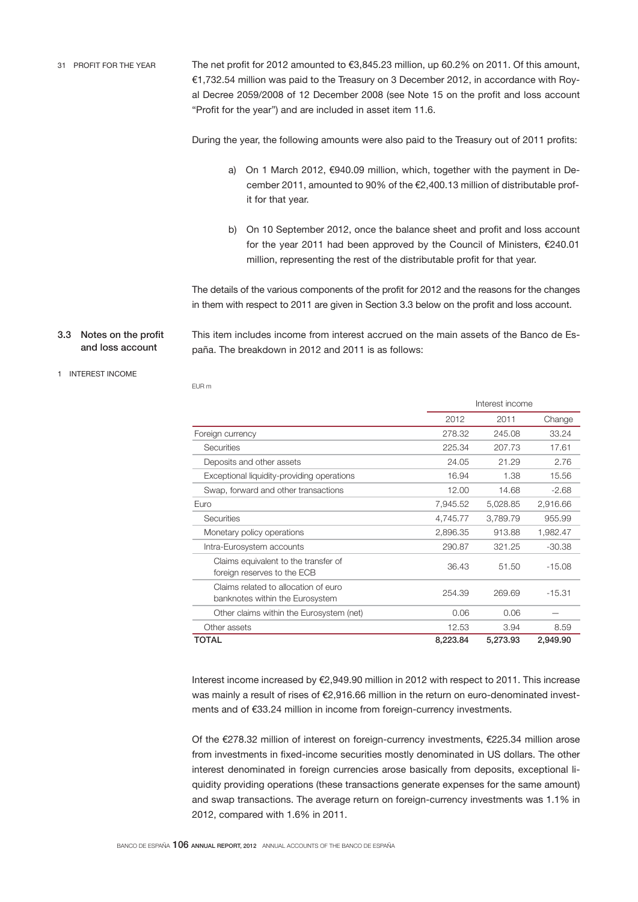31 PROFIT FOR THE YEAR

The net profit for 2012 amounted to €3,845.23 million, up 60.2% on 2011. Of this amount, €1,732.54 million was paid to the Treasury on 3 December 2012, in accordance with Royal Decree 2059/2008 of 12 December 2008 (see Note 15 on the profit and loss account "Profit for the year") and are included in asset item 11.6.

During the year, the following amounts were also paid to the Treasury out of 2011 profits:

a) On 1 March 2012, €940.09 million, which, together with the payment in December 2011, amounted to 90% of the €2,400.13 million of distributable profit for that year.

b) On 10 September 2012, once the balance sheet and profit and loss account for the year 2011 had been approved by the Council of Ministers, €240.01 million, representing the rest of the distributable profit for that year.

The details of the various components of the profit for 2012 and the reasons for the changes in them with respect to 2011 are given in Section 3.3 below on the profit and loss account.

## 3.3 Notes on the profit and loss account

1 INTEREST INCOME

This item includes income from interest accrued on the main assets of the Banco de España. The breakdown in 2012 and 2011 is as follows:

EUR m

| | Interest income | | |
|---|---|---|---|
| | 2012 | 2011 | Change |
| Foreign currency | 278.32 | 245.08 | 33.24 |
| Securities | 225.34 | 207.73 | 17.61 |
| Deposits and other assets | 24.05 | 21.29 | 2.76 |
| Exceptional liquidity-providing operations | 16.94 | 1.38 | 15.56 |
| Swap, forward and other transactions | 12.00 | 14.68 | -2.68 |
| Euro | 7,945.52 | 5,028.85 | 2,916.66 |
| Securities | 4,745.77 | 3,789.79 | 955.99 |
| Monetary policy operations | 2,896.35 | 913.88 | 1,982.47 |
| Intra-Eurosystem accounts | 290.87 | 321.25 | -30.38 |
| Claims equivalent to the transfer of foreign reserves to the ECB | 36.43 | 51.50 | -15.08 |
| Claims related to allocation of euro banknotes within the Eurosystem | 254.39 | 269.69 | -15.31 |
| Other claims within the Eurosystem (net) | 0.06 | 0.06 | — |
| Other assets | 12.53 | 3.94 | 8.59 |
| **TOTAL** | **8,223.84** | **5,273.93** | **2,949.90** |

Interest income increased by €2,949.90 million in 2012 with respect to 2011. This increase was mainly a result of rises of €2,916.66 million in the return on euro-denominated investments and of €33.24 million in income from foreign-currency investments.

Of the €278.32 million of interest on foreign-currency investments, €225.34 million arose from investments in fixed-income securities mostly denominated in US dollars. The other interest denominated in foreign currencies arose basically from deposits, exceptional liquidity providing operations (these transactions generate expenses for the same amount) and swap transactions. The average return on foreign-currency investments was 1.1% in 2012, compared with 1.6% in 2011.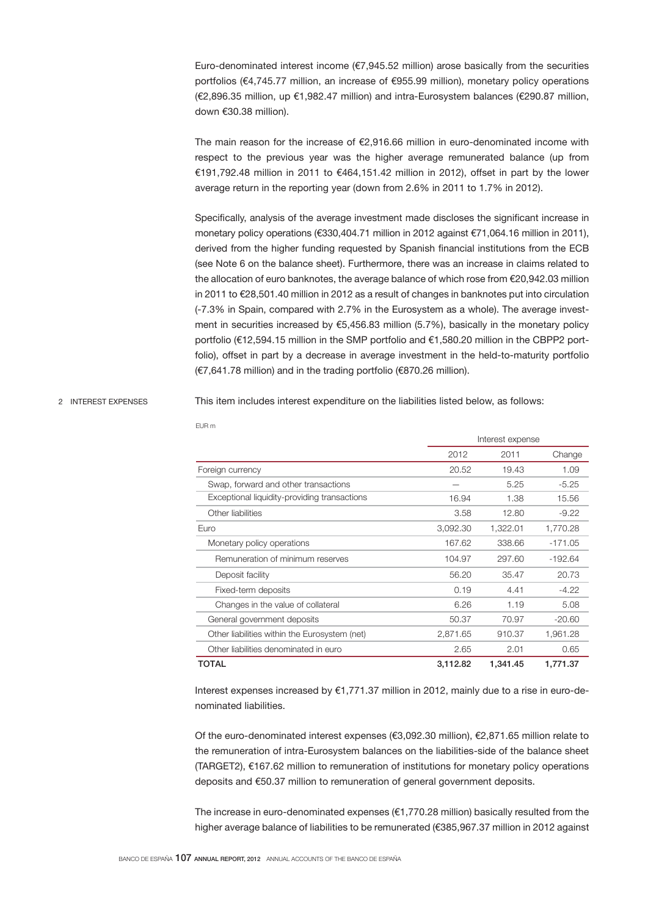Euro-denominated interest income (€7,945.52 million) arose basically from the securities portfolios (€4,745.77 million, an increase of €955.99 million), monetary policy operations (€2,896.35 million, up €1,982.47 million) and intra-Eurosystem balances (€290.87 million, down €30.38 million).

The main reason for the increase of €2,916.66 million in euro-denominated income with respect to the previous year was the higher average remunerated balance (up from €191,792.48 million in 2011 to €464,151.42 million in 2012), offset in part by the lower average return in the reporting year (down from 2.6% in 2011 to 1.7% in 2012).

Specifically, analysis of the average investment made discloses the significant increase in monetary policy operations (€330,404.71 million in 2012 against €71,064.16 million in 2011), derived from the higher funding requested by Spanish financial institutions from the ECB (see Note 6 on the balance sheet). Furthermore, there was an increase in claims related to the allocation of euro banknotes, the average balance of which rose from €20,942.03 million in 2011 to €28,501.40 million in 2012 as a result of changes in banknotes put into circulation (-7.3% in Spain, compared with 2.7% in the Eurosystem as a whole). The average investment in securities increased by €5,456.83 million (5.7%), basically in the monetary policy portfolio (€12,594.15 million in the SMP portfolio and €1,580.20 million in the CBPP2 portfolio), offset in part by a decrease in average investment in the held-to-maturity portfolio (€7,641.78 million) and in the trading portfolio (€870.26 million).

## 2 INTEREST EXPENSES

This item includes interest expenditure on the liabilities listed below, as follows:

EUR m

| | Interest expense | | |
|---|---|---|---|
| | 2012 | 2011 | Change |
| Foreign currency | 20.52 | 19.43 | 1.09 |
| Swap, forward and other transactions | — | 5.25 | -5.25 |
| Exceptional liquidity-providing transactions | 16.94 | 1.38 | 15.56 |
| Other liabilities | 3.58 | 12.80 | -9.22 |
| Euro | 3,092.30 | 1,322.01 | 1,770.28 |
| Monetary policy operations | 167.62 | 338.66 | -171.05 |
| Remuneration of minimum reserves | 104.97 | 297.60 | -192.64 |
| Deposit facility | 56.20 | 35.47 | 20.73 |
| Fixed-term deposits | 0.19 | 4.41 | -4.22 |
| Changes in the value of collateral | 6.26 | 1.19 | 5.08 |
| General government deposits | 50.37 | 70.97 | -20.60 |
| Other liabilities within the Eurosystem (net) | 2,871.65 | 910.37 | 1,961.28 |
| Other liabilities denominated in euro | 2.65 | 2.01 | 0.65 |
| **TOTAL** | **3,112.82** | **1,341.45** | **1,771.37** |

Interest expenses increased by €1,771.37 million in 2012, mainly due to a rise in euro-denominated liabilities.

Of the euro-denominated interest expenses (€3,092.30 million), €2,871.65 million relate to the remuneration of intra-Eurosystem balances on the liabilities-side of the balance sheet (TARGET2), €167.62 million to remuneration of institutions for monetary policy operations deposits and €50.37 million to remuneration of general government deposits.

The increase in euro-denominated expenses (€1,770.28 million) basically resulted from the higher average balance of liabilities to be remunerated (€385,967.37 million in 2012 against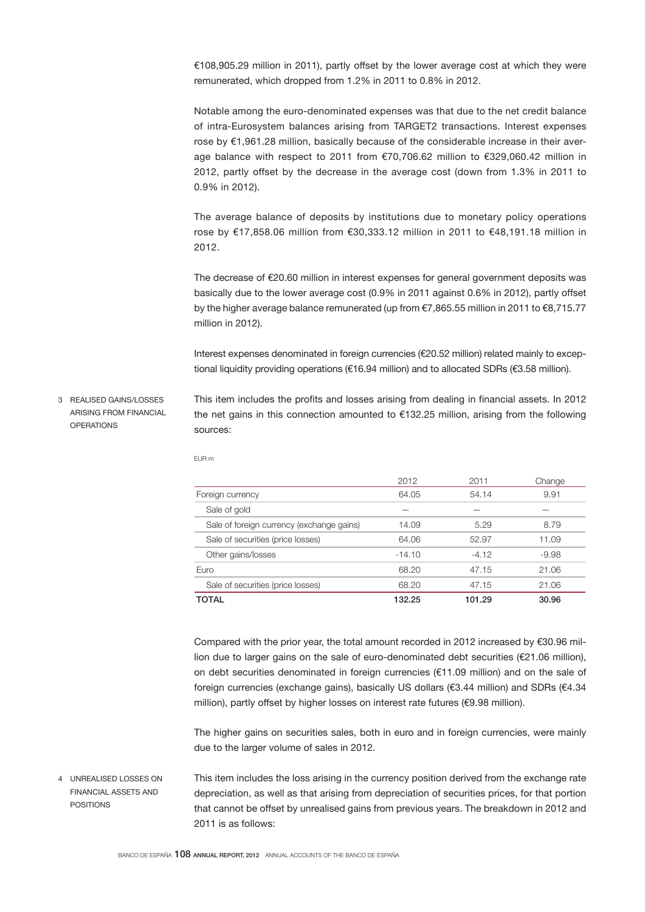€108,905.29 million in 2011), partly offset by the lower average cost at which they were remunerated, which dropped from 1.2% in 2011 to 0.8% in 2012.

Notable among the euro-denominated expenses was that due to the net credit balance of intra-Eurosystem balances arising from TARGET2 transactions. Interest expenses rose by €1,961.28 million, basically because of the considerable increase in their average balance with respect to 2011 from €70,706.62 million to €329,060.42 million in 2012, partly offset by the decrease in the average cost (down from 1.3% in 2011 to 0.9% in 2012).

The average balance of deposits by institutions due to monetary policy operations rose by €17,858.06 million from €30,333.12 million in 2011 to €48,191.18 million in 2012.

The decrease of €20.60 million in interest expenses for general government deposits was basically due to the lower average cost (0.9% in 2011 against 0.6% in 2012), partly offset by the higher average balance remunerated (up from €7,865.55 million in 2011 to €8,715.77 million in 2012).

Interest expenses denominated in foreign currencies (€20.52 million) related mainly to exceptional liquidity providing operations (€16.94 million) and to allocated SDRs (€3.58 million).

## 3 REALISED GAINS/LOSSES ARISING FROM FINANCIAL OPERATIONS

This item includes the profits and losses arising from dealing in financial assets. In 2012 the net gains in this connection amounted to €132.25 million, arising from the following sources:

EUR m

| | 2012 | 2011 | Change |
|---|---|---|---|
| Foreign currency | 64.05 | 54.14 | 9.91 |
| Sale of gold | — | — | — |
| Sale of foreign currency (exchange gains) | 14.09 | 5.29 | 8.79 |
| Sale of securities (price losses) | 64.06 | 52.97 | 11.09 |
| Other gains/losses | -14.10 | -4.12 | -9.98 |
| Euro | 68.20 | 47.15 | 21.06 |
| Sale of securities (price losses) | 68.20 | 47.15 | 21.06 |
| **TOTAL** | **132.25** | **101.29** | **30.96** |

Compared with the prior year, the total amount recorded in 2012 increased by €30.96 million due to larger gains on the sale of euro-denominated debt securities (€21.06 million), on debt securities denominated in foreign currencies (€11.09 million) and on the sale of foreign currencies (exchange gains), basically US dollars (€3.44 million) and SDRs (€4.34 million), partly offset by higher losses on interest rate futures (€9.98 million).

The higher gains on securities sales, both in euro and in foreign currencies, were mainly due to the larger volume of sales in 2012.

## 4 UNREALISED LOSSES ON FINANCIAL ASSETS AND POSITIONS

This item includes the loss arising in the currency position derived from the exchange rate depreciation, as well as that arising from depreciation of securities prices, for that portion that cannot be offset by unrealised gains from previous years. The breakdown in 2012 and 2011 is as follows: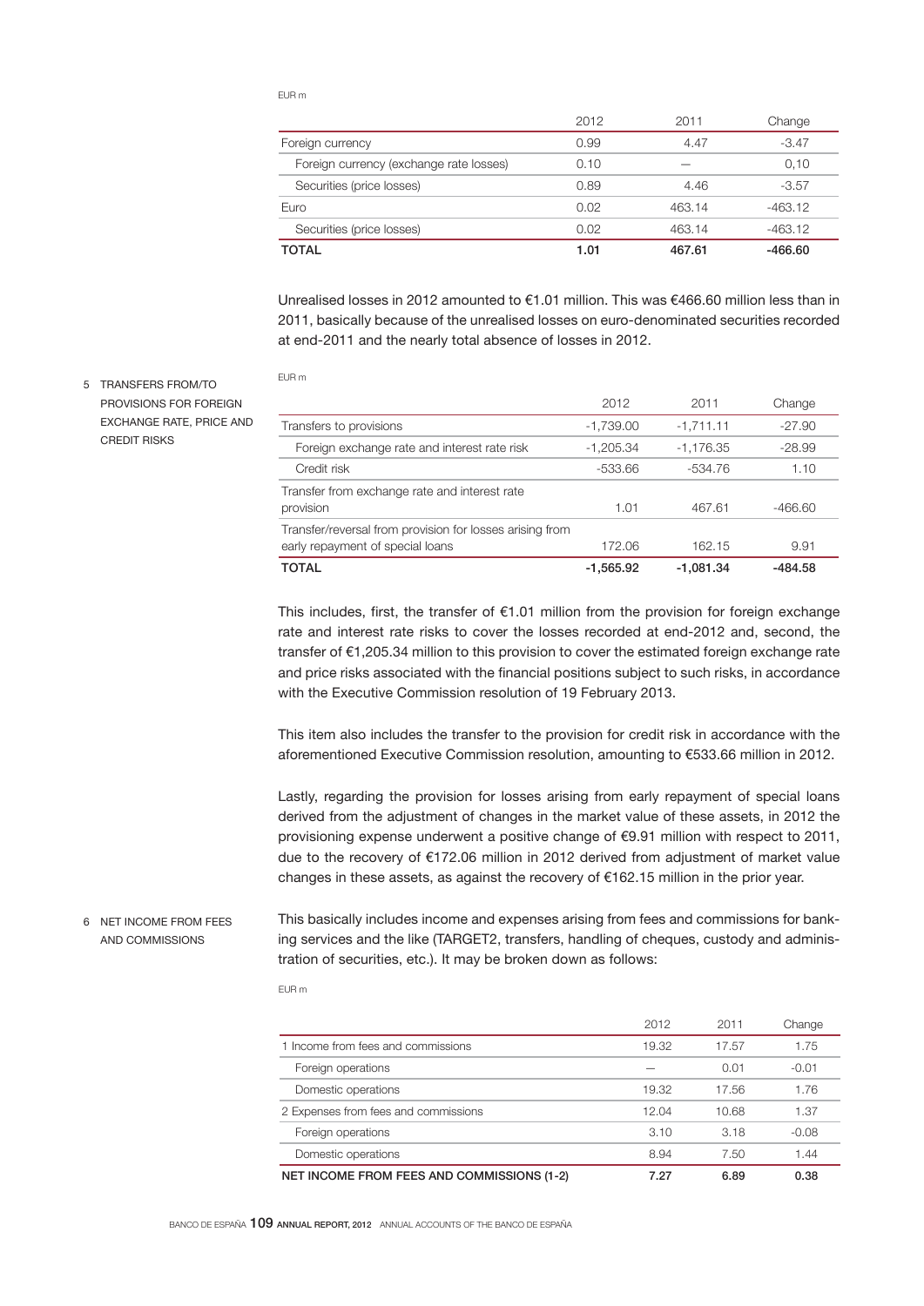EUR m

| | 2012 | 2011 | Change |
|---|---|---|---|
| Foreign currency | 0.99 | 4.47 | -3.47 |
| Foreign currency (exchange rate losses) | 0.10 | — | 0,10 |
| Securities (price losses) | 0.89 | 4.46 | -3.57 |
| Euro | 0.02 | 463.14 | -463.12 |
| Securities (price losses) | 0.02 | 463.14 | -463.12 |
| **TOTAL** | **1.01** | **467.61** | **-466.60** |

Unrealised losses in 2012 amounted to €1.01 million. This was €466.60 million less than in 2011, basically because of the unrealised losses on euro-denominated securities recorded at end-2011 and the nearly total absence of losses in 2012.

## 5 TRANSFERS FROM/TO PROVISIONS FOR FOREIGN EXCHANGE RATE, PRICE AND CREDIT RISKS

EUR m

| | 2012 | 2011 | Change |
|---|---|---|---|
| Transfers to provisions | -1,739.00 | -1,711.11 | -27.90 |
| Foreign exchange rate and interest rate risk | -1,205.34 | -1,176.35 | -28.99 |
| Credit risk | -533.66 | -534.76 | 1.10 |
| Transfer from exchange rate and interest rate provision | 1.01 | 467.61 | -466.60 |
| Transfer/reversal from provision for losses arising from early repayment of special loans | 172.06 | 162.15 | 9.91 |
| **TOTAL** | **-1,565.92** | **-1,081.34** | **-484.58** |

This includes, first, the transfer of €1.01 million from the provision for foreign exchange rate and interest rate risks to cover the losses recorded at end-2012 and, second, the transfer of €1,205.34 million to this provision to cover the estimated foreign exchange rate and price risks associated with the financial positions subject to such risks, in accordance with the Executive Commission resolution of 19 February 2013.

This item also includes the transfer to the provision for credit risk in accordance with the aforementioned Executive Commission resolution, amounting to €533.66 million in 2012.

Lastly, regarding the provision for losses arising from early repayment of special loans derived from the adjustment of changes in the market value of these assets, in 2012 the provisioning expense underwent a positive change of €9.91 million with respect to 2011, due to the recovery of €172.06 million in 2012 derived from adjustment of market value changes in these assets, as against the recovery of €162.15 million in the prior year.

## 6 NET INCOME FROM FEES AND COMMISSIONS

This basically includes income and expenses arising from fees and commissions for banking services and the like (TARGET2, transfers, handling of cheques, custody and administration of securities, etc.). It may be broken down as follows:

EUR m

| | 2012 | 2011 | Change |
|---|---|---|---|
| 1 Income from fees and commissions | 19.32 | 17.57 | 1.75 |
| Foreign operations | — | 0.01 | -0.01 |
| Domestic operations | 19.32 | 17.56 | 1.76 |
| 2 Expenses from fees and commissions | 12.04 | 10.68 | 1.37 |
| Foreign operations | 3.10 | 3.18 | -0.08 |
| Domestic operations | 8.94 | 7.50 | 1.44 |
| **NET INCOME FROM FEES AND COMMISSIONS (1-2)** | **7.27** | **6.89** | **0.38** |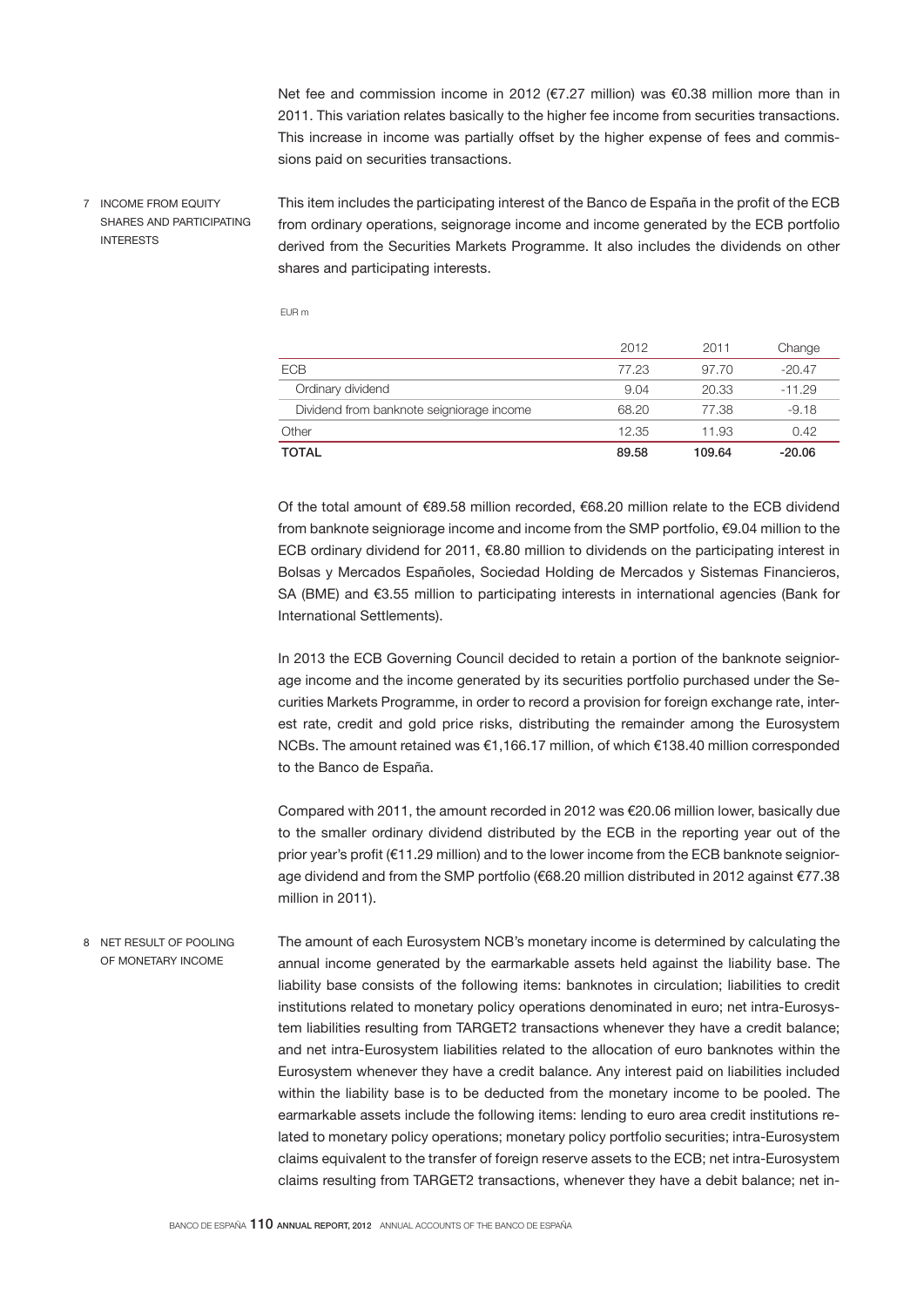Net fee and commission income in 2012 (€7.27 million) was €0.38 million more than in 2011. This variation relates basically to the higher fee income from securities transactions. This increase in income was partially offset by the higher expense of fees and commissions paid on securities transactions.

## 7 INCOME FROM EQUITY SHARES AND PARTICIPATING INTERESTS

This item includes the participating interest of the Banco de España in the profit of the ECB from ordinary operations, seignorage income and income generated by the ECB portfolio derived from the Securities Markets Programme. It also includes the dividends on other shares and participating interests.

EUR m

| | 2012 | 2011 | Change |
|---|---|---|---|
| ECB | 77.23 | 97.70 | -20.47 |
| Ordinary dividend | 9.04 | 20.33 | -11.29 |
| Dividend from banknote seigniorage income | 68.20 | 77.38 | -9.18 |
| Other | 12.35 | 11.93 | 0.42 |
| **TOTAL** | **89.58** | **109.64** | **-20.06** |

Of the total amount of €89.58 million recorded, €68.20 million relate to the ECB dividend from banknote seigniorage income and income from the SMP portfolio, €9.04 million to the ECB ordinary dividend for 2011, €8.80 million to dividends on the participating interest in Bolsas y Mercados Españoles, Sociedad Holding de Mercados y Sistemas Financieros, SA (BME) and €3.55 million to participating interests in international agencies (Bank for International Settlements).

In 2013 the ECB Governing Council decided to retain a portion of the banknote seigniorage income and the income generated by its securities portfolio purchased under the Securities Markets Programme, in order to record a provision for foreign exchange rate, interest rate, credit and gold price risks, distributing the remainder among the Eurosystem NCBs. The amount retained was €1,166.17 million, of which €138.40 million corresponded to the Banco de España.

Compared with 2011, the amount recorded in 2012 was €20.06 million lower, basically due to the smaller ordinary dividend distributed by the ECB in the reporting year out of the prior year's profit (€11.29 million) and to the lower income from the ECB banknote seigniorage dividend and from the SMP portfolio (€68.20 million distributed in 2012 against €77.38 million in 2011).

## 8 NET RESULT OF POOLING OF MONETARY INCOME

The amount of each Eurosystem NCB's monetary income is determined by calculating the annual income generated by the earmarkable assets held against the liability base. The liability base consists of the following items: banknotes in circulation; liabilities to credit institutions related to monetary policy operations denominated in euro; net intra-Eurosystem liabilities resulting from TARGET2 transactions whenever they have a credit balance; and net intra-Eurosystem liabilities related to the allocation of euro banknotes within the Eurosystem whenever they have a credit balance. Any interest paid on liabilities included within the liability base is to be deducted from the monetary income to be pooled. The earmarkable assets include the following items: lending to euro area credit institutions related to monetary policy operations; monetary policy portfolio securities; intra-Eurosystem claims equivalent to the transfer of foreign reserve assets to the ECB; net intra-Eurosystem claims resulting from TARGET2 transactions, whenever they have a debit balance; net in-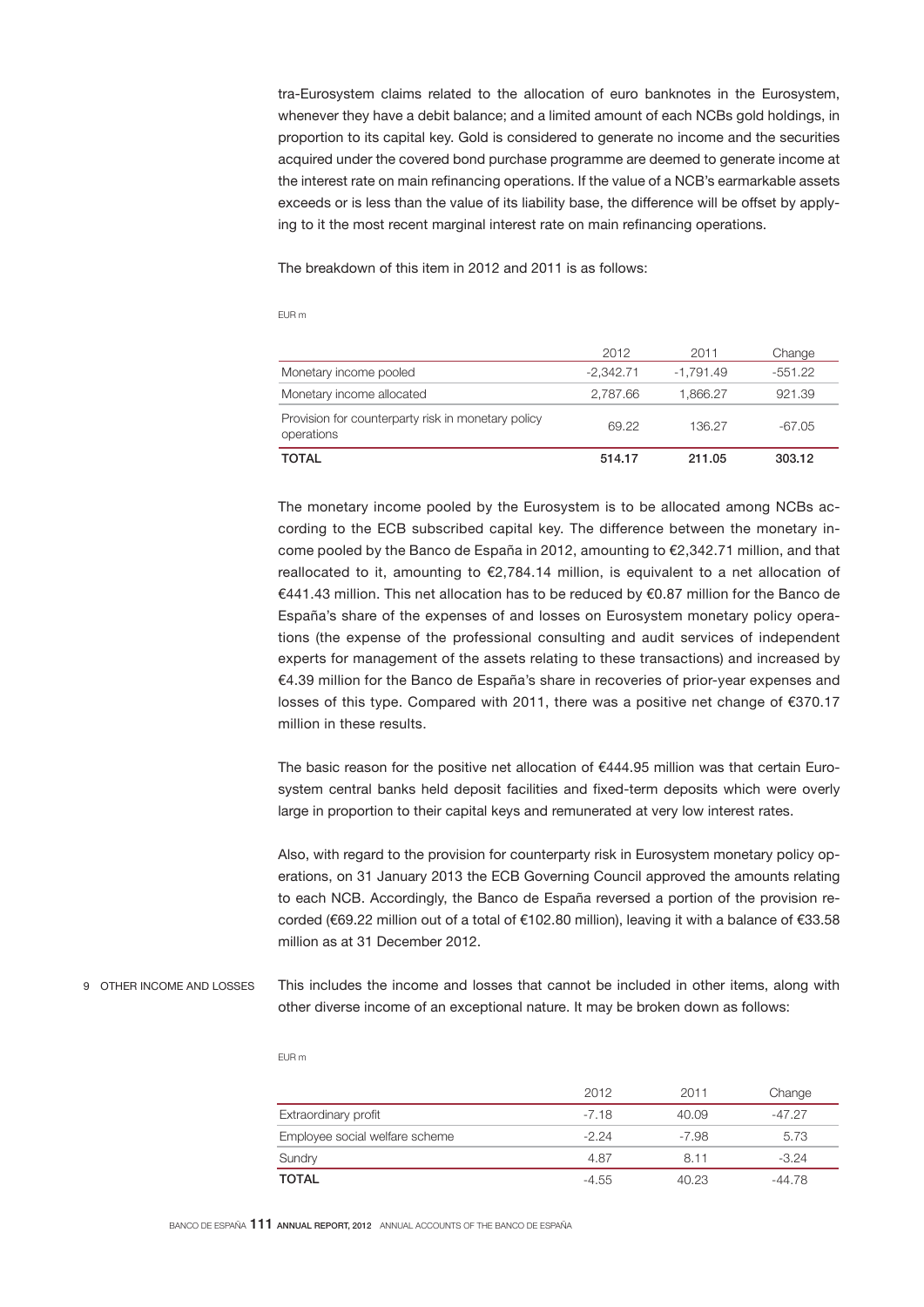tra-Eurosystem claims related to the allocation of euro banknotes in the Eurosystem, whenever they have a debit balance; and a limited amount of each NCBs gold holdings, in proportion to its capital key. Gold is considered to generate no income and the securities acquired under the covered bond purchase programme are deemed to generate income at the interest rate on main refinancing operations. If the value of a NCB's earmarkable assets exceeds or is less than the value of its liability base, the difference will be offset by applying to it the most recent marginal interest rate on main refinancing operations.

The breakdown of this item in 2012 and 2011 is as follows:

EUR m

| | 2012 | 2011 | Change |
|---|---|---|---|
| Monetary income pooled | -2,342.71 | -1,791.49 | -551.22 |
| Monetary income allocated | 2,787.66 | 1,866.27 | 921.39 |
| Provision for counterparty risk in monetary policy operations | 69.22 | 136.27 | -67.05 |
| **TOTAL** | **514.17** | **211.05** | **303.12** |

The monetary income pooled by the Eurosystem is to be allocated among NCBs according to the ECB subscribed capital key. The difference between the monetary income pooled by the Banco de España in 2012, amounting to €2,342.71 million, and that reallocated to it, amounting to €2,784.14 million, is equivalent to a net allocation of €441.43 million. This net allocation has to be reduced by €0.87 million for the Banco de España's share of the expenses of and losses on Eurosystem monetary policy operations (the expense of the professional consulting and audit services of independent experts for management of the assets relating to these transactions) and increased by €4.39 million for the Banco de España's share in recoveries of prior-year expenses and losses of this type. Compared with 2011, there was a positive net change of €370.17 million in these results.

The basic reason for the positive net allocation of €444.95 million was that certain Eurosystem central banks held deposit facilities and fixed-term deposits which were overly large in proportion to their capital keys and remunerated at very low interest rates.

Also, with regard to the provision for counterparty risk in Eurosystem monetary policy operations, on 31 January 2013 the ECB Governing Council approved the amounts relating to each NCB. Accordingly, the Banco de España reversed a portion of the provision recorded (€69.22 million out of a total of €102.80 million), leaving it with a balance of €33.58 million as at 31 December 2012.

## 9 OTHER INCOME AND LOSSES

This includes the income and losses that cannot be included in other items, along with other diverse income of an exceptional nature. It may be broken down as follows:

EUR m

| | 2012 | 2011 | Change |
|---|---|---|---|
| Extraordinary profit | -7.18 | 40.09 | -47.27 |
| Employee social welfare scheme | -2.24 | -7.98 | 5.73 |
| Sundry | 4.87 | 8.11 | -3.24 |
| **TOTAL** | -4.55 | 40.23 | -44.78 |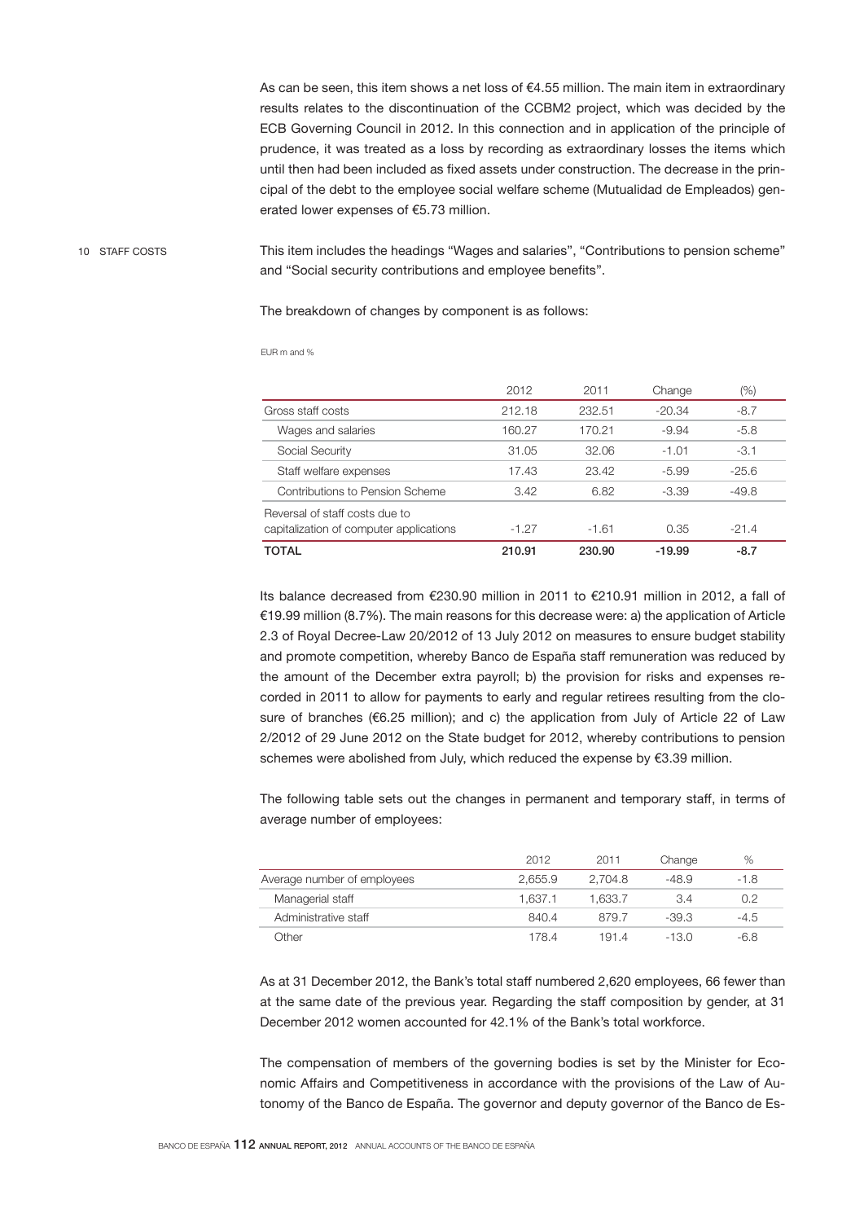As can be seen, this item shows a net loss of €4.55 million. The main item in extraordinary results relates to the discontinuation of the CCBM2 project, which was decided by the ECB Governing Council in 2012. In this connection and in application of the principle of prudence, it was treated as a loss by recording as extraordinary losses the items which until then had been included as fixed assets under construction. The decrease in the principal of the debt to the employee social welfare scheme (Mutualidad de Empleados) generated lower expenses of €5.73 million.

## 10 STAFF COSTS

This item includes the headings "Wages and salaries", "Contributions to pension scheme" and "Social security contributions and employee benefits".

The breakdown of changes by component is as follows:

EUR m and %

| | 2012 | 2011 | Change | (%) |
|---|---|---|---|---|
| Gross staff costs | 212.18 | 232.51 | -20.34 | -8.7 |
| Wages and salaries | 160.27 | 170.21 | -9.94 | -5.8 |
| Social Security | 31.05 | 32.06 | -1.01 | -3.1 |
| Staff welfare expenses | 17.43 | 23.42 | -5.99 | -25.6 |
| Contributions to Pension Scheme | 3.42 | 6.82 | -3.39 | -49.8 |
| Reversal of staff costs due to capitalization of computer applications | -1.27 | -1.61 | 0.35 | -21.4 |
| **TOTAL** | **210.91** | **230.90** | **-19.99** | **-8.7** |

Its balance decreased from €230.90 million in 2011 to €210.91 million in 2012, a fall of €19.99 million (8.7%). The main reasons for this decrease were: a) the application of Article 2.3 of Royal Decree-Law 20/2012 of 13 July 2012 on measures to ensure budget stability and promote competition, whereby Banco de España staff remuneration was reduced by the amount of the December extra payroll; b) the provision for risks and expenses recorded in 2011 to allow for payments to early and regular retirees resulting from the closure of branches (€6.25 million); and c) the application from July of Article 22 of Law 2/2012 of 29 June 2012 on the State budget for 2012, whereby contributions to pension schemes were abolished from July, which reduced the expense by €3.39 million.

The following table sets out the changes in permanent and temporary staff, in terms of average number of employees:

| | 2012 | 2011 | Change | % |
|---|---|---|---|---|
| Average number of employees | 2,655.9 | 2,704.8 | -48.9 | -1.8 |
| Managerial staff | 1,637.1 | 1,633.7 | 3.4 | 0.2 |
| Administrative staff | 840.4 | 879.7 | -39.3 | -4.5 |
| Other | 178.4 | 191.4 | -13.0 | -6.8 |

As at 31 December 2012, the Bank's total staff numbered 2,620 employees, 66 fewer than at the same date of the previous year. Regarding the staff composition by gender, at 31 December 2012 women accounted for 42.1% of the Bank's total workforce.

The compensation of members of the governing bodies is set by the Minister for Economic Affairs and Competitiveness in accordance with the provisions of the Law of Autonomy of the Banco de España. The governor and deputy governor of the Banco de Es-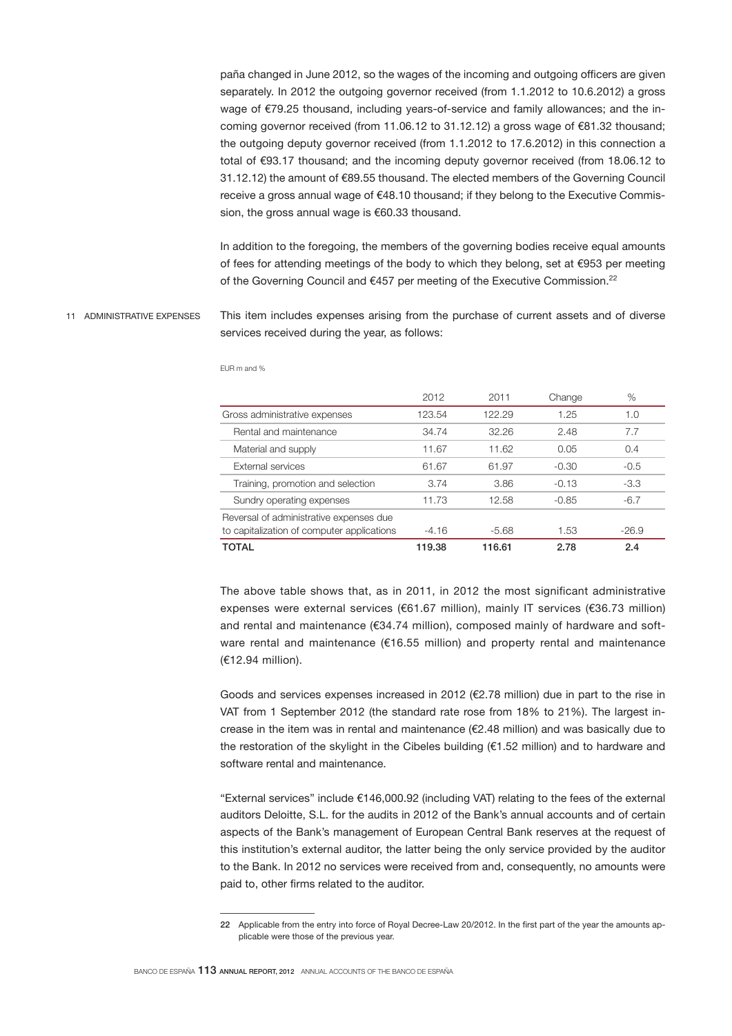paña changed in June 2012, so the wages of the incoming and outgoing officers are given separately. In 2012 the outgoing governor received (from 1.1.2012 to 10.6.2012) a gross wage of €79.25 thousand, including years-of-service and family allowances; and the incoming governor received (from 11.06.12 to 31.12.12) a gross wage of €81.32 thousand; the outgoing deputy governor received (from 1.1.2012 to 17.6.2012) in this connection a total of €93.17 thousand; and the incoming deputy governor received (from 18.06.12 to 31.12.12) the amount of €89.55 thousand. The elected members of the Governing Council receive a gross annual wage of €48.10 thousand; if they belong to the Executive Commission, the gross annual wage is €60.33 thousand.

In addition to the foregoing, the members of the governing bodies receive equal amounts of fees for attending meetings of the body to which they belong, set at €953 per meeting of the Governing Council and €457 per meeting of the Executive Commission.[22]

## 11 ADMINISTRATIVE EXPENSES

This item includes expenses arising from the purchase of current assets and of diverse services received during the year, as follows:

EUR m and %

| | 2012 | 2011 | Change | % |
|---|---|---|---|---|
| Gross administrative expenses | 123.54 | 122.29 | 1.25 | 1.0 |
| Rental and maintenance | 34.74 | 32.26 | 2.48 | 7.7 |
| Material and supply | 11.67 | 11.62 | 0.05 | 0.4 |
| External services | 61.67 | 61.97 | -0.30 | -0.5 |
| Training, promotion and selection | 3.74 | 3.86 | -0.13 | -3.3 |
| Sundry operating expenses | 11.73 | 12.58 | -0.85 | -6.7 |
| Reversal of administrative expenses due to capitalization of computer applications | -4.16 | -5.68 | 1.53 | -26.9 |
| **TOTAL** | **119.38** | **116.61** | **2.78** | **2.4** |

The above table shows that, as in 2011, in 2012 the most significant administrative expenses were external services (€61.67 million), mainly IT services (€36.73 million) and rental and maintenance (€34.74 million), composed mainly of hardware and software rental and maintenance (€16.55 million) and property rental and maintenance (€12.94 million).

Goods and services expenses increased in 2012 (€2.78 million) due in part to the rise in VAT from 1 September 2012 (the standard rate rose from 18% to 21%). The largest increase in the item was in rental and maintenance (€2.48 million) and was basically due to the restoration of the skylight in the Cibeles building (€1.52 million) and to hardware and software rental and maintenance.

"External services" include €146,000.92 (including VAT) relating to the fees of the external auditors Deloitte, S.L. for the audits in 2012 of the Bank's annual accounts and of certain aspects of the Bank's management of European Central Bank reserves at the request of this institution's external auditor, the latter being the only service provided by the auditor to the Bank. In 2012 no services were received from and, consequently, no amounts were paid to, other firms related to the auditor.

---

22 Applicable from the entry into force of Royal Decree-Law 20/2012. In the first part of the year the amounts applicable were those of the previous year.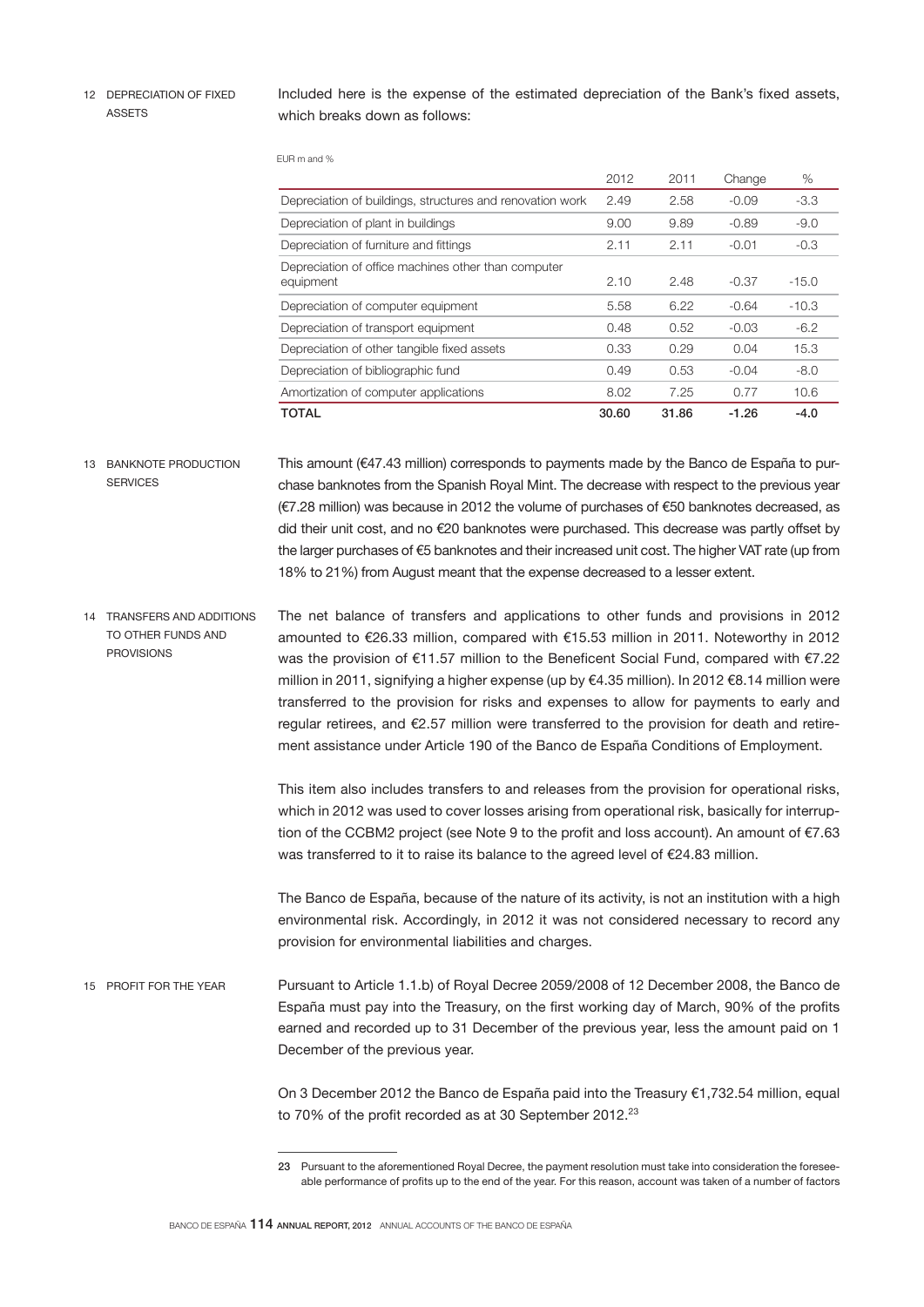## 12 DEPRECIATION OF FIXED ASSETS

Included here is the expense of the estimated depreciation of the Bank's fixed assets, which breaks down as follows:

EUR m and %

| | 2012 | 2011 | Change | % |
|---|---|---|---|---|
| Depreciation of buildings, structures and renovation work | 2.49 | 2.58 | -0.09 | -3.3 |
| Depreciation of plant in buildings | 9.00 | 9.89 | -0.89 | -9.0 |
| Depreciation of furniture and fittings | 2.11 | 2.11 | -0.01 | -0.3 |
| Depreciation of office machines other than computer equipment | 2.10 | 2.48 | -0.37 | -15.0 |
| Depreciation of computer equipment | 5.58 | 6.22 | -0.64 | -10.3 |
| Depreciation of transport equipment | 0.48 | 0.52 | -0.03 | -6.2 |
| Depreciation of other tangible fixed assets | 0.33 | 0.29 | 0.04 | 15.3 |
| Depreciation of bibliographic fund | 0.49 | 0.53 | -0.04 | -8.0 |
| Amortization of computer applications | 8.02 | 7.25 | 0.77 | 10.6 |
| **TOTAL** | **30.60** | **31.86** | **-1.26** | **-4.0** |

## 13 BANKNOTE PRODUCTION SERVICES

This amount (€47.43 million) corresponds to payments made by the Banco de España to purchase banknotes from the Spanish Royal Mint. The decrease with respect to the previous year (€7.28 million) was because in 2012 the volume of purchases of €50 banknotes decreased, as did their unit cost, and no €20 banknotes were purchased. This decrease was partly offset by the larger purchases of €5 banknotes and their increased unit cost. The higher VAT rate (up from 18% to 21%) from August meant that the expense decreased to a lesser extent.

## 14 TRANSFERS AND ADDITIONS TO OTHER FUNDS AND PROVISIONS

The net balance of transfers and applications to other funds and provisions in 2012 amounted to €26.33 million, compared with €15.53 million in 2011. Noteworthy in 2012 was the provision of €11.57 million to the Beneficent Social Fund, compared with €7.22 million in 2011, signifying a higher expense (up by €4.35 million). In 2012 €8.14 million were transferred to the provision for risks and expenses to allow for payments to early and regular retirees, and €2.57 million were transferred to the provision for death and retirement assistance under Article 190 of the Banco de España Conditions of Employment.

This item also includes transfers to and releases from the provision for operational risks, which in 2012 was used to cover losses arising from operational risk, basically for interruption of the CCBM2 project (see Note 9 to the profit and loss account). An amount of €7.63 was transferred to it to raise its balance to the agreed level of €24.83 million.

The Banco de España, because of the nature of its activity, is not an institution with a high environmental risk. Accordingly, in 2012 it was not considered necessary to record any provision for environmental liabilities and charges.

## 15 PROFIT FOR THE YEAR

Pursuant to Article 1.1.b) of Royal Decree 2059/2008 of 12 December 2008, the Banco de España must pay into the Treasury, on the first working day of March, 90% of the profits earned and recorded up to 31 December of the previous year, less the amount paid on 1 December of the previous year.

On 3 December 2012 the Banco de España paid into the Treasury €1,732.54 million, equal to 70% of the profit recorded as at 30 September 2012.[23]

---

23 Pursuant to the aforementioned Royal Decree, the payment resolution must take into consideration the foreseeable performance of profits up to the end of the year. For this reason, account was taken of a number of factors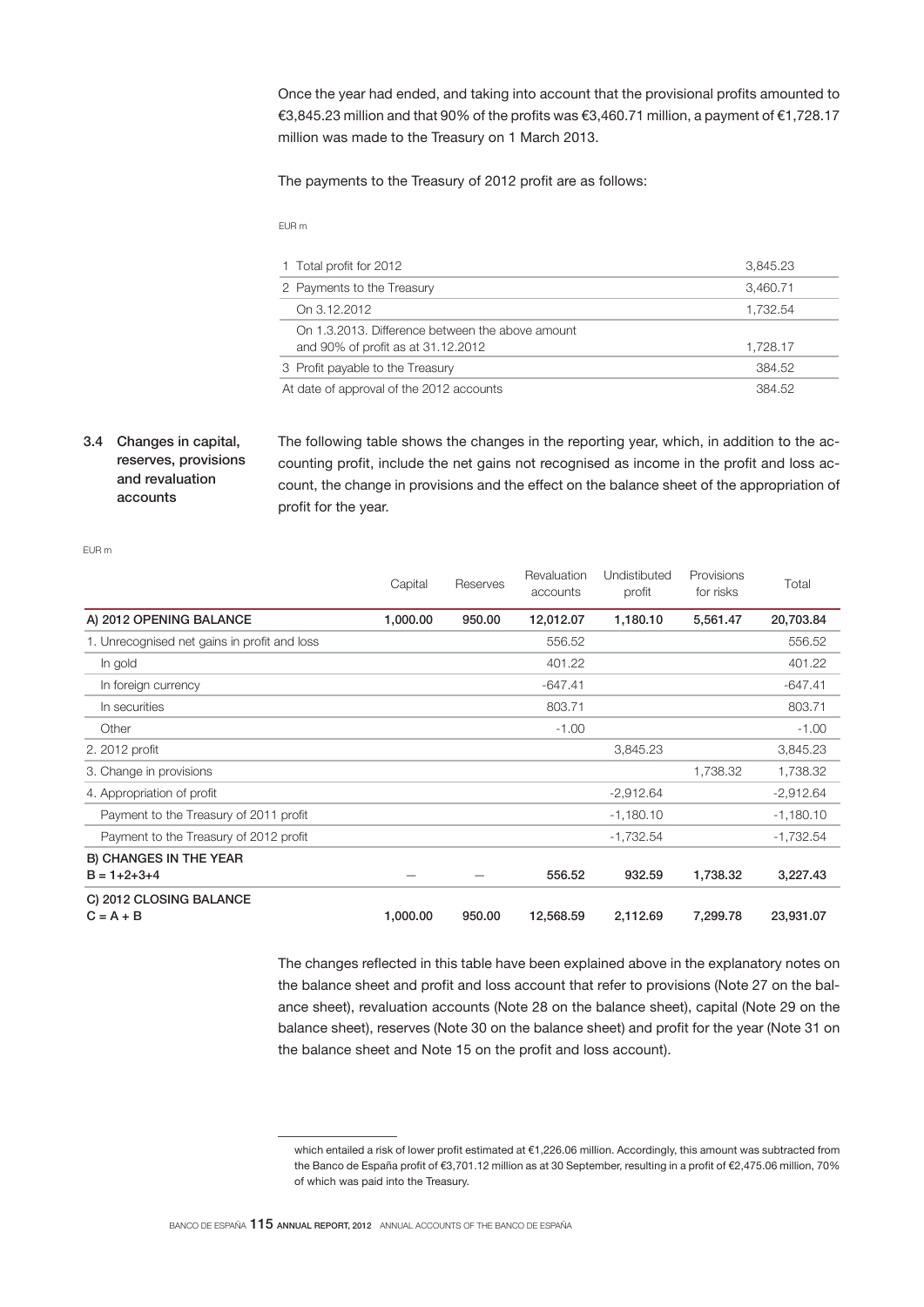Once the year had ended, and taking into account that the provisional profits amounted to €3,845.23 million and that 90% of the profits was €3,460.71 million, a payment of €1,728.17 million was made to the Treasury on 1 March 2013.

The payments to the Treasury of 2012 profit are as follows:

EUR m

| | |
|---|---|
| 1 Total profit for 2012 | 3,845.23 |
| 2 Payments to the Treasury | 3,460.71 |
| On 3.12.2012 | 1,732.54 |
| On 1.3.2013. Difference between the above amount and 90% of profit as at 31.12.2012 | 1,728.17 |
| 3 Profit payable to the Treasury | 384.52 |
| At date of approval of the 2012 accounts | 384.52 |

## 3.4 Changes in capital, reserves, provisions and revaluation accounts

The following table shows the changes in the reporting year, which, in addition to the accounting profit, include the net gains not recognised as income in the profit and loss account, the change in provisions and the effect on the balance sheet of the appropriation of profit for the year.

EUR m

| | Capital | Reserves | Revaluation accounts | Undistibuted profit | Provisions for risks | Total |
|---|---|---|---|---|---|---|
| **A) 2012 OPENING BALANCE** | **1,000.00** | **950.00** | **12,012.07** | **1,180.10** | **5,561.47** | **20,703.84** |
| 1. Unrecognised net gains in profit and loss | | | 556.52 | | | 556.52 |
| In gold | | | 401.22 | | | 401.22 |
| In foreign currency | | | -647.41 | | | -647.41 |
| In securities | | | 803.71 | | | 803.71 |
| Other | | | -1.00 | | | -1.00 |
| 2. 2012 profit | | | | 3,845.23 | | 3,845.23 |
| 3. Change in provisions | | | | | 1,738.32 | 1,738.32 |
| 4. Appropriation of profit | | | | -2,912.64 | | -2,912.64 |
| Payment to the Treasury of 2011 profit | | | | -1,180.10 | | -1,180.10 |
| Payment to the Treasury of 2012 profit | | | | -1,732.54 | | -1,732.54 |
| **B) CHANGES IN THE YEAR B = 1+2+3+4** | — | — | **556.52** | **932.59** | **1,738.32** | **3,227.43** |
| **C) 2012 CLOSING BALANCE C = A + B** | **1,000.00** | **950.00** | **12,568.59** | **2,112.69** | **7,299.78** | **23,931.07** |

The changes reflected in this table have been explained above in the explanatory notes on the balance sheet and profit and loss account that refer to provisions (Note 27 on the balance sheet), revaluation accounts (Note 28 on the balance sheet), capital (Note 29 on the balance sheet), reserves (Note 30 on the balance sheet) and profit for the year (Note 31 on the balance sheet and Note 15 on the profit and loss account).

---

which entailed a risk of lower profit estimated at €1,226.06 million. Accordingly, this amount was subtracted from the Banco de España profit of €3,701.12 million as at 30 September, resulting in a profit of €2,475.06 million, 70% of which was paid into the Treasury.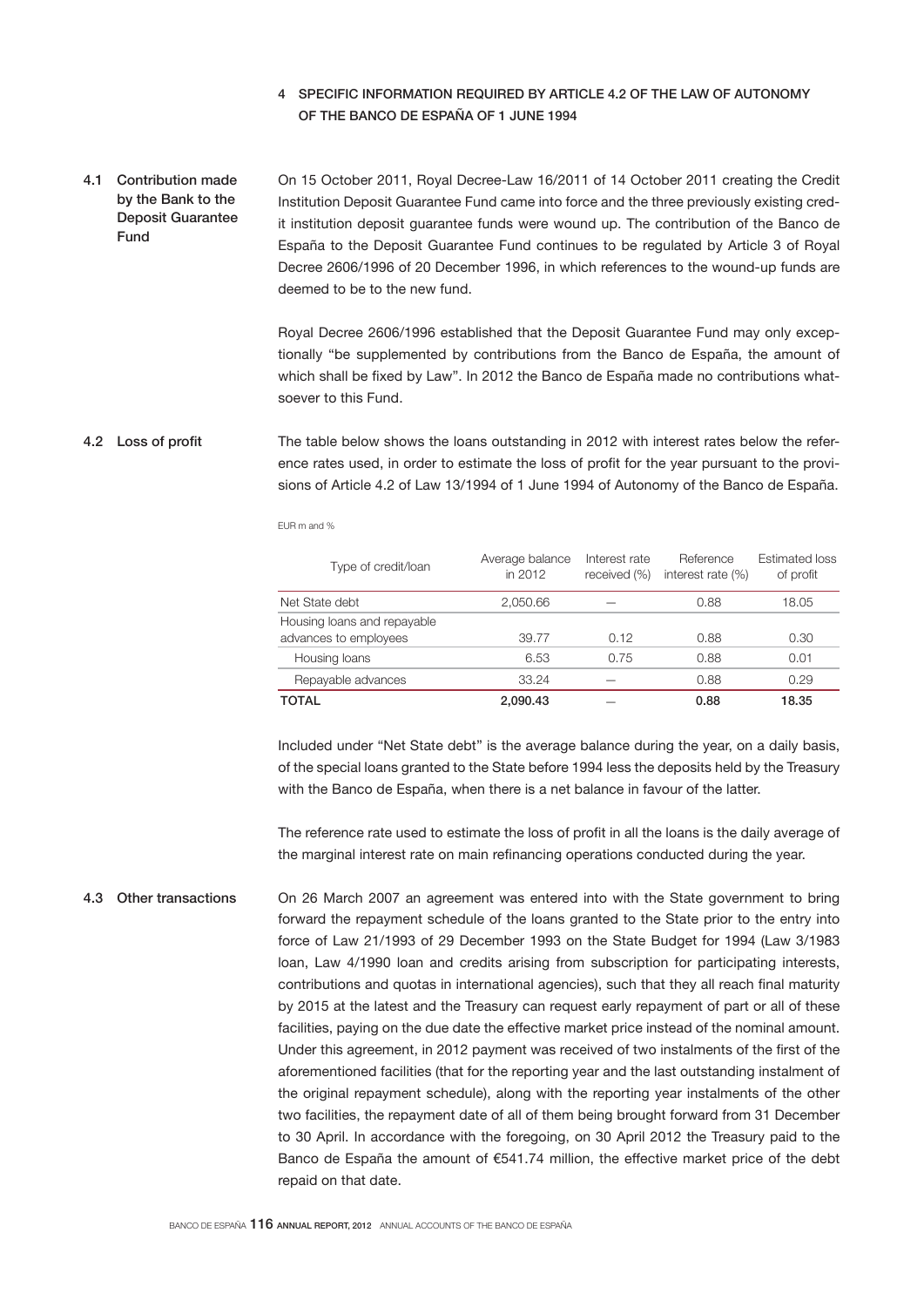## 4 SPECIFIC INFORMATION REQUIRED BY ARTICLE 4.2 OF THE LAW OF AUTONOMY OF THE BANCO DE ESPAÑA OF 1 JUNE 1994

### 4.1 Contribution made by the Bank to the Deposit Guarantee Fund

On 15 October 2011, Royal Decree-Law 16/2011 of 14 October 2011 creating the Credit Institution Deposit Guarantee Fund came into force and the three previously existing credit institution deposit guarantee funds were wound up. The contribution of the Banco de España to the Deposit Guarantee Fund continues to be regulated by Article 3 of Royal Decree 2606/1996 of 20 December 1996, in which references to the wound-up funds are deemed to be to the new fund.

Royal Decree 2606/1996 established that the Deposit Guarantee Fund may only exceptionally "be supplemented by contributions from the Banco de España, the amount of which shall be fixed by Law". In 2012 the Banco de España made no contributions whatsoever to this Fund.

### 4.2 Loss of profit

The table below shows the loans outstanding in 2012 with interest rates below the reference rates used, in order to estimate the loss of profit for the year pursuant to the provisions of Article 4.2 of Law 13/1994 of 1 June 1994 of Autonomy of the Banco de España.

EUR m and %

| Type of credit/loan | Average balance in 2012 | Interest rate received (%) | Reference interest rate (%) | Estimated loss of profit |
|---|---|---|---|---|
| Net State debt | 2,050.66 | — | 0.88 | 18.05 |
| Housing loans and repayable advances to employees | 39.77 | 0.12 | 0.88 | 0.30 |
| Housing loans | 6.53 | 0.75 | 0.88 | 0.01 |
| Repayable advances | 33.24 | — | 0.88 | 0.29 |
| **TOTAL** | **2,090.43** | — | **0.88** | **18.35** |

Included under "Net State debt" is the average balance during the year, on a daily basis, of the special loans granted to the State before 1994 less the deposits held by the Treasury with the Banco de España, when there is a net balance in favour of the latter.

The reference rate used to estimate the loss of profit in all the loans is the daily average of the marginal interest rate on main refinancing operations conducted during the year.

### 4.3 Other transactions

On 26 March 2007 an agreement was entered into with the State government to bring forward the repayment schedule of the loans granted to the State prior to the entry into force of Law 21/1993 of 29 December 1993 on the State Budget for 1994 (Law 3/1983 loan, Law 4/1990 loan and credits arising from subscription for participating interests, contributions and quotas in international agencies), such that they all reach final maturity by 2015 at the latest and the Treasury can request early repayment of part or all of these facilities, paying on the due date the effective market price instead of the nominal amount. Under this agreement, in 2012 payment was received of two instalments of the first of the aforementioned facilities (that for the reporting year and the last outstanding instalment of the original repayment schedule), along with the reporting year instalments of the other two facilities, the repayment date of all of them being brought forward from 31 December to 30 April. In accordance with the foregoing, on 30 April 2012 the Treasury paid to the Banco de España the amount of €541.74 million, the effective market price of the debt repaid on that date.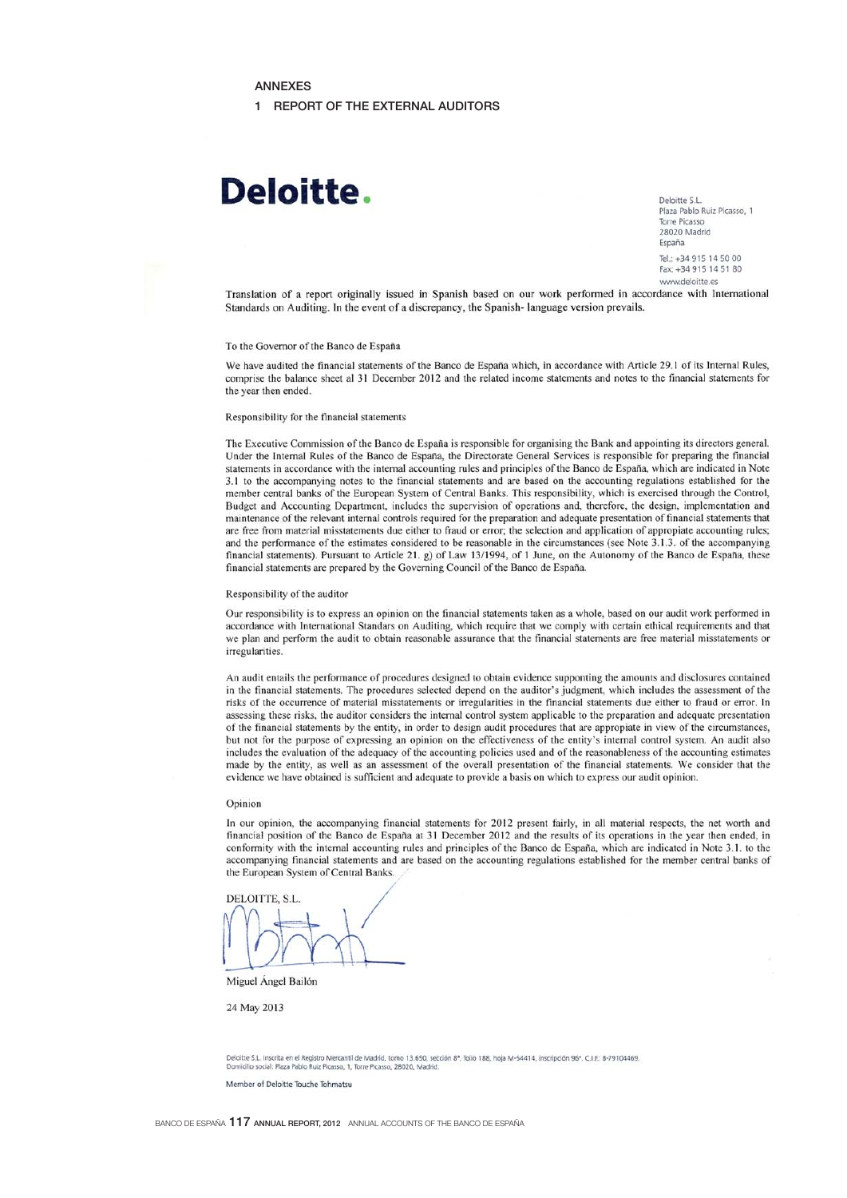# ANNEXES

## 1 REPORT OF THE EXTERNAL AUDITORS

**Deloitte.**

Deloitte S.L.
Plaza Pablo Ruiz Picasso, 1
Torre Picasso
28020 Madrid
España

Tel.: +34 915 14 50 00
Fax: +34 915 14 51 80
www.deloitte.es

Translation of a report originally issued in Spanish based on our work performed in accordance with International Standards on Auditing. In the event of a discrepancy, the Spanish- language version prevails.

To the Governor of the Banco de España

We have audited the financial statements of the Banco de España which, in accordance with Article 29.1 of its Internal Rules, comprise the balance sheet al 31 December 2012 and the related income statements and notes to the financial statements for the year then ended.

Responsibility for the financial statements

The Executive Commission of the Banco de España is responsible for organising the Bank and appointing its directors general. Under the Internal Rules of the Banco de España, the Directorate General Services is responsible for preparing the financial statements in accordance with the internal accounting rules and principles of the Banco de España, which are indicated in Note 3.1 to the accompanying notes to the financial statements and are based on the accounting regulations established for the member central banks of the European System of Central Banks. This responsibility, which is exercised through the Control, Budget and Accounting Department, includes the supervision of operations and, therefore, the design, implementation and maintenance of the relevant internal controls required for the preparation and adequate presentation of financial statements that are free from material misstatements due either to fraud or error; the selection and application of appropriate accounting rules; and the performance of the estimates considered to be reasonable in the circumstances (see Note 3.1.3. of the accompanying financial statements). Pursuant to Article 21. g) of Law 13/1994, of 1 June, on the Autonomy of the Banco de España, these financial statements are prepared by the Governing Council of the Banco de España.

Responsibility of the auditor

Our responsibility is to express an opinion on the financial statements taken as a whole, based on our audit work performed in accordance with International Standars on Auditing, which require that we comply with certain ethical requirements and that we plan and perform the audit to obtain reasonable assurance that the financial statements are free material misstatements or irregularities.

An audit entails the performance of procedures designed to obtain evidence supporting the amounts and disclosures contained in the financial statements. The procedures selected depend on the auditor's judgment, which includes the assessment of the risks of the occurrence of material misstatements or irregularities in the financial statements due either to fraud or error. In assessing these risks, the auditor considers the internal control system applicable to the preparation and adequate presentation of the financial statements by the entity, in order to design audit procedures that are appropriate in view of the circumstances, but not for the purpose of expressing an opinion on the effectiveness of the entity's internal control system. An audit also includes the evaluation of the adequacy of the accounting policies used and of the reasonableness of the accounting estimates made by the entity, as well as an assessment of the overall presentation of the financial statements. We consider that the evidence we have obtained is sufficient and adequate to provide a basis on which to express our audit opinion.

Opinion

In our opinion, the accompanying financial statements for 2012 present fairly, in all material respects, the net worth and financial position of the Banco de España at 31 December 2012 and the results of its operations in the year then ended, in conformity with the internal accounting rules and principles of the Banco de España, which are indicated in Note 3.1. to the accompanying financial statements and are based on the accounting regulations established for the member central banks of the European System of Central Banks.

DELOITTE, S.L.

Miguel Ángel Bailón

24 May 2013

Deloitte S.L. Inscrita en el Registro Mercantil de Madrid, tomo 13.650, sección 8ª, folio 188, hoja M-54414, inscripción 96ª. C.I.F.: B-79104469.
Domicilio social: Plaza Pablo Ruiz Picasso, 1, Torre Picasso, 28020, Madrid.

Member of Deloitte Touche Tohmatsu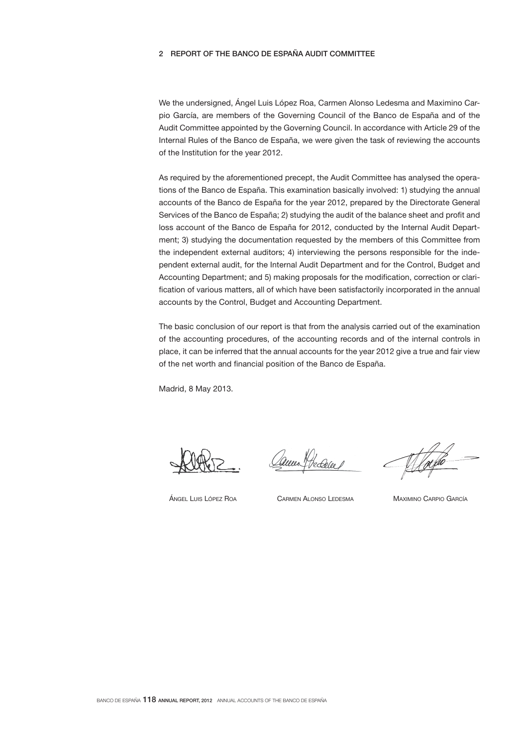## 2 REPORT OF THE BANCO DE ESPAÑA AUDIT COMMITTEE

We the undersigned, Ángel Luis López Roa, Carmen Alonso Ledesma and Maximino Carpio García, are members of the Governing Council of the Banco de España and of the Audit Committee appointed by the Governing Council. In accordance with Article 29 of the Internal Rules of the Banco de España, we were given the task of reviewing the accounts of the Institution for the year 2012.

As required by the aforementioned precept, the Audit Committee has analysed the operations of the Banco de España. This examination basically involved: 1) studying the annual accounts of the Banco de España for the year 2012, prepared by the Directorate General Services of the Banco de España; 2) studying the audit of the balance sheet and profit and loss account of the Banco de España for 2012, conducted by the Internal Audit Department; 3) studying the documentation requested by the members of this Committee from the independent external auditors; 4) interviewing the persons responsible for the independent external audit, for the Internal Audit Department and for the Control, Budget and Accounting Department; and 5) making proposals for the modification, correction or clarification of various matters, all of which have been satisfactorily incorporated in the annual accounts by the Control, Budget and Accounting Department.

The basic conclusion of our report is that from the analysis carried out of the examination of the accounting procedures, of the accounting records and of the internal controls in place, it can be inferred that the annual accounts for the year 2012 give a true and fair view of the net worth and financial position of the Banco de España.

Madrid, 8 May 2013.

ÁNGEL LUIS LÓPEZ ROA　　CARMEN ALONSO LEDESMA　　MAXIMINO CARPIO GARCÍA